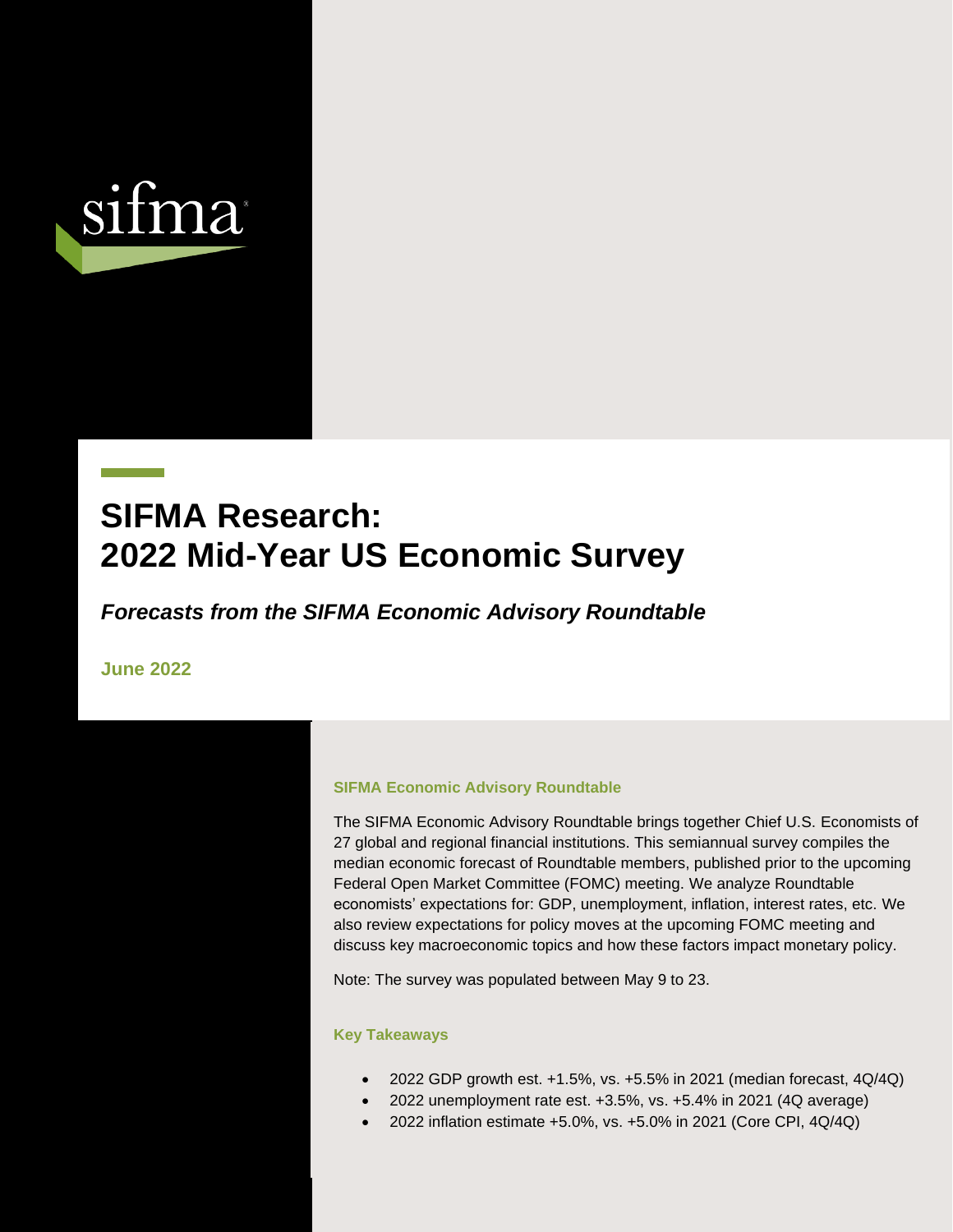sifma

# SIFMA Research: 2022 Mid-Year US Economic Survey

***Forecasts from the SIFMA Economic Advisory Roundtable***

**June 2022**

### SIFMA Economic Advisory Roundtable

The SIFMA Economic Advisory Roundtable brings together Chief U.S. Economists of 27 global and regional financial institutions. This semiannual survey compiles the median economic forecast of Roundtable members, published prior to the upcoming Federal Open Market Committee (FOMC) meeting. We analyze Roundtable economists' expectations for: GDP, unemployment, inflation, interest rates, etc. We also review expectations for policy moves at the upcoming FOMC meeting and discuss key macroeconomic topics and how these factors impact monetary policy.

Note: The survey was populated between May 9 to 23.

### Key Takeaways

- 2022 GDP growth est. +1.5%, vs. +5.5% in 2021 (median forecast, 4Q/4Q)
- 2022 unemployment rate est. +3.5%, vs. +5.4% in 2021 (4Q average)
- 2022 inflation estimate +5.0%, vs. +5.0% in 2021 (Core CPI, 4Q/4Q)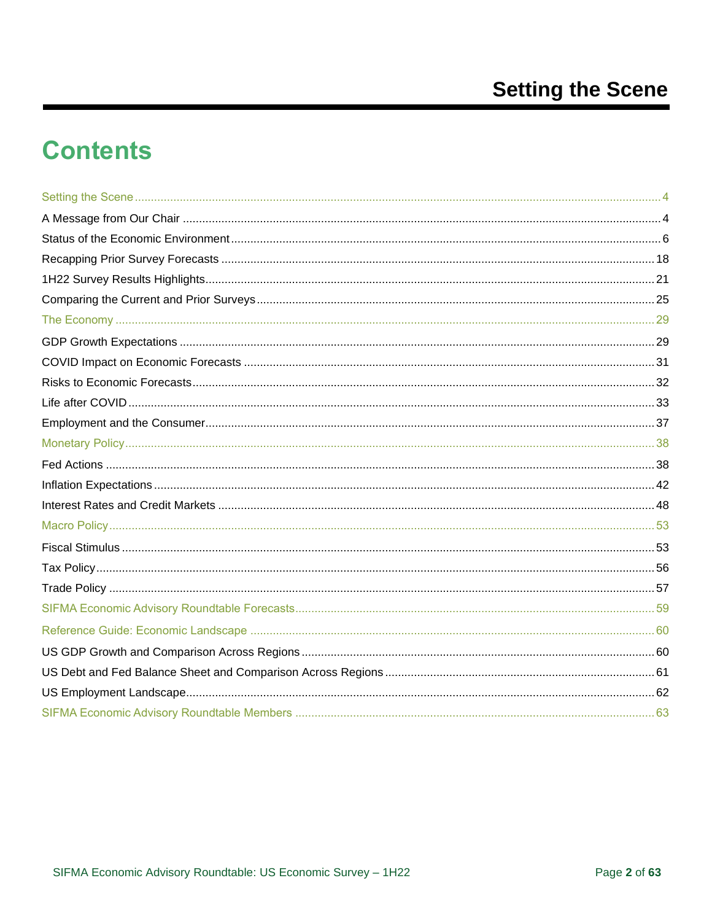# Contents

Setting the Scene ... 4

A Message from Our Chair ... 4

Status of the Economic Environment ... 6

Recapping Prior Survey Forecasts ... 18

1H22 Survey Results Highlights ... 21

Comparing the Current and Prior Surveys ... 25

The Economy ... 29

GDP Growth Expectations ... 29

COVID Impact on Economic Forecasts ... 31

Risks to Economic Forecasts ... 32

Life after COVID ... 33

Employment and the Consumer ... 37

Monetary Policy ... 38

Fed Actions ... 38

Inflation Expectations ... 42

Interest Rates and Credit Markets ... 48

Macro Policy ... 53

Fiscal Stimulus ... 53

Tax Policy ... 56

Trade Policy ... 57

SIFMA Economic Advisory Roundtable Forecasts ... 59

Reference Guide: Economic Landscape ... 60

US GDP Growth and Comparison Across Regions ... 60

US Debt and Fed Balance Sheet and Comparison Across Regions ... 61

US Employment Landscape ... 62

SIFMA Economic Advisory Roundtable Members ... 63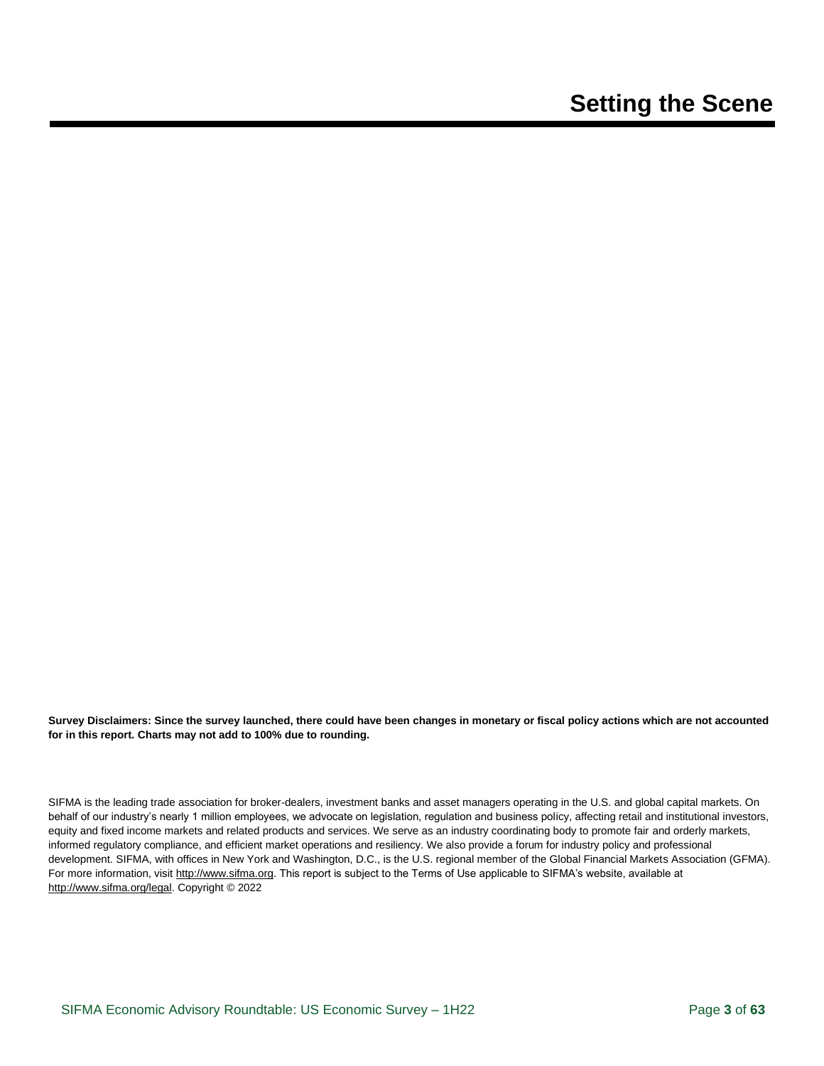# Setting the Scene

**Survey Disclaimers: Since the survey launched, there could have been changes in monetary or fiscal policy actions which are not accounted for in this report. Charts may not add to 100% due to rounding.**

SIFMA is the leading trade association for broker-dealers, investment banks and asset managers operating in the U.S. and global capital markets. On behalf of our industry's nearly 1 million employees, we advocate on legislation, regulation and business policy, affecting retail and institutional investors, equity and fixed income markets and related products and services. We serve as an industry coordinating body to promote fair and orderly markets, informed regulatory compliance, and efficient market operations and resiliency. We also provide a forum for industry policy and professional development. SIFMA, with offices in New York and Washington, D.C., is the U.S. regional member of the Global Financial Markets Association (GFMA). For more information, visit http://www.sifma.org. This report is subject to the Terms of Use applicable to SIFMA's website, available at http://www.sifma.org/legal. Copyright © 2022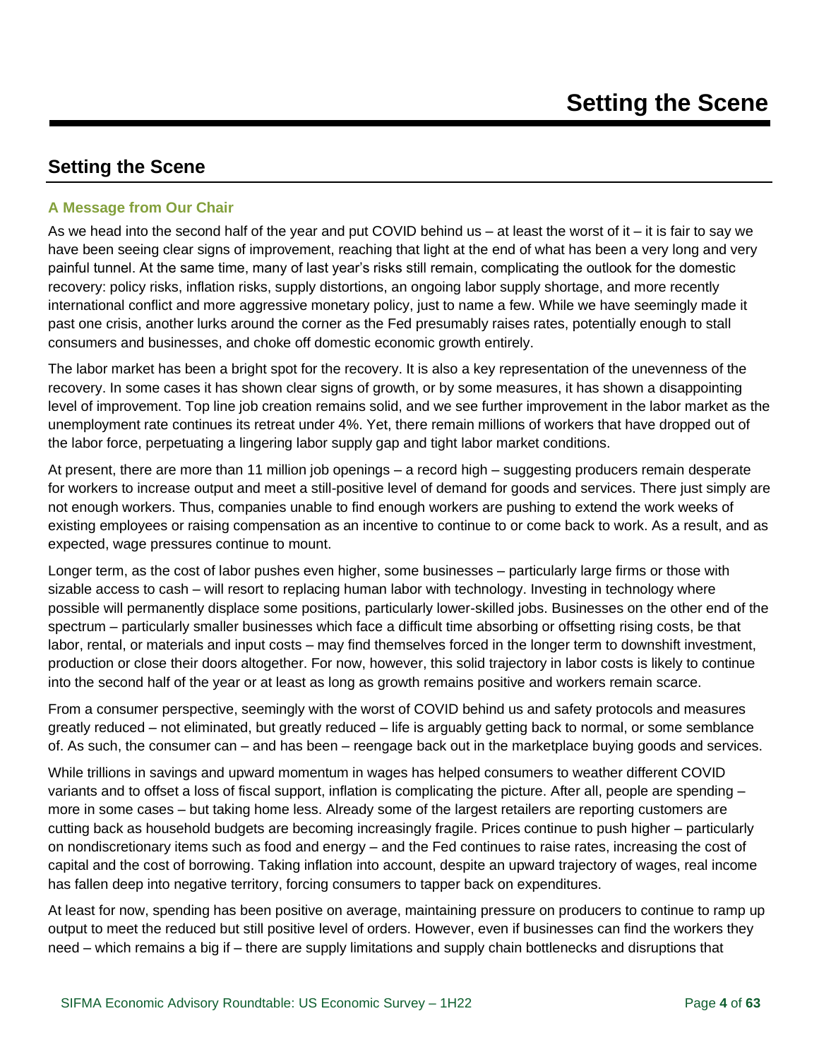# Setting the Scene

## Setting the Scene

### A Message from Our Chair

As we head into the second half of the year and put COVID behind us – at least the worst of it – it is fair to say we have been seeing clear signs of improvement, reaching that light at the end of what has been a very long and very painful tunnel. At the same time, many of last year's risks still remain, complicating the outlook for the domestic recovery: policy risks, inflation risks, supply distortions, an ongoing labor supply shortage, and more recently international conflict and more aggressive monetary policy, just to name a few. While we have seemingly made it past one crisis, another lurks around the corner as the Fed presumably raises rates, potentially enough to stall consumers and businesses, and choke off domestic economic growth entirely.

The labor market has been a bright spot for the recovery. It is also a key representation of the unevenness of the recovery. In some cases it has shown clear signs of growth, or by some measures, it has shown a disappointing level of improvement. Top line job creation remains solid, and we see further improvement in the labor market as the unemployment rate continues its retreat under 4%. Yet, there remain millions of workers that have dropped out of the labor force, perpetuating a lingering labor supply gap and tight labor market conditions.

At present, there are more than 11 million job openings – a record high – suggesting producers remain desperate for workers to increase output and meet a still-positive level of demand for goods and services. There just simply are not enough workers. Thus, companies unable to find enough workers are pushing to extend the work weeks of existing employees or raising compensation as an incentive to continue to or come back to work. As a result, and as expected, wage pressures continue to mount.

Longer term, as the cost of labor pushes even higher, some businesses – particularly large firms or those with sizable access to cash – will resort to replacing human labor with technology. Investing in technology where possible will permanently displace some positions, particularly lower-skilled jobs. Businesses on the other end of the spectrum – particularly smaller businesses which face a difficult time absorbing or offsetting rising costs, be that labor, rental, or materials and input costs – may find themselves forced in the longer term to downshift investment, production or close their doors altogether. For now, however, this solid trajectory in labor costs is likely to continue into the second half of the year or at least as long as growth remains positive and workers remain scarce.

From a consumer perspective, seemingly with the worst of COVID behind us and safety protocols and measures greatly reduced – not eliminated, but greatly reduced – life is arguably getting back to normal, or some semblance of. As such, the consumer can – and has been – reengage back out in the marketplace buying goods and services.

While trillions in savings and upward momentum in wages has helped consumers to weather different COVID variants and to offset a loss of fiscal support, inflation is complicating the picture. After all, people are spending – more in some cases – but taking home less. Already some of the largest retailers are reporting customers are cutting back as household budgets are becoming increasingly fragile. Prices continue to push higher – particularly on nondiscretionary items such as food and energy – and the Fed continues to raise rates, increasing the cost of capital and the cost of borrowing. Taking inflation into account, despite an upward trajectory of wages, real income has fallen deep into negative territory, forcing consumers to tapper back on expenditures.

At least for now, spending has been positive on average, maintaining pressure on producers to continue to ramp up output to meet the reduced but still positive level of orders. However, even if businesses can find the workers they need – which remains a big if – there are supply limitations and supply chain bottlenecks and disruptions that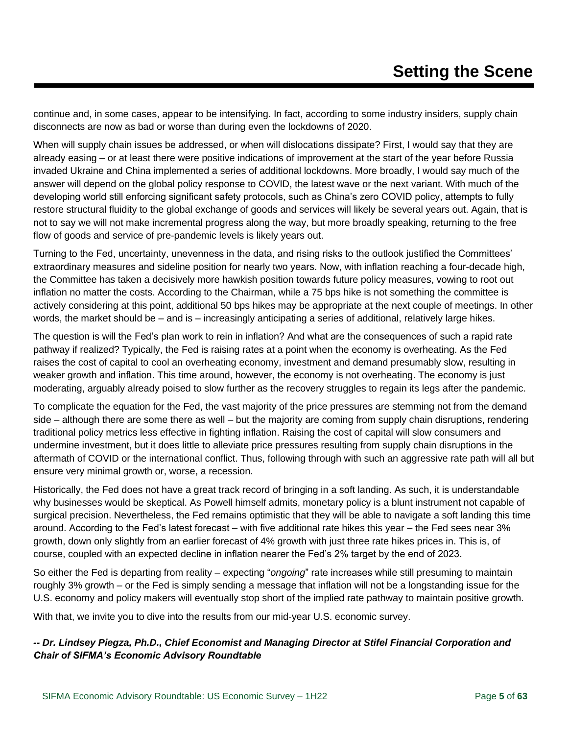# Setting the Scene

continue and, in some cases, appear to be intensifying. In fact, according to some industry insiders, supply chain disconnects are now as bad or worse than during even the lockdowns of 2020.

When will supply chain issues be addressed, or when will dislocations dissipate? First, I would say that they are already easing – or at least there were positive indications of improvement at the start of the year before Russia invaded Ukraine and China implemented a series of additional lockdowns. More broadly, I would say much of the answer will depend on the global policy response to COVID, the latest wave or the next variant. With much of the developing world still enforcing significant safety protocols, such as China's zero COVID policy, attempts to fully restore structural fluidity to the global exchange of goods and services will likely be several years out. Again, that is not to say we will not make incremental progress along the way, but more broadly speaking, returning to the free flow of goods and service of pre-pandemic levels is likely years out.

Turning to the Fed, uncertainty, unevenness in the data, and rising risks to the outlook justified the Committees' extraordinary measures and sideline position for nearly two years. Now, with inflation reaching a four-decade high, the Committee has taken a decisively more hawkish position towards future policy measures, vowing to root out inflation no matter the costs. According to the Chairman, while a 75 bps hike is not something the committee is actively considering at this point, additional 50 bps hikes may be appropriate at the next couple of meetings. In other words, the market should be – and is – increasingly anticipating a series of additional, relatively large hikes.

The question is will the Fed's plan work to rein in inflation? And what are the consequences of such a rapid rate pathway if realized? Typically, the Fed is raising rates at a point when the economy is overheating. As the Fed raises the cost of capital to cool an overheating economy, investment and demand presumably slow, resulting in weaker growth and inflation. This time around, however, the economy is not overheating. The economy is just moderating, arguably already poised to slow further as the recovery struggles to regain its legs after the pandemic.

To complicate the equation for the Fed, the vast majority of the price pressures are stemming not from the demand side – although there are some there as well – but the majority are coming from supply chain disruptions, rendering traditional policy metrics less effective in fighting inflation. Raising the cost of capital will slow consumers and undermine investment, but it does little to alleviate price pressures resulting from supply chain disruptions in the aftermath of COVID or the international conflict. Thus, following through with such an aggressive rate path will all but ensure very minimal growth or, worse, a recession.

Historically, the Fed does not have a great track record of bringing in a soft landing. As such, it is understandable why businesses would be skeptical. As Powell himself admits, monetary policy is a blunt instrument not capable of surgical precision. Nevertheless, the Fed remains optimistic that they will be able to navigate a soft landing this time around. According to the Fed's latest forecast – with five additional rate hikes this year – the Fed sees near 3% growth, down only slightly from an earlier forecast of 4% growth with just three rate hikes prices in. This is, of course, coupled with an expected decline in inflation nearer the Fed's 2% target by the end of 2023.

So either the Fed is departing from reality – expecting "*ongoing*" rate increases while still presuming to maintain roughly 3% growth – or the Fed is simply sending a message that inflation will not be a longstanding issue for the U.S. economy and policy makers will eventually stop short of the implied rate pathway to maintain positive growth.

With that, we invite you to dive into the results from our mid-year U.S. economic survey.

***-- Dr. Lindsey Piegza, Ph.D., Chief Economist and Managing Director at Stifel Financial Corporation and Chair of SIFMA's Economic Advisory Roundtable***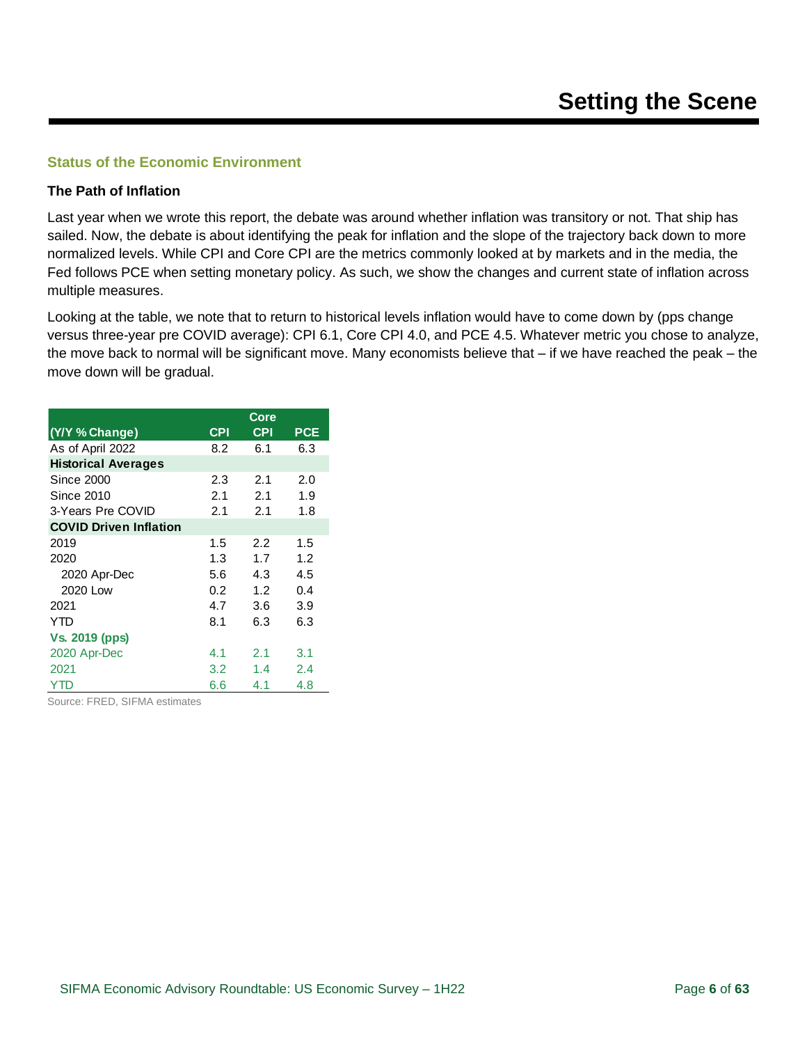# Setting the Scene

## Status of the Economic Environment

### The Path of Inflation

Last year when we wrote this report, the debate was around whether inflation was transitory or not. That ship has sailed. Now, the debate is about identifying the peak for inflation and the slope of the trajectory back down to more normalized levels. While CPI and Core CPI are the metrics commonly looked at by markets and in the media, the Fed follows PCE when setting monetary policy. As such, we show the changes and current state of inflation across multiple measures.

Looking at the table, we note that to return to historical levels inflation would have to come down by (pps change versus three-year pre COVID average): CPI 6.1, Core CPI 4.0, and PCE 4.5. Whatever metric you chose to analyze, the move back to normal will be significant move. Many economists believe that – if we have reached the peak – the move down will be gradual.

| (Y/Y % Change) | CPI | Core CPI | PCE |
|---|---|---|---|
| As of April 2022 | 8.2 | 6.1 | 6.3 |
| **Historical Averages** | | | |
| Since 2000 | 2.3 | 2.1 | 2.0 |
| Since 2010 | 2.1 | 2.1 | 1.9 |
| 3-Years Pre COVID | 2.1 | 2.1 | 1.8 |
| **COVID Driven Inflation** | | | |
| 2019 | 1.5 | 2.2 | 1.5 |
| 2020 | 1.3 | 1.7 | 1.2 |
| 2020 Apr-Dec | 5.6 | 4.3 | 4.5 |
| 2020 Low | 0.2 | 1.2 | 0.4 |
| 2021 | 4.7 | 3.6 | 3.9 |
| YTD | 8.1 | 6.3 | 6.3 |
| **Vs. 2019 (pps)** | | | |
| 2020 Apr-Dec | 4.1 | 2.1 | 3.1 |
| 2021 | 3.2 | 1.4 | 2.4 |
| YTD | 6.6 | 4.1 | 4.8 |

Source: FRED, SIFMA estimates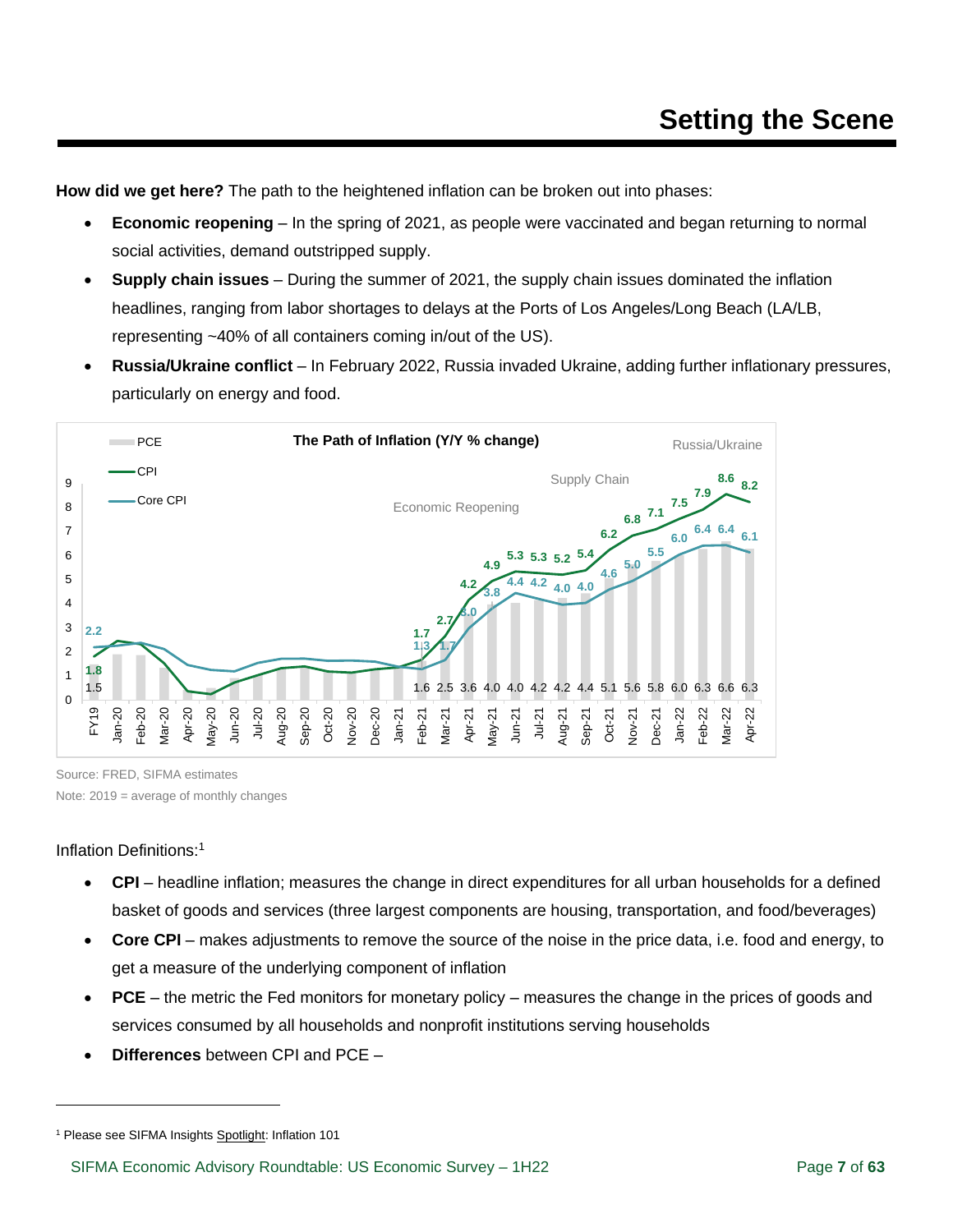# Setting the Scene

**How did we get here?** The path to the heightened inflation can be broken out into phases:

- **Economic reopening** – In the spring of 2021, as people were vaccinated and began returning to normal social activities, demand outstripped supply.
- **Supply chain issues** – During the summer of 2021, the supply chain issues dominated the inflation headlines, ranging from labor shortages to delays at the Ports of Los Angeles/Long Beach (LA/LB, representing ~40% of all containers coming in/out of the US).
- **Russia/Ukraine conflict** – In February 2022, Russia invaded Ukraine, adding further inflationary pressures, particularly on energy and food.

**The Path of Inflation (Y/Y % change)**

| | FY19 | Feb-21 | Mar-21 | Apr-21 | May-21 | Jun-21 | Jul-21 | Aug-21 | Sep-21 | Oct-21 | Nov-21 | Dec-21 | Jan-22 | Feb-22 | Mar-22 | Apr-22 |
|---|---|---|---|---|---|---|---|---|---|---|---|---|---|---|---|---|
| PCE | 1.5 | 1.6 | 2.5 | 3.6 | 4.0 | 4.0 | 4.2 | 4.2 | 4.4 | 5.1 | 5.6 | 5.8 | 6.0 | 6.3 | 6.6 | 6.3 |
| CPI | 1.8 | 1.7 | 2.7 | 4.2 | 4.9 | 5.3 | 5.3 | 5.2 | 5.4 | 6.2 | 6.8 | 7.1 | 7.5 | 7.9 | 8.6 | 8.2 |
| Core CPI | 2.2 | 1.3 | 1.7 | 3.0 | 3.8 | 4.4 | 4.2 | 4.0 | 4.0 | 4.6 | 5.0 | 5.5 | 6.0 | 6.4 | 6.4 | 6.1 |

Phases annotated: Economic Reopening, Supply Chain, Russia/Ukraine

Source: FRED, SIFMA estimates

Note: 2019 = average of monthly changes

Inflation Definitions:[1]

- **CPI** – headline inflation; measures the change in direct expenditures for all urban households for a defined basket of goods and services (three largest components are housing, transportation, and food/beverages)
- **Core CPI** – makes adjustments to remove the source of the noise in the price data, i.e. food and energy, to get a measure of the underlying component of inflation
- **PCE** – the metric the Fed monitors for monetary policy – measures the change in the prices of goods and services consumed by all households and nonprofit institutions serving households
- **Differences** between CPI and PCE –

[1] Please see SIFMA Insights Spotlight: Inflation 101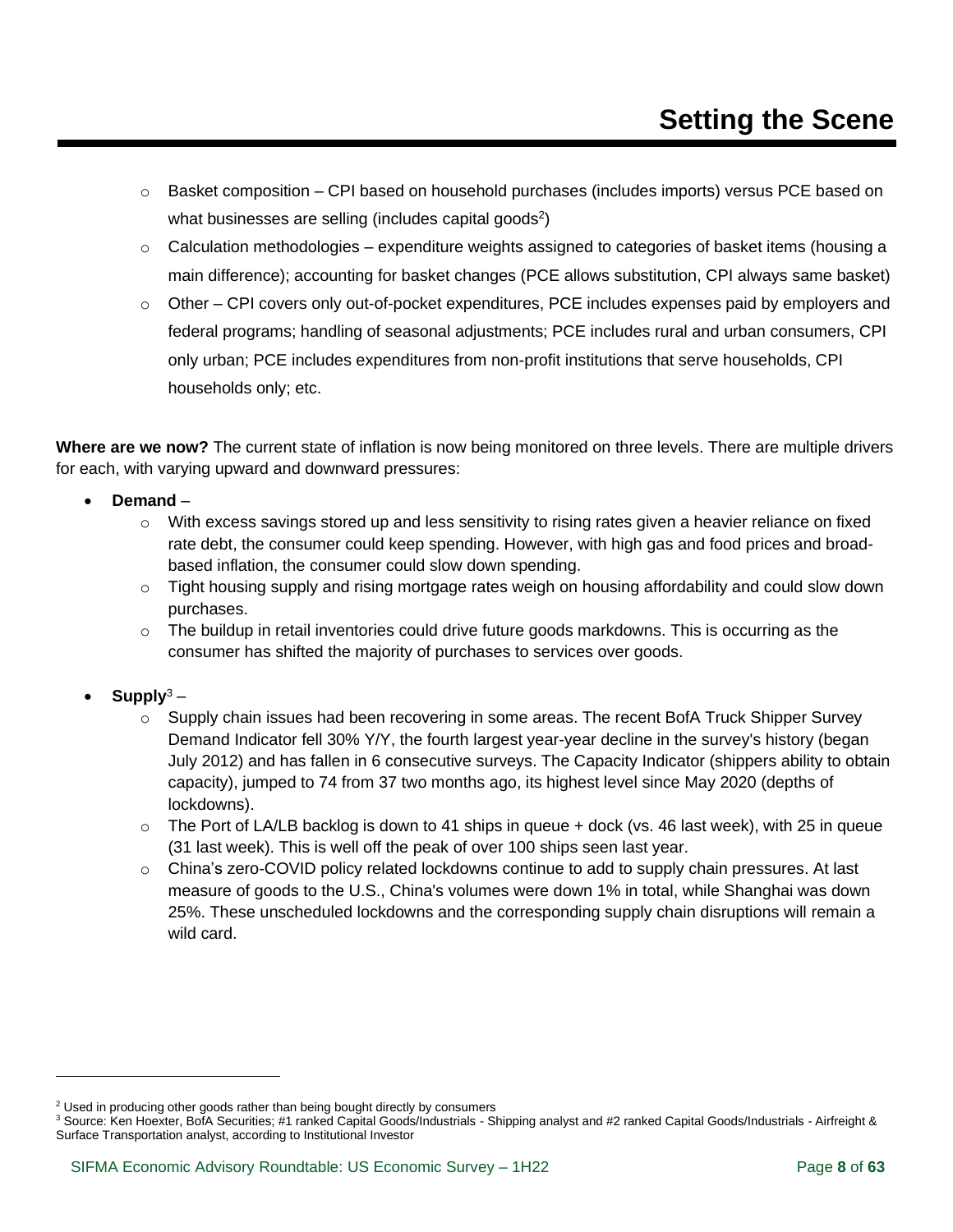# Setting the Scene

- Basket composition – CPI based on household purchases (includes imports) versus PCE based on what businesses are selling (includes capital goods[2])
- Calculation methodologies – expenditure weights assigned to categories of basket items (housing a main difference); accounting for basket changes (PCE allows substitution, CPI always same basket)
- Other – CPI covers only out-of-pocket expenditures, PCE includes expenses paid by employers and federal programs; handling of seasonal adjustments; PCE includes rural and urban consumers, CPI only urban; PCE includes expenditures from non-profit institutions that serve households, CPI households only; etc.

**Where are we now?** The current state of inflation is now being monitored on three levels. There are multiple drivers for each, with varying upward and downward pressures:

- **Demand** –
  - With excess savings stored up and less sensitivity to rising rates given a heavier reliance on fixed rate debt, the consumer could keep spending. However, with high gas and food prices and broad-based inflation, the consumer could slow down spending.
  - Tight housing supply and rising mortgage rates weigh on housing affordability and could slow down purchases.
  - The buildup in retail inventories could drive future goods markdowns. This is occurring as the consumer has shifted the majority of purchases to services over goods.

- **Supply**[3] –
  - Supply chain issues had been recovering in some areas. The recent BofA Truck Shipper Survey Demand Indicator fell 30% Y/Y, the fourth largest year-year decline in the survey's history (began July 2012) and has fallen in 6 consecutive surveys. The Capacity Indicator (shippers ability to obtain capacity), jumped to 74 from 37 two months ago, its highest level since May 2020 (depths of lockdowns).
  - The Port of LA/LB backlog is down to 41 ships in queue + dock (vs. 46 last week), with 25 in queue (31 last week). This is well off the peak of over 100 ships seen last year.
  - China's zero-COVID policy related lockdowns continue to add to supply chain pressures. At last measure of goods to the U.S., China's volumes were down 1% in total, while Shanghai was down 25%. These unscheduled lockdowns and the corresponding supply chain disruptions will remain a wild card.

---

[2] Used in producing other goods rather than being bought directly by consumers

[3] Source: Ken Hoexter, BofA Securities; #1 ranked Capital Goods/Industrials - Shipping analyst and #2 ranked Capital Goods/Industrials - Airfreight & Surface Transportation analyst, according to Institutional Investor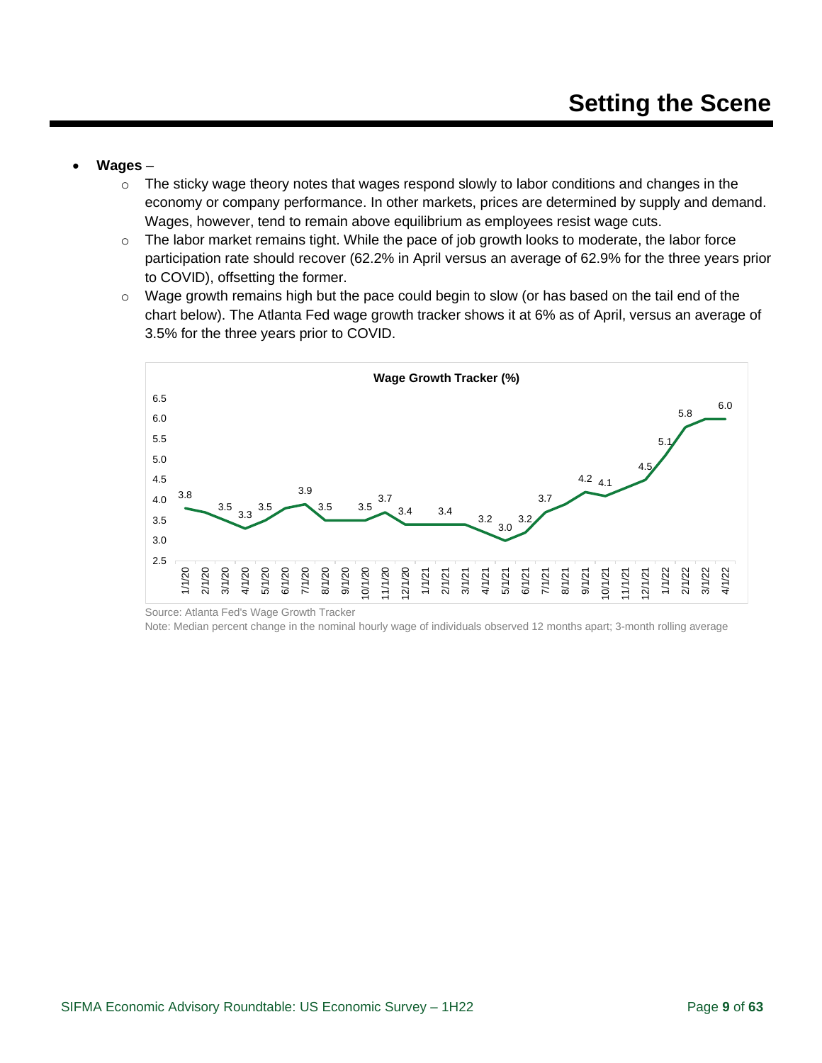## Setting the Scene

- **Wages** –
  - The sticky wage theory notes that wages respond slowly to labor conditions and changes in the economy or company performance. In other markets, prices are determined by supply and demand. Wages, however, tend to remain above equilibrium as employees resist wage cuts.
  - The labor market remains tight. While the pace of job growth looks to moderate, the labor force participation rate should recover (62.2% in April versus an average of 62.9% for the three years prior to COVID), offsetting the former.
  - Wage growth remains high but the pace could begin to slow (or has based on the tail end of the chart below). The Atlanta Fed wage growth tracker shows it at 6% as of April, versus an average of 3.5% for the three years prior to COVID.

**Wage Growth Tracker (%)**

| Date | Wage Growth (%) |
|---|---|
| 1/1/20 | 3.8 |
| 3/1/20 | 3.5 |
| 4/1/20 | 3.3 |
| 5/1/20 | 3.5 |
| 7/1/20 | 3.9 |
| 8/1/20 | 3.5 |
| 10/1/20 | 3.5 |
| 11/1/20 | 3.7 |
| 12/1/20 | 3.4 |
| 2/1/21 | 3.4 |
| 4/1/21 | 3.2 |
| 5/1/21 | 3.0 |
| 6/1/21 | 3.2 |
| 7/1/21 | 3.7 |
| 9/1/21 | 4.2 |
| 10/1/21 | 4.1 |
| 12/1/21 | 4.5 |
| 1/1/22 | 5.1 |
| 2/1/22 | 5.8 |
| 4/1/22 | 6.0 |

Source: Atlanta Fed's Wage Growth Tracker
Note: Median percent change in the nominal hourly wage of individuals observed 12 months apart; 3-month rolling average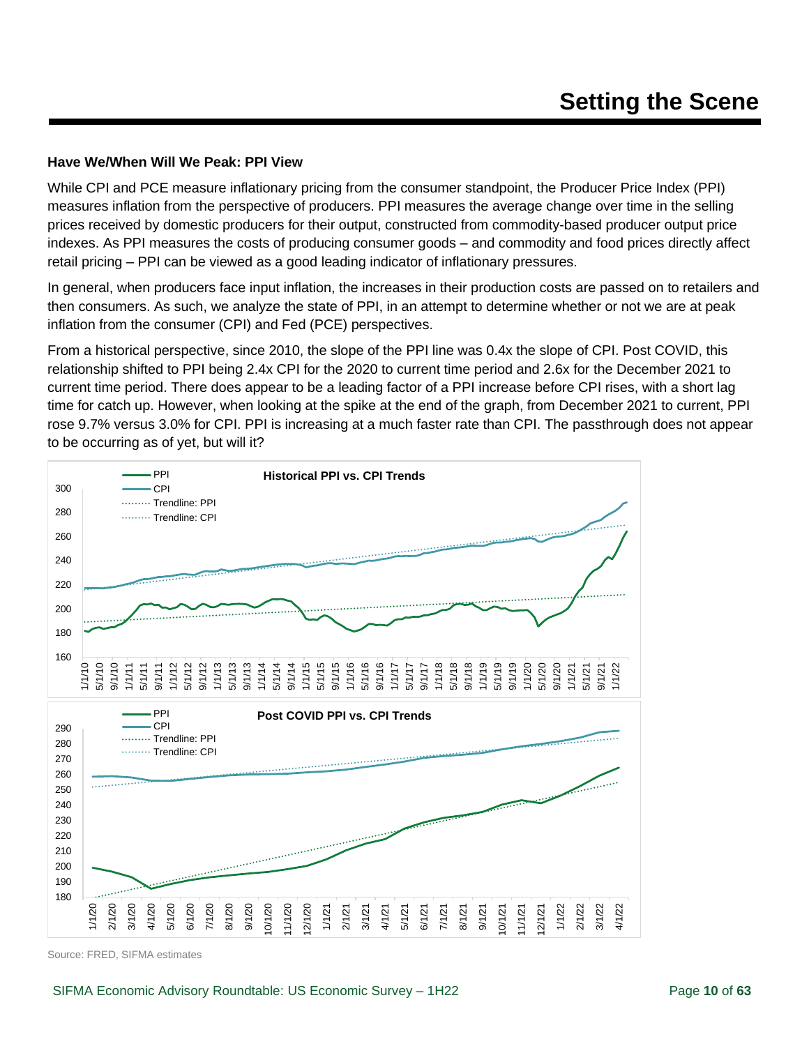# Setting the Scene

**Have We/When Will We Peak: PPI View**

While CPI and PCE measure inflationary pricing from the consumer standpoint, the Producer Price Index (PPI) measures inflation from the perspective of producers. PPI measures the average change over time in the selling prices received by domestic producers for their output, constructed from commodity-based producer output price indexes. As PPI measures the costs of producing consumer goods – and commodity and food prices directly affect retail pricing – PPI can be viewed as a good leading indicator of inflationary pressures.

In general, when producers face input inflation, the increases in their production costs are passed on to retailers and then consumers. As such, we analyze the state of PPI, in an attempt to determine whether or not we are at peak inflation from the consumer (CPI) and Fed (PCE) perspectives.

From a historical perspective, since 2010, the slope of the PPI line was 0.4x the slope of CPI. Post COVID, this relationship shifted to PPI being 2.4x CPI for the 2020 to current time period and 2.6x for the December 2021 to current time period. There does appear to be a leading factor of a PPI increase before CPI rises, with a short lag time for catch up. However, when looking at the spike at the end of the graph, from December 2021 to current, PPI rose 9.7% versus 3.0% for CPI. PPI is increasing at a much faster rate than CPI. The passthrough does not appear to be occurring as of yet, but will it?

**Historical PPI vs. CPI Trends**

**Post COVID PPI vs. CPI Trends**

Source: FRED, SIFMA estimates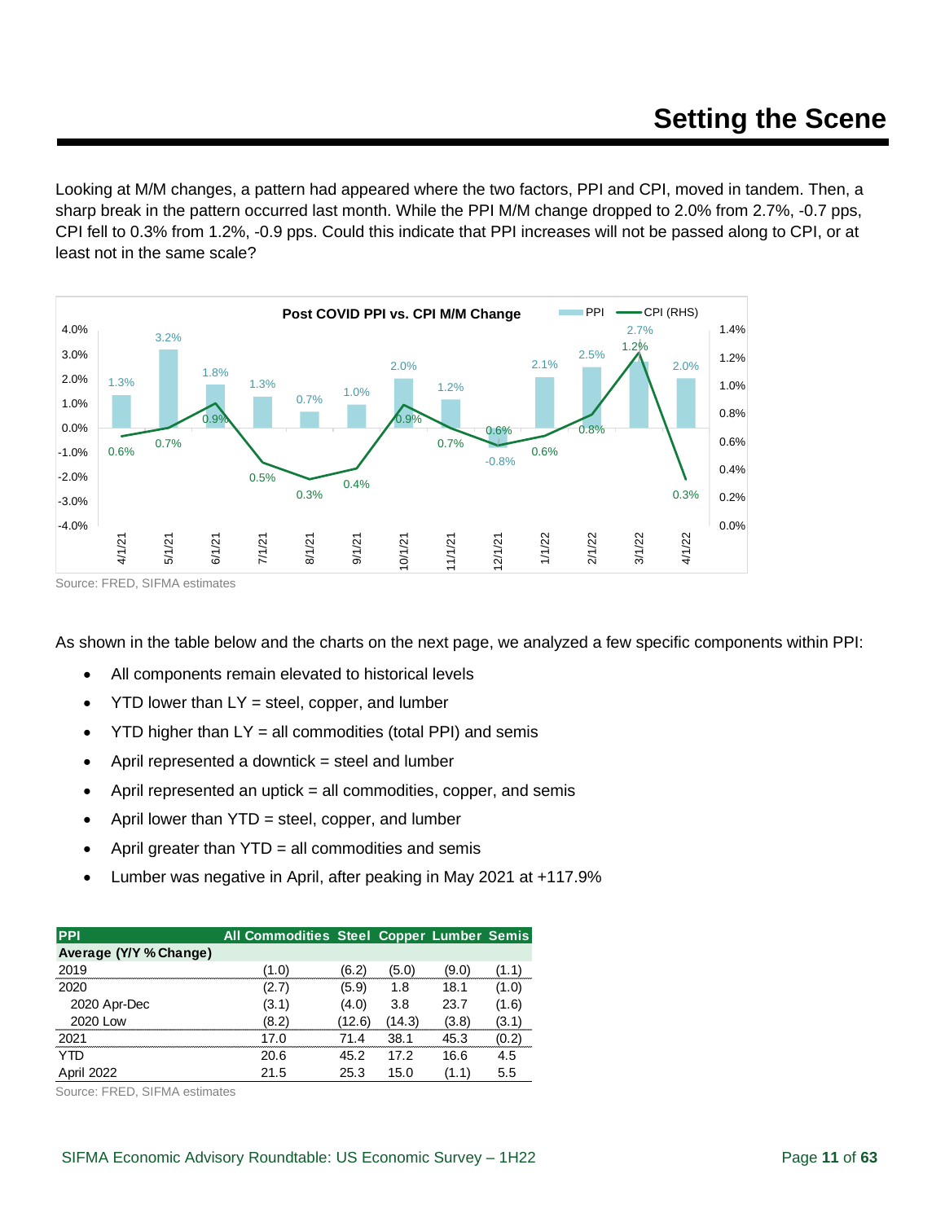# Setting the Scene

Looking at M/M changes, a pattern had appeared where the two factors, PPI and CPI, moved in tandem. Then, a sharp break in the pattern occurred last month. While the PPI M/M change dropped to 2.0% from 2.7%, -0.7 pps, CPI fell to 0.3% from 1.2%, -0.9 pps. Could this indicate that PPI increases will not be passed along to CPI, or at least not in the same scale?

**Post COVID PPI vs. CPI M/M Change**

| Date | PPI | CPI (RHS) |
|---|---|---|
| 4/1/21 | 1.3% | 0.6% |
| 5/1/21 | 3.2% | 0.7% |
| 6/1/21 | 1.8% | 0.9% |
| 7/1/21 | 1.3% | 0.5% |
| 8/1/21 | 0.7% | 0.3% |
| 9/1/21 | 1.0% | 0.4% |
| 10/1/21 | 2.0% | 0.9% |
| 11/1/21 | 1.2% | 0.7% |
| 12/1/21 | -0.8% | 0.6% |
| 1/1/22 | 2.1% | 0.6% |
| 2/1/22 | 2.5% | 0.8% |
| 3/1/22 | 2.7% | 1.2% |
| 4/1/22 | 2.0% | 0.3% |

Source: FRED, SIFMA estimates

As shown in the table below and the charts on the next page, we analyzed a few specific components within PPI:

- All components remain elevated to historical levels
- YTD lower than LY = steel, copper, and lumber
- YTD higher than LY = all commodities (total PPI) and semis
- April represented a downtick = steel and lumber
- April represented an uptick = all commodities, copper, and semis
- April lower than YTD = steel, copper, and lumber
- April greater than YTD = all commodities and semis
- Lumber was negative in April, after peaking in May 2021 at +117.9%

| PPI | All Commodities | Steel | Copper | Lumber | Semis |
|---|---|---|---|---|---|
| **Average (Y/Y % Change)** | | | | | |
| 2019 | (1.0) | (6.2) | (5.0) | (9.0) | (1.1) |
| 2020 | (2.7) | (5.9) | 1.8 | 18.1 | (1.0) |
| 2020 Apr-Dec | (3.1) | (4.0) | 3.8 | 23.7 | (1.6) |
| 2020 Low | (8.2) | (12.6) | (14.3) | (3.8) | (3.1) |
| 2021 | 17.0 | 71.4 | 38.1 | 45.3 | (0.2) |
| YTD | 20.6 | 45.2 | 17.2 | 16.6 | 4.5 |
| April 2022 | 21.5 | 25.3 | 15.0 | (1.1) | 5.5 |

Source: FRED, SIFMA estimates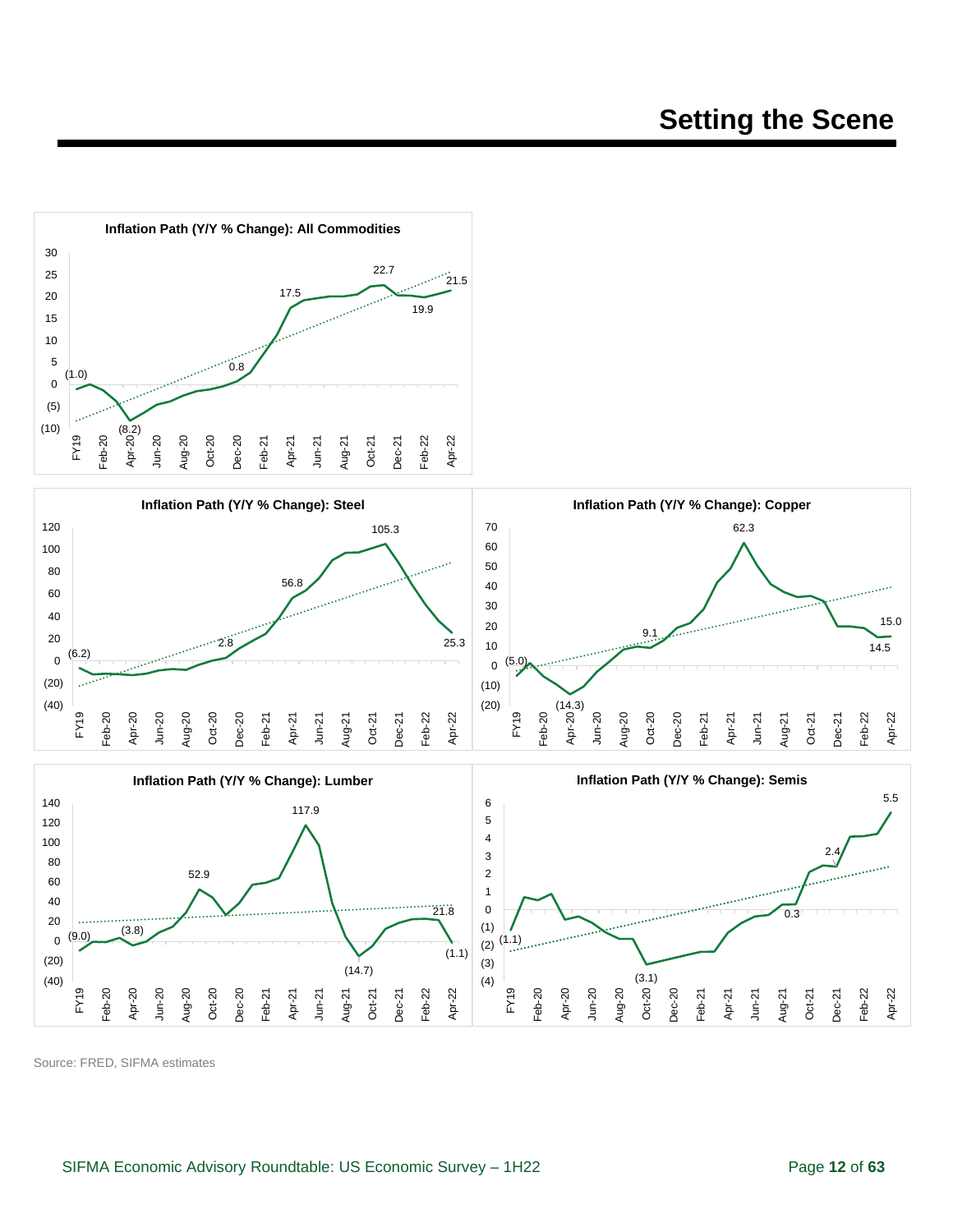# Setting the Scene

**Inflation Path (Y/Y % Change): All Commodities**

**Inflation Path (Y/Y % Change): Steel**

**Inflation Path (Y/Y % Change): Copper**

**Inflation Path (Y/Y % Change): Lumber**

**Inflation Path (Y/Y % Change): Semis**

Source: FRED, SIFMA estimates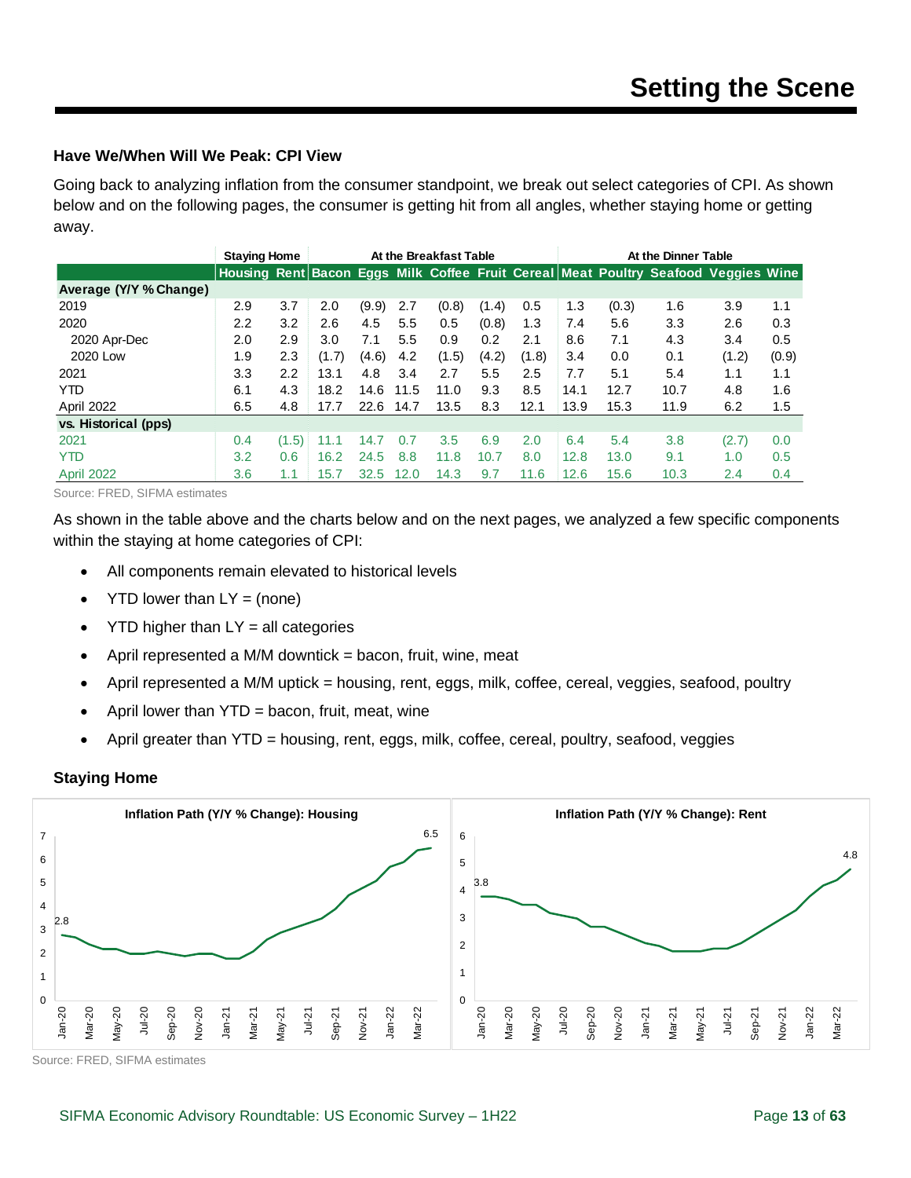## Have We/When Will We Peak: CPI View

Going back to analyzing inflation from the consumer standpoint, we break out select categories of CPI. As shown below and on the following pages, the consumer is getting hit from all angles, whether staying home or getting away.

| | Staying Home | | At the Breakfast Table | | | | | | At the Dinner Table | | | | |
|---|---|---|---|---|---|---|---|---|---|---|---|---|---|
| | Housing | Rent | Bacon | Eggs | Milk | Coffee | Fruit | Cereal | Meat | Poultry | Seafood | Veggies | Wine |
| **Average (Y/Y % Change)** | | | | | | | | | | | | | |
| 2019 | 2.9 | 3.7 | 2.0 | (9.9) | 2.7 | (0.8) | (1.4) | 0.5 | 1.3 | (0.3) | 1.6 | 3.9 | 1.1 |
| 2020 | 2.2 | 3.2 | 2.6 | 4.5 | 5.5 | 0.5 | (0.8) | 1.3 | 7.4 | 5.6 | 3.3 | 2.6 | 0.3 |
| 2020 Apr-Dec | 2.0 | 2.9 | 3.0 | 7.1 | 5.5 | 0.9 | 0.2 | 2.1 | 8.6 | 7.1 | 4.3 | 3.4 | 0.5 |
| 2020 Low | 1.9 | 2.3 | (1.7) | (4.6) | 4.2 | (1.5) | (4.2) | (1.8) | 3.4 | 0.0 | 0.1 | (1.2) | (0.9) |
| 2021 | 3.3 | 2.2 | 13.1 | 4.8 | 3.4 | 2.7 | 5.5 | 2.5 | 7.7 | 5.1 | 5.4 | 1.1 | 1.1 |
| YTD | 6.1 | 4.3 | 18.2 | 14.6 | 11.5 | 11.0 | 9.3 | 8.5 | 14.1 | 12.7 | 10.7 | 4.8 | 1.6 |
| April 2022 | 6.5 | 4.8 | 17.7 | 22.6 | 14.7 | 13.5 | 8.3 | 12.1 | 13.9 | 15.3 | 11.9 | 6.2 | 1.5 |
| **vs. Historical (pps)** | | | | | | | | | | | | | |
| 2021 | 0.4 | (1.5) | 11.1 | 14.7 | 0.7 | 3.5 | 6.9 | 2.0 | 6.4 | 5.4 | 3.8 | (2.7) | 0.0 |
| YTD | 3.2 | 0.6 | 16.2 | 24.5 | 8.8 | 11.8 | 10.7 | 8.0 | 12.8 | 13.0 | 9.1 | 1.0 | 0.5 |
| April 2022 | 3.6 | 1.1 | 15.7 | 32.5 | 12.0 | 14.3 | 9.7 | 11.6 | 12.6 | 15.6 | 10.3 | 2.4 | 0.4 |

Source: FRED, SIFMA estimates

As shown in the table above and the charts below and on the next pages, we analyzed a few specific components within the staying at home categories of CPI:

- All components remain elevated to historical levels
- YTD lower than LY = (none)
- YTD higher than LY = all categories
- April represented a M/M downtick = bacon, fruit, wine, meat
- April represented a M/M uptick = housing, rent, eggs, milk, coffee, cereal, veggies, seafood, poultry
- April lower than YTD = bacon, fruit, meat, wine
- April greater than YTD = housing, rent, eggs, milk, coffee, cereal, poultry, seafood, veggies

## Staying Home

**Inflation Path (Y/Y % Change): Housing**

**Inflation Path (Y/Y % Change): Rent**

Source: FRED, SIFMA estimates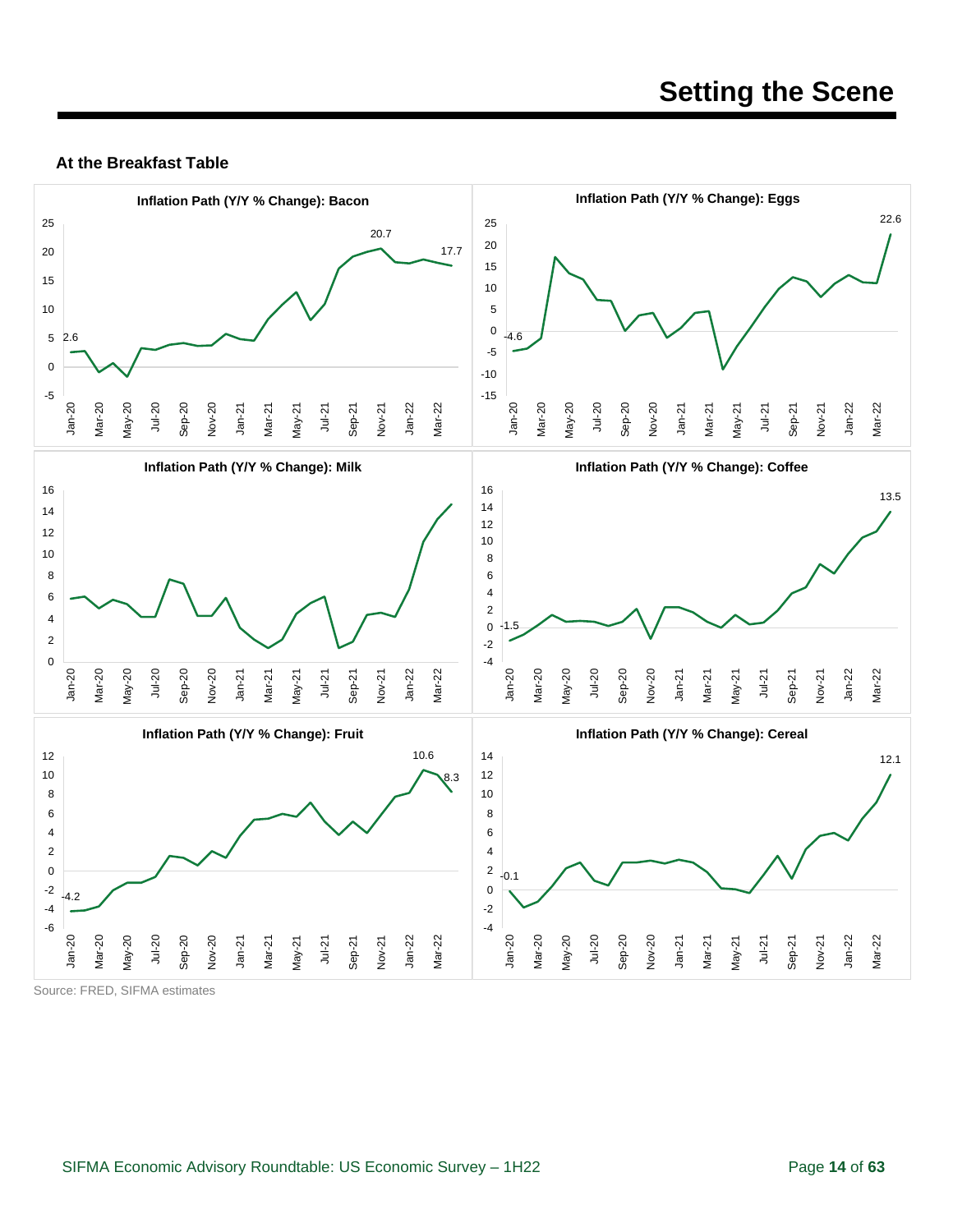# Setting the Scene

### At the Breakfast Table

**Inflation Path (Y/Y % Change): Bacon**

Labeled values: 2.6, 20.7, 17.7

**Inflation Path (Y/Y % Change): Eggs**

Labeled values: -4.6, 22.6

**Inflation Path (Y/Y % Change): Milk**

**Inflation Path (Y/Y % Change): Coffee**

Labeled values: -1.5, 13.5

**Inflation Path (Y/Y % Change): Fruit**

Labeled values: -4.2, 10.6, 8.3

**Inflation Path (Y/Y % Change): Cereal**

Labeled values: -0.1, 12.1

Source: FRED, SIFMA estimates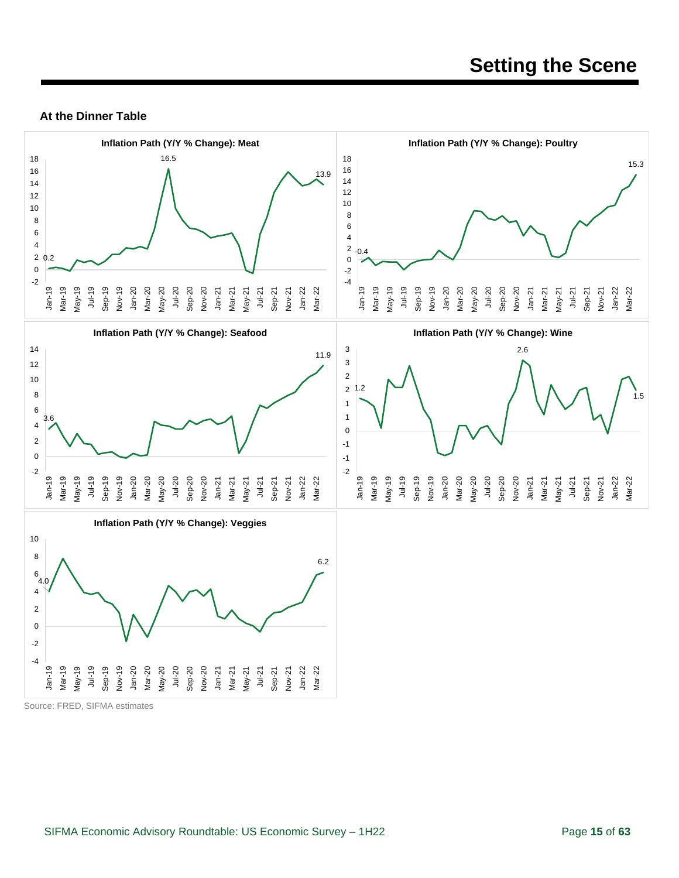# Setting the Scene

**At the Dinner Table**

**Inflation Path (Y/Y % Change): Meat**

**Inflation Path (Y/Y % Change): Poultry**

**Inflation Path (Y/Y % Change): Seafood**

**Inflation Path (Y/Y % Change): Wine**

**Inflation Path (Y/Y % Change): Veggies**

Source: FRED, SIFMA estimates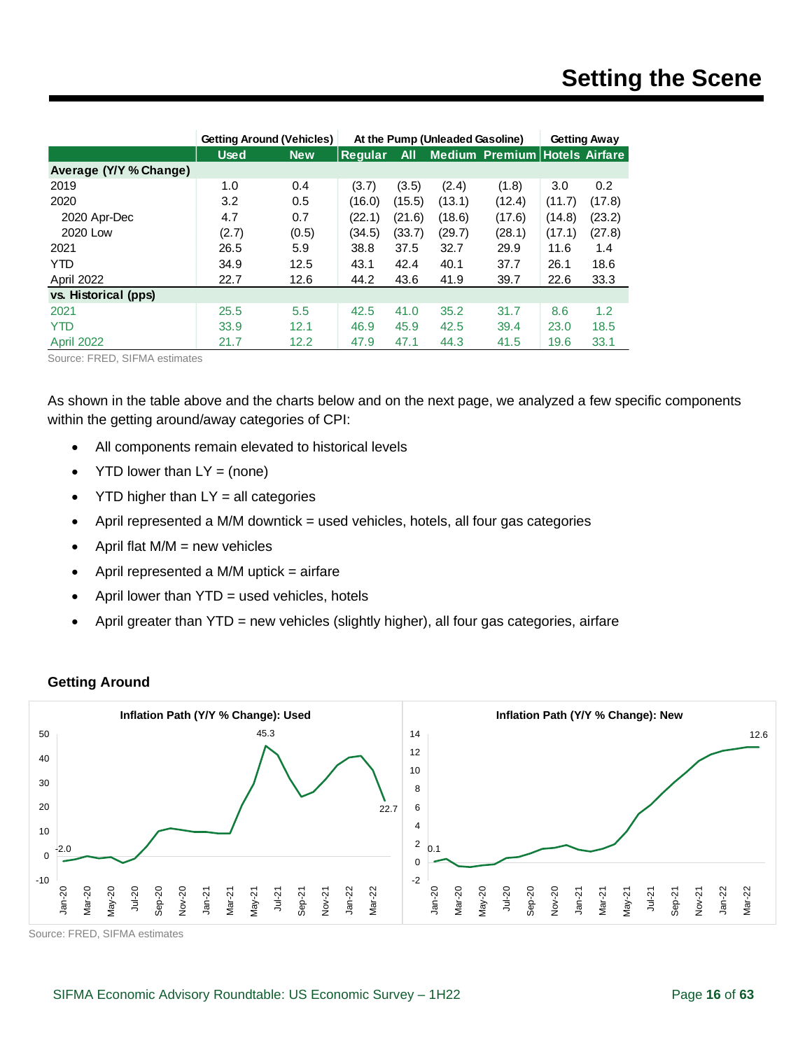# Setting the Scene

| | Getting Around (Vehicles) | | At the Pump (Unleaded Gasoline) | | | | Getting Away | |
|---|---|---|---|---|---|---|---|---|
| | Used | New | Regular | All | Medium | Premium | Hotels | Airfare |
| **Average (Y/Y % Change)** | | | | | | | | |
| 2019 | 1.0 | 0.4 | (3.7) | (3.5) | (2.4) | (1.8) | 3.0 | 0.2 |
| 2020 | 3.2 | 0.5 | (16.0) | (15.5) | (13.1) | (12.4) | (11.7) | (17.8) |
| 2020 Apr-Dec | 4.7 | 0.7 | (22.1) | (21.6) | (18.6) | (17.6) | (14.8) | (23.2) |
| 2020 Low | (2.7) | (0.5) | (34.5) | (33.7) | (29.7) | (28.1) | (17.1) | (27.8) |
| 2021 | 26.5 | 5.9 | 38.8 | 37.5 | 32.7 | 29.9 | 11.6 | 1.4 |
| YTD | 34.9 | 12.5 | 43.1 | 42.4 | 40.1 | 37.7 | 26.1 | 18.6 |
| April 2022 | 22.7 | 12.6 | 44.2 | 43.6 | 41.9 | 39.7 | 22.6 | 33.3 |
| **vs. Historical (pps)** | | | | | | | | |
| 2021 | 25.5 | 5.5 | 42.5 | 41.0 | 35.2 | 31.7 | 8.6 | 1.2 |
| YTD | 33.9 | 12.1 | 46.9 | 45.9 | 42.5 | 39.4 | 23.0 | 18.5 |
| April 2022 | 21.7 | 12.2 | 47.9 | 47.1 | 44.3 | 41.5 | 19.6 | 33.1 |

Source: FRED, SIFMA estimates

As shown in the table above and the charts below and on the next page, we analyzed a few specific components within the getting around/away categories of CPI:

- All components remain elevated to historical levels
- YTD lower than LY = (none)
- YTD higher than LY = all categories
- April represented a M/M downtick = used vehicles, hotels, all four gas categories
- April flat M/M = new vehicles
- April represented a M/M uptick = airfare
- April lower than YTD = used vehicles, hotels
- April greater than YTD = new vehicles (slightly higher), all four gas categories, airfare

## Getting Around

**Inflation Path (Y/Y % Change): Used**

**Inflation Path (Y/Y % Change): New**

Source: FRED, SIFMA estimates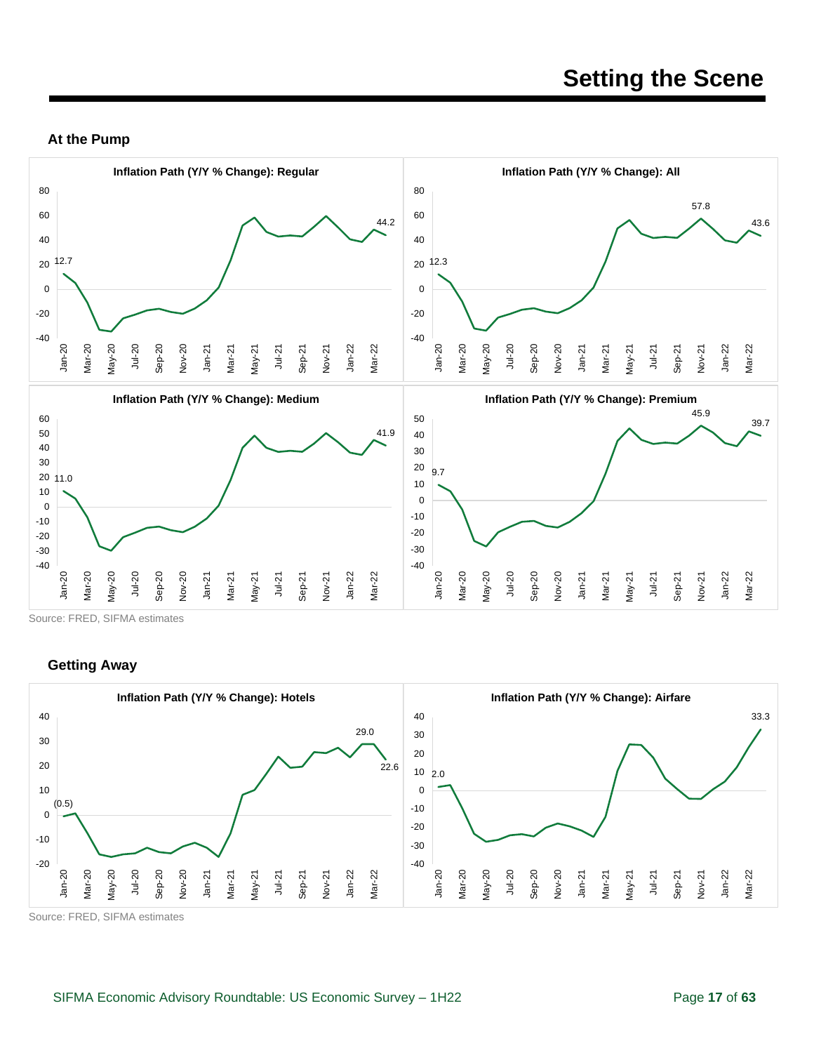# Setting the Scene

### At the Pump

**Inflation Path (Y/Y % Change): Regular**

**Inflation Path (Y/Y % Change): All**

**Inflation Path (Y/Y % Change): Medium**

**Inflation Path (Y/Y % Change): Premium**

Source: FRED, SIFMA estimates

### Getting Away

**Inflation Path (Y/Y % Change): Hotels**

**Inflation Path (Y/Y % Change): Airfare**

Source: FRED, SIFMA estimates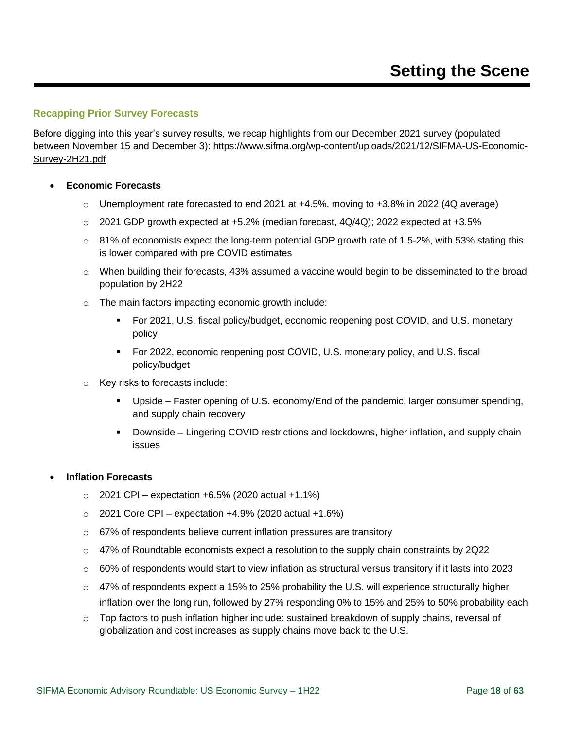# Setting the Scene

## Recapping Prior Survey Forecasts

Before digging into this year's survey results, we recap highlights from our December 2021 survey (populated between November 15 and December 3): https://www.sifma.org/wp-content/uploads/2021/12/SIFMA-US-Economic-Survey-2H21.pdf

- **Economic Forecasts**
  - Unemployment rate forecasted to end 2021 at +4.5%, moving to +3.8% in 2022 (4Q average)
  - 2021 GDP growth expected at +5.2% (median forecast, 4Q/4Q); 2022 expected at +3.5%
  - 81% of economists expect the long-term potential GDP growth rate of 1.5-2%, with 53% stating this is lower compared with pre COVID estimates
  - When building their forecasts, 43% assumed a vaccine would begin to be disseminated to the broad population by 2H22
  - The main factors impacting economic growth include:
    - For 2021, U.S. fiscal policy/budget, economic reopening post COVID, and U.S. monetary policy
    - For 2022, economic reopening post COVID, U.S. monetary policy, and U.S. fiscal policy/budget
  - Key risks to forecasts include:
    - Upside – Faster opening of U.S. economy/End of the pandemic, larger consumer spending, and supply chain recovery
    - Downside – Lingering COVID restrictions and lockdowns, higher inflation, and supply chain issues

- **Inflation Forecasts**
  - 2021 CPI – expectation +6.5% (2020 actual +1.1%)
  - 2021 Core CPI – expectation +4.9% (2020 actual +1.6%)
  - 67% of respondents believe current inflation pressures are transitory
  - 47% of Roundtable economists expect a resolution to the supply chain constraints by 2Q22
  - 60% of respondents would start to view inflation as structural versus transitory if it lasts into 2023
  - 47% of respondents expect a 15% to 25% probability the U.S. will experience structurally higher inflation over the long run, followed by 27% responding 0% to 15% and 25% to 50% probability each
  - Top factors to push inflation higher include: sustained breakdown of supply chains, reversal of globalization and cost increases as supply chains move back to the U.S.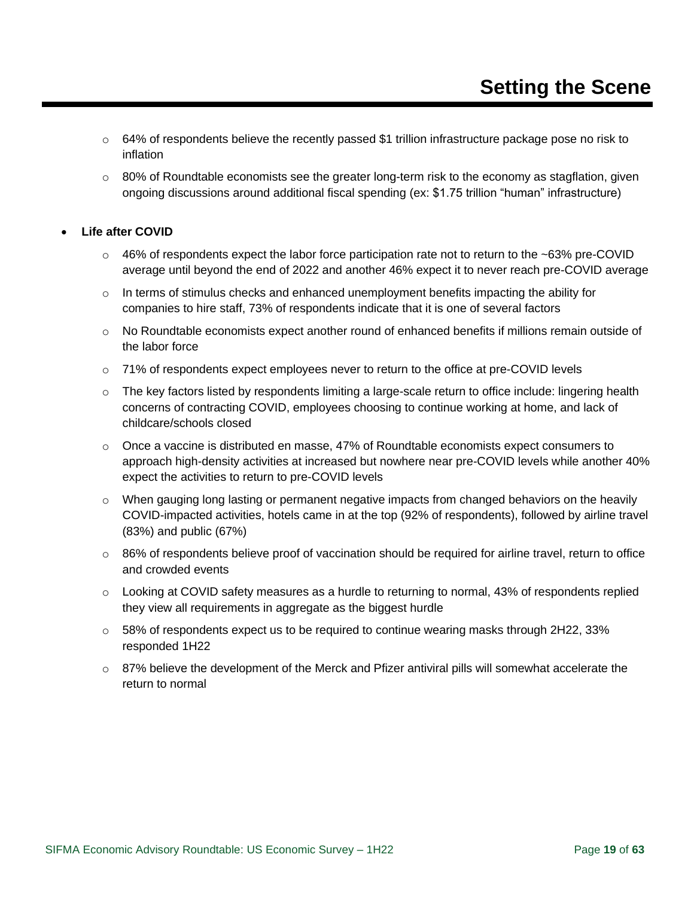# Setting the Scene

  - 64% of respondents believe the recently passed $1 trillion infrastructure package pose no risk to inflation
  - 80% of Roundtable economists see the greater long-term risk to the economy as stagflation, given ongoing discussions around additional fiscal spending (ex: $1.75 trillion "human" infrastructure)

- **Life after COVID**
  - 46% of respondents expect the labor force participation rate not to return to the ~63% pre-COVID average until beyond the end of 2022 and another 46% expect it to never reach pre-COVID average
  - In terms of stimulus checks and enhanced unemployment benefits impacting the ability for companies to hire staff, 73% of respondents indicate that it is one of several factors
  - No Roundtable economists expect another round of enhanced benefits if millions remain outside of the labor force
  - 71% of respondents expect employees never to return to the office at pre-COVID levels
  - The key factors listed by respondents limiting a large-scale return to office include: lingering health concerns of contracting COVID, employees choosing to continue working at home, and lack of childcare/schools closed
  - Once a vaccine is distributed en masse, 47% of Roundtable economists expect consumers to approach high-density activities at increased but nowhere near pre-COVID levels while another 40% expect the activities to return to pre-COVID levels
  - When gauging long lasting or permanent negative impacts from changed behaviors on the heavily COVID-impacted activities, hotels came in at the top (92% of respondents), followed by airline travel (83%) and public (67%)
  - 86% of respondents believe proof of vaccination should be required for airline travel, return to office and crowded events
  - Looking at COVID safety measures as a hurdle to returning to normal, 43% of respondents replied they view all requirements in aggregate as the biggest hurdle
  - 58% of respondents expect us to be required to continue wearing masks through 2H22, 33% responded 1H22
  - 87% believe the development of the Merck and Pfizer antiviral pills will somewhat accelerate the return to normal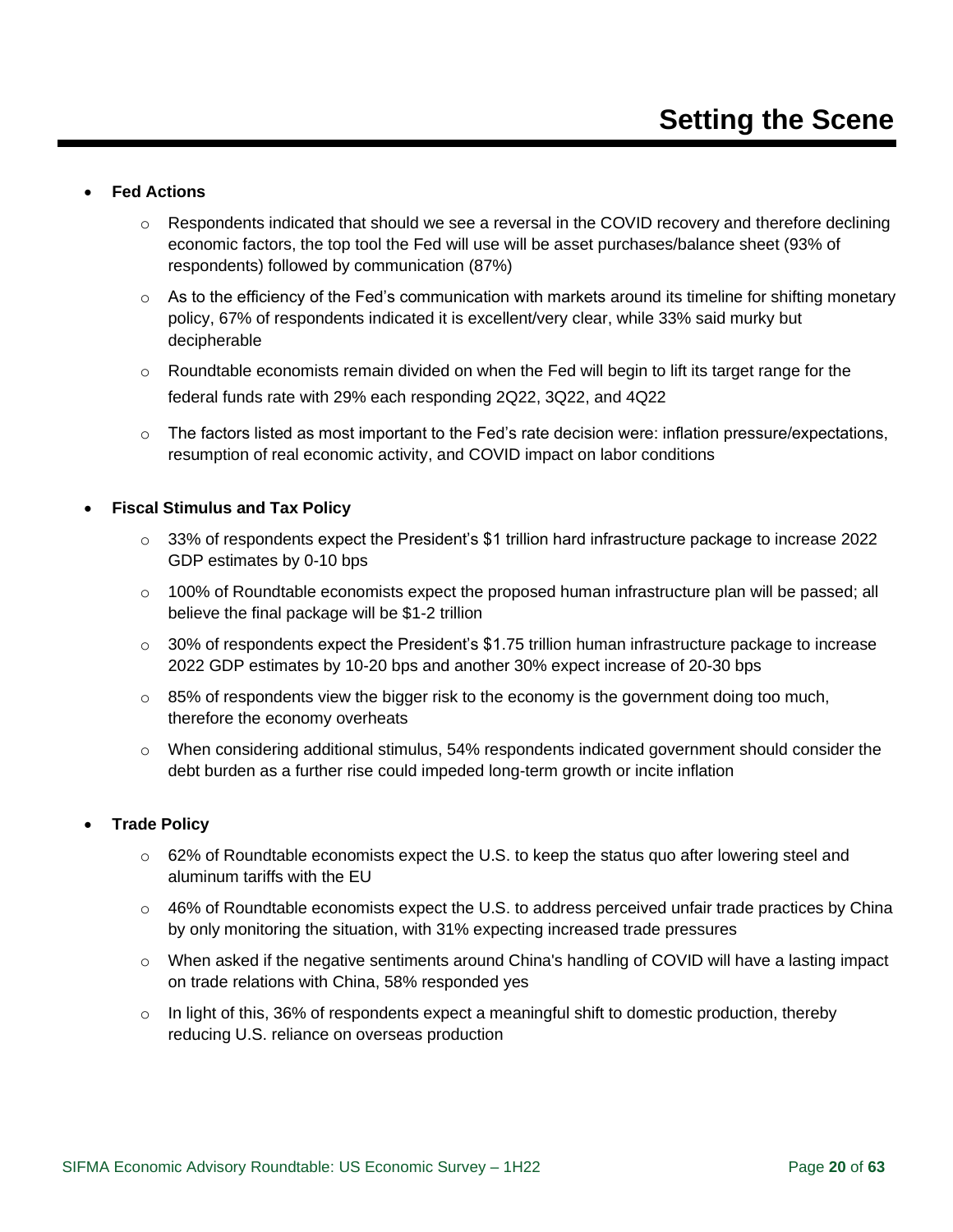# Setting the Scene

- **Fed Actions**
  - Respondents indicated that should we see a reversal in the COVID recovery and therefore declining economic factors, the top tool the Fed will use will be asset purchases/balance sheet (93% of respondents) followed by communication (87%)
  - As to the efficiency of the Fed's communication with markets around its timeline for shifting monetary policy, 67% of respondents indicated it is excellent/very clear, while 33% said murky but decipherable
  - Roundtable economists remain divided on when the Fed will begin to lift its target range for the federal funds rate with 29% each responding 2Q22, 3Q22, and 4Q22
  - The factors listed as most important to the Fed's rate decision were: inflation pressure/expectations, resumption of real economic activity, and COVID impact on labor conditions

- **Fiscal Stimulus and Tax Policy**
  - 33% of respondents expect the President's $1 trillion hard infrastructure package to increase 2022 GDP estimates by 0-10 bps
  - 100% of Roundtable economists expect the proposed human infrastructure plan will be passed; all believe the final package will be $1-2 trillion
  - 30% of respondents expect the President's $1.75 trillion human infrastructure package to increase 2022 GDP estimates by 10-20 bps and another 30% expect increase of 20-30 bps
  - 85% of respondents view the bigger risk to the economy is the government doing too much, therefore the economy overheats
  - When considering additional stimulus, 54% respondents indicated government should consider the debt burden as a further rise could impeded long-term growth or incite inflation

- **Trade Policy**
  - 62% of Roundtable economists expect the U.S. to keep the status quo after lowering steel and aluminum tariffs with the EU
  - 46% of Roundtable economists expect the U.S. to address perceived unfair trade practices by China by only monitoring the situation, with 31% expecting increased trade pressures
  - When asked if the negative sentiments around China's handling of COVID will have a lasting impact on trade relations with China, 58% responded yes
  - In light of this, 36% of respondents expect a meaningful shift to domestic production, thereby reducing U.S. reliance on overseas production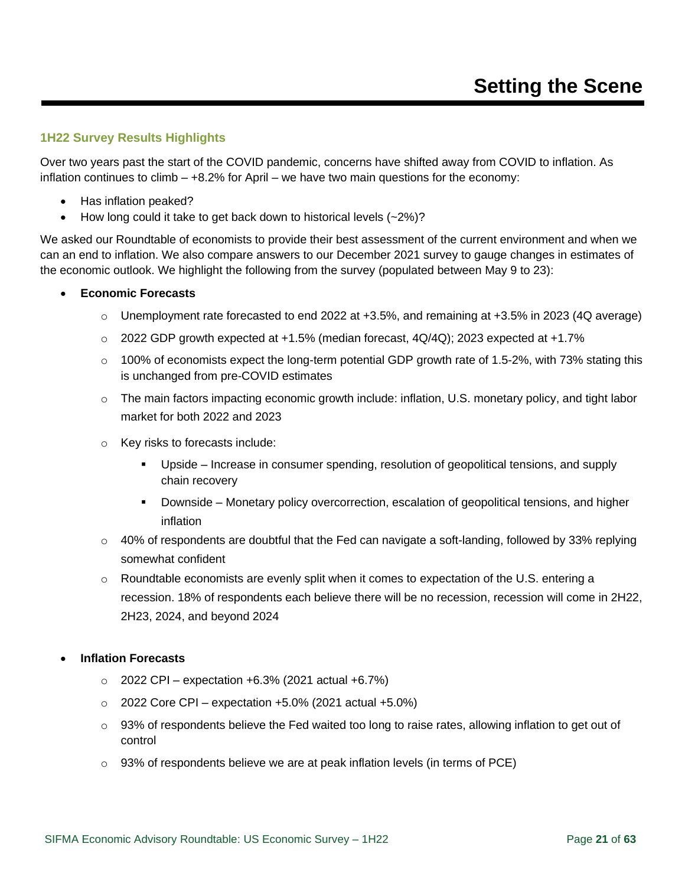# Setting the Scene

## 1H22 Survey Results Highlights

Over two years past the start of the COVID pandemic, concerns have shifted away from COVID to inflation. As inflation continues to climb – +8.2% for April – we have two main questions for the economy:

- Has inflation peaked?
- How long could it take to get back down to historical levels (~2%)?

We asked our Roundtable of economists to provide their best assessment of the current environment and when we can an end to inflation. We also compare answers to our December 2021 survey to gauge changes in estimates of the economic outlook. We highlight the following from the survey (populated between May 9 to 23):

- **Economic Forecasts**
  - Unemployment rate forecasted to end 2022 at +3.5%, and remaining at +3.5% in 2023 (4Q average)
  - 2022 GDP growth expected at +1.5% (median forecast, 4Q/4Q); 2023 expected at +1.7%
  - 100% of economists expect the long-term potential GDP growth rate of 1.5-2%, with 73% stating this is unchanged from pre-COVID estimates
  - The main factors impacting economic growth include: inflation, U.S. monetary policy, and tight labor market for both 2022 and 2023
  - Key risks to forecasts include:
    - Upside – Increase in consumer spending, resolution of geopolitical tensions, and supply chain recovery
    - Downside – Monetary policy overcorrection, escalation of geopolitical tensions, and higher inflation
  - 40% of respondents are doubtful that the Fed can navigate a soft-landing, followed by 33% replying somewhat confident
  - Roundtable economists are evenly split when it comes to expectation of the U.S. entering a recession. 18% of respondents each believe there will be no recession, recession will come in 2H22, 2H23, 2024, and beyond 2024

- **Inflation Forecasts**
  - 2022 CPI – expectation +6.3% (2021 actual +6.7%)
  - 2022 Core CPI – expectation +5.0% (2021 actual +5.0%)
  - 93% of respondents believe the Fed waited too long to raise rates, allowing inflation to get out of control
  - 93% of respondents believe we are at peak inflation levels (in terms of PCE)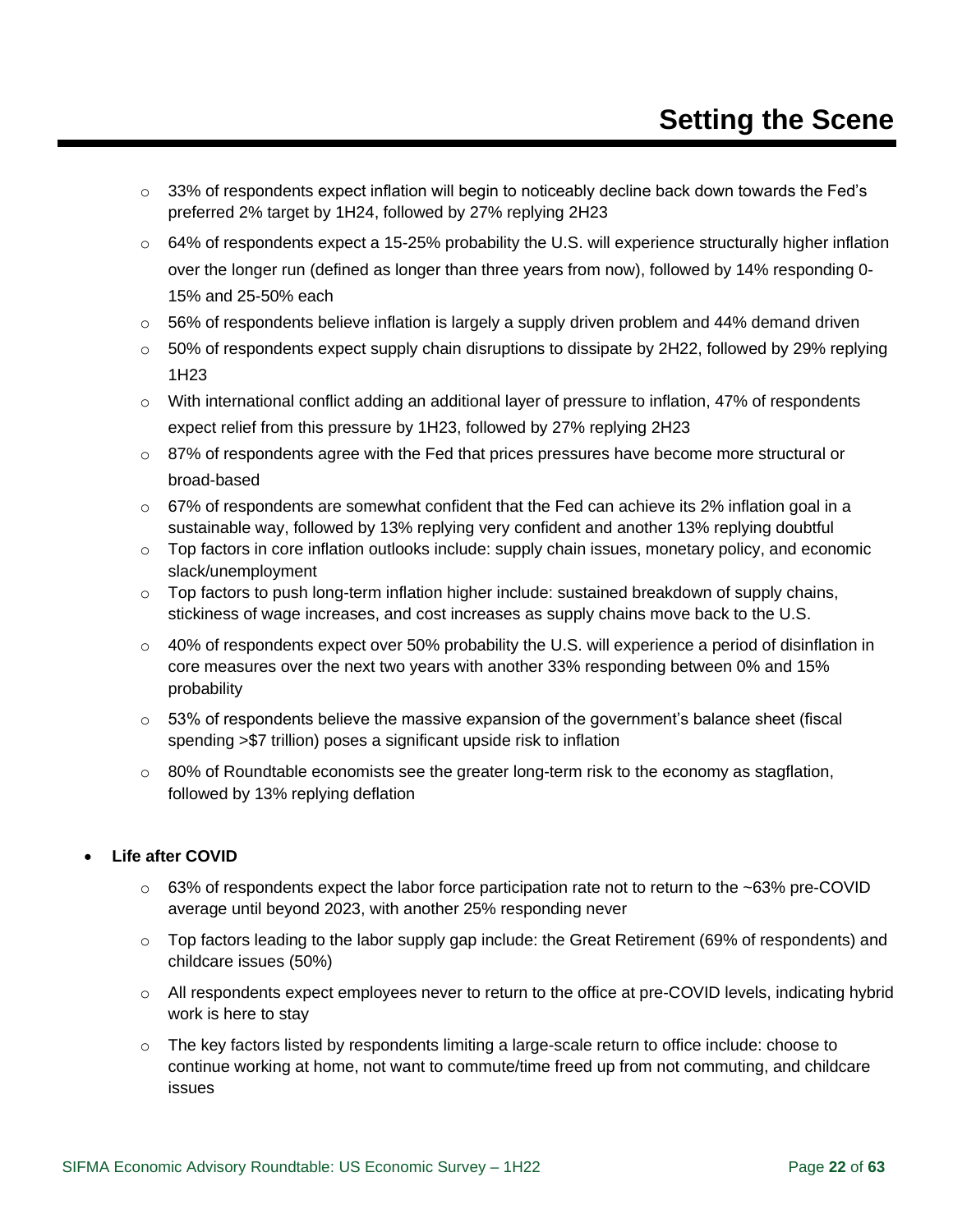# Setting the Scene

- 33% of respondents expect inflation will begin to noticeably decline back down towards the Fed's preferred 2% target by 1H24, followed by 27% replying 2H23
- 64% of respondents expect a 15-25% probability the U.S. will experience structurally higher inflation over the longer run (defined as longer than three years from now), followed by 14% responding 0-15% and 25-50% each
- 56% of respondents believe inflation is largely a supply driven problem and 44% demand driven
- 50% of respondents expect supply chain disruptions to dissipate by 2H22, followed by 29% replying 1H23
- With international conflict adding an additional layer of pressure to inflation, 47% of respondents expect relief from this pressure by 1H23, followed by 27% replying 2H23
- 87% of respondents agree with the Fed that prices pressures have become more structural or broad-based
- 67% of respondents are somewhat confident that the Fed can achieve its 2% inflation goal in a sustainable way, followed by 13% replying very confident and another 13% replying doubtful
- Top factors in core inflation outlooks include: supply chain issues, monetary policy, and economic slack/unemployment
- Top factors to push long-term inflation higher include: sustained breakdown of supply chains, stickiness of wage increases, and cost increases as supply chains move back to the U.S.
- 40% of respondents expect over 50% probability the U.S. will experience a period of disinflation in core measures over the next two years with another 33% responding between 0% and 15% probability
- 53% of respondents believe the massive expansion of the government's balance sheet (fiscal spending >$7 trillion) poses a significant upside risk to inflation
- 80% of Roundtable economists see the greater long-term risk to the economy as stagflation, followed by 13% replying deflation

- **Life after COVID**
  - 63% of respondents expect the labor force participation rate not to return to the ~63% pre-COVID average until beyond 2023, with another 25% responding never
  - Top factors leading to the labor supply gap include: the Great Retirement (69% of respondents) and childcare issues (50%)
  - All respondents expect employees never to return to the office at pre-COVID levels, indicating hybrid work is here to stay
  - The key factors listed by respondents limiting a large-scale return to office include: choose to continue working at home, not want to commute/time freed up from not commuting, and childcare issues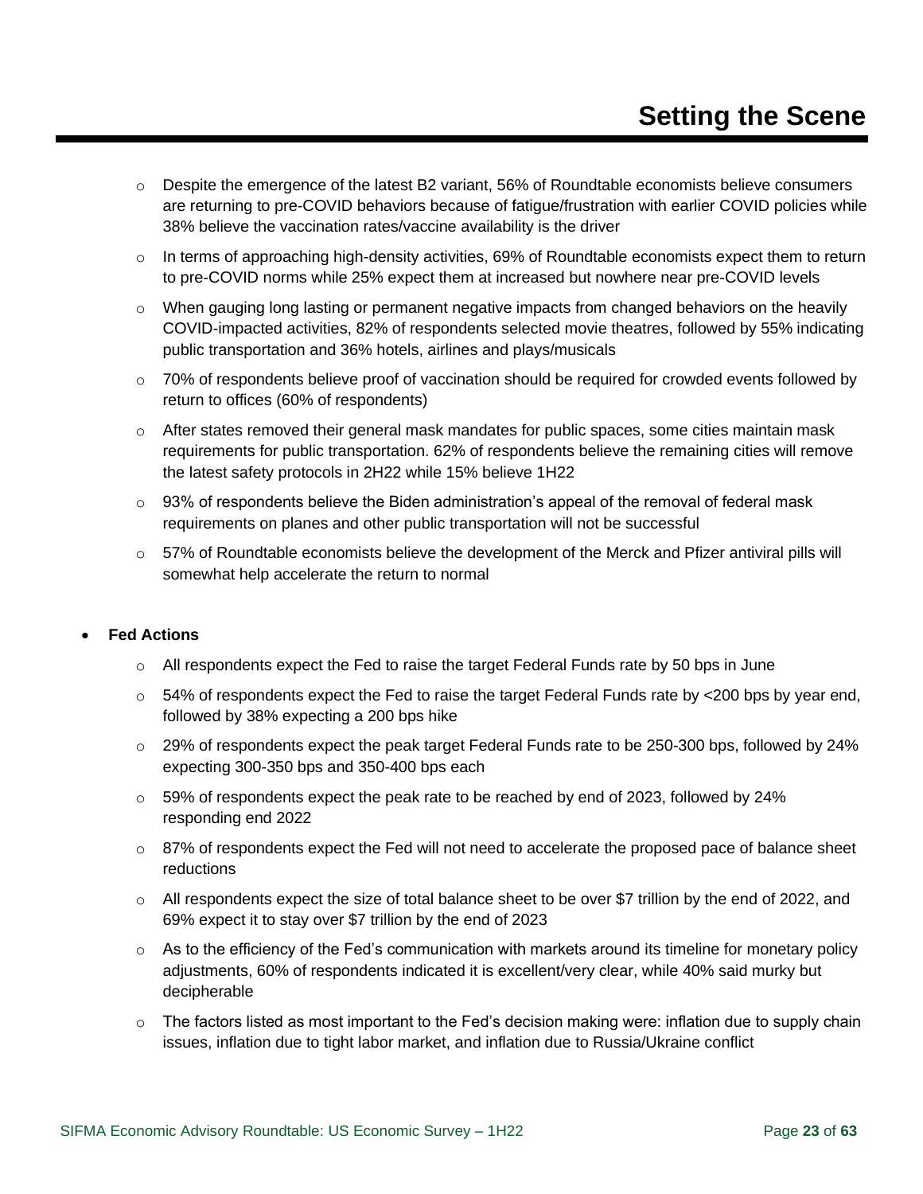# Setting the Scene

  - Despite the emergence of the latest B2 variant, 56% of Roundtable economists believe consumers are returning to pre-COVID behaviors because of fatigue/frustration with earlier COVID policies while 38% believe the vaccination rates/vaccine availability is the driver
  - In terms of approaching high-density activities, 69% of Roundtable economists expect them to return to pre-COVID norms while 25% expect them at increased but nowhere near pre-COVID levels
  - When gauging long lasting or permanent negative impacts from changed behaviors on the heavily COVID-impacted activities, 82% of respondents selected movie theatres, followed by 55% indicating public transportation and 36% hotels, airlines and plays/musicals
  - 70% of respondents believe proof of vaccination should be required for crowded events followed by return to offices (60% of respondents)
  - After states removed their general mask mandates for public spaces, some cities maintain mask requirements for public transportation. 62% of respondents believe the remaining cities will remove the latest safety protocols in 2H22 while 15% believe 1H22
  - 93% of respondents believe the Biden administration's appeal of the removal of federal mask requirements on planes and other public transportation will not be successful
  - 57% of Roundtable economists believe the development of the Merck and Pfizer antiviral pills will somewhat help accelerate the return to normal

- **Fed Actions**
  - All respondents expect the Fed to raise the target Federal Funds rate by 50 bps in June
  - 54% of respondents expect the Fed to raise the target Federal Funds rate by <200 bps by year end, followed by 38% expecting a 200 bps hike
  - 29% of respondents expect the peak target Federal Funds rate to be 250-300 bps, followed by 24% expecting 300-350 bps and 350-400 bps each
  - 59% of respondents expect the peak rate to be reached by end of 2023, followed by 24% responding end 2022
  - 87% of respondents expect the Fed will not need to accelerate the proposed pace of balance sheet reductions
  - All respondents expect the size of total balance sheet to be over $7 trillion by the end of 2022, and 69% expect it to stay over $7 trillion by the end of 2023
  - As to the efficiency of the Fed's communication with markets around its timeline for monetary policy adjustments, 60% of respondents indicated it is excellent/very clear, while 40% said murky but decipherable
  - The factors listed as most important to the Fed's decision making were: inflation due to supply chain issues, inflation due to tight labor market, and inflation due to Russia/Ukraine conflict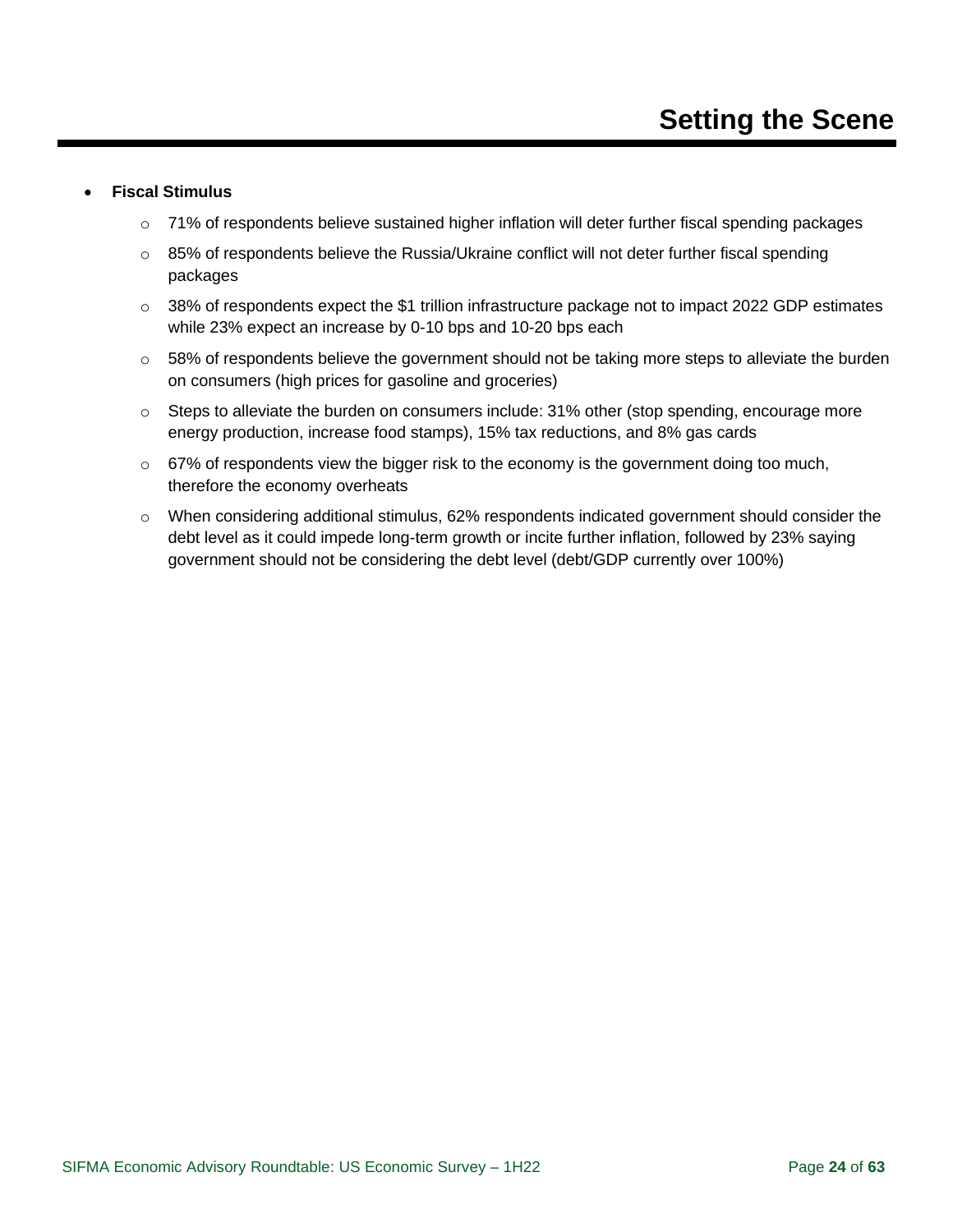# Setting the Scene

- **Fiscal Stimulus**
  - 71% of respondents believe sustained higher inflation will deter further fiscal spending packages
  - 85% of respondents believe the Russia/Ukraine conflict will not deter further fiscal spending packages
  - 38% of respondents expect the $1 trillion infrastructure package not to impact 2022 GDP estimates while 23% expect an increase by 0-10 bps and 10-20 bps each
  - 58% of respondents believe the government should not be taking more steps to alleviate the burden on consumers (high prices for gasoline and groceries)
  - Steps to alleviate the burden on consumers include: 31% other (stop spending, encourage more energy production, increase food stamps), 15% tax reductions, and 8% gas cards
  - 67% of respondents view the bigger risk to the economy is the government doing too much, therefore the economy overheats
  - When considering additional stimulus, 62% respondents indicated government should consider the debt level as it could impede long-term growth or incite further inflation, followed by 23% saying government should not be considering the debt level (debt/GDP currently over 100%)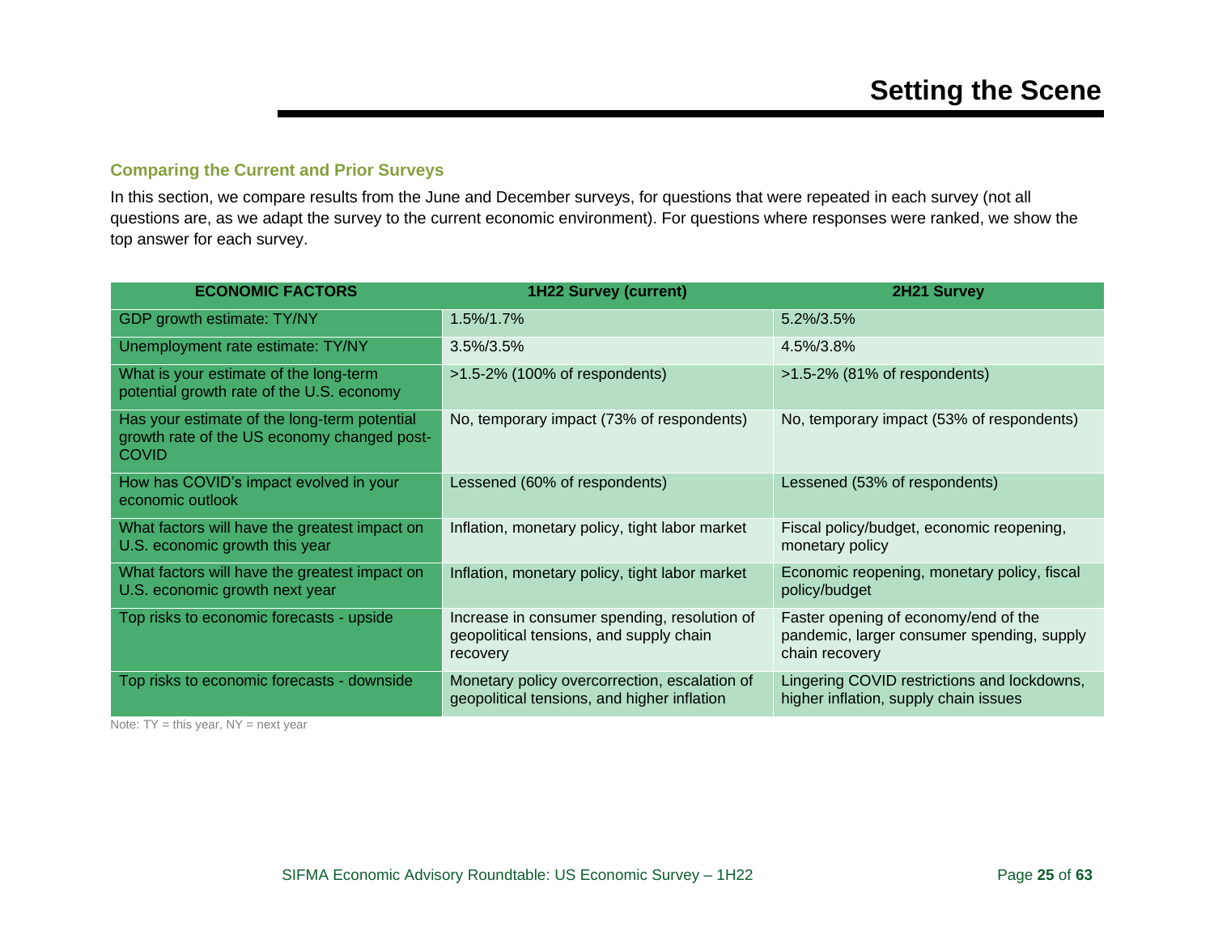# Setting the Scene

## Comparing the Current and Prior Surveys

In this section, we compare results from the June and December surveys, for questions that were repeated in each survey (not all questions are, as we adapt the survey to the current economic environment). For questions where responses were ranked, we show the top answer for each survey.

| ECONOMIC FACTORS | 1H22 Survey (current) | 2H21 Survey |
| --- | --- | --- |
| GDP growth estimate: TY/NY | 1.5%/1.7% | 5.2%/3.5% |
| Unemployment rate estimate: TY/NY | 3.5%/3.5% | 4.5%/3.8% |
| What is your estimate of the long-term potential growth rate of the U.S. economy | >1.5-2% (100% of respondents) | >1.5-2% (81% of respondents) |
| Has your estimate of the long-term potential growth rate of the US economy changed post-COVID | No, temporary impact (73% of respondents) | No, temporary impact (53% of respondents) |
| How has COVID's impact evolved in your economic outlook | Lessened (60% of respondents) | Lessened (53% of respondents) |
| What factors will have the greatest impact on U.S. economic growth this year | Inflation, monetary policy, tight labor market | Fiscal policy/budget, economic reopening, monetary policy |
| What factors will have the greatest impact on U.S. economic growth next year | Inflation, monetary policy, tight labor market | Economic reopening, monetary policy, fiscal policy/budget |
| Top risks to economic forecasts - upside | Increase in consumer spending, resolution of geopolitical tensions, and supply chain recovery | Faster opening of economy/end of the pandemic, larger consumer spending, supply chain recovery |
| Top risks to economic forecasts - downside | Monetary policy overcorrection, escalation of geopolitical tensions, and higher inflation | Lingering COVID restrictions and lockdowns, higher inflation, supply chain issues |

Note: TY = this year, NY = next year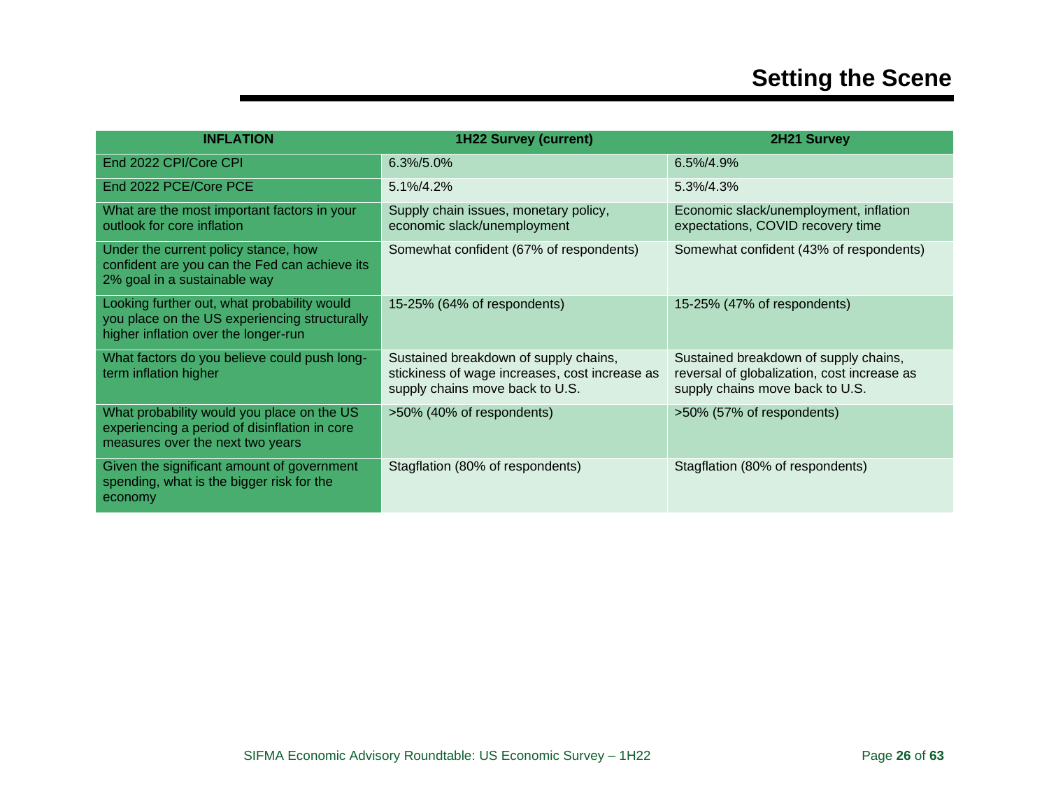# Setting the Scene

| INFLATION | 1H22 Survey (current) | 2H21 Survey |
| --- | --- | --- |
| End 2022 CPI/Core CPI | 6.3%/5.0% | 6.5%/4.9% |
| End 2022 PCE/Core PCE | 5.1%/4.2% | 5.3%/4.3% |
| What are the most important factors in your outlook for core inflation | Supply chain issues, monetary policy, economic slack/unemployment | Economic slack/unemployment, inflation expectations, COVID recovery time |
| Under the current policy stance, how confident are you can the Fed can achieve its 2% goal in a sustainable way | Somewhat confident (67% of respondents) | Somewhat confident (43% of respondents) |
| Looking further out, what probability would you place on the US experiencing structurally higher inflation over the longer-run | 15-25% (64% of respondents) | 15-25% (47% of respondents) |
| What factors do you believe could push long-term inflation higher | Sustained breakdown of supply chains, stickiness of wage increases, cost increase as supply chains move back to U.S. | Sustained breakdown of supply chains, reversal of globalization, cost increase as supply chains move back to U.S. |
| What probability would you place on the US experiencing a period of disinflation in core measures over the next two years | >50% (40% of respondents) | >50% (57% of respondents) |
| Given the significant amount of government spending, what is the bigger risk for the economy | Stagflation (80% of respondents) | Stagflation (80% of respondents) |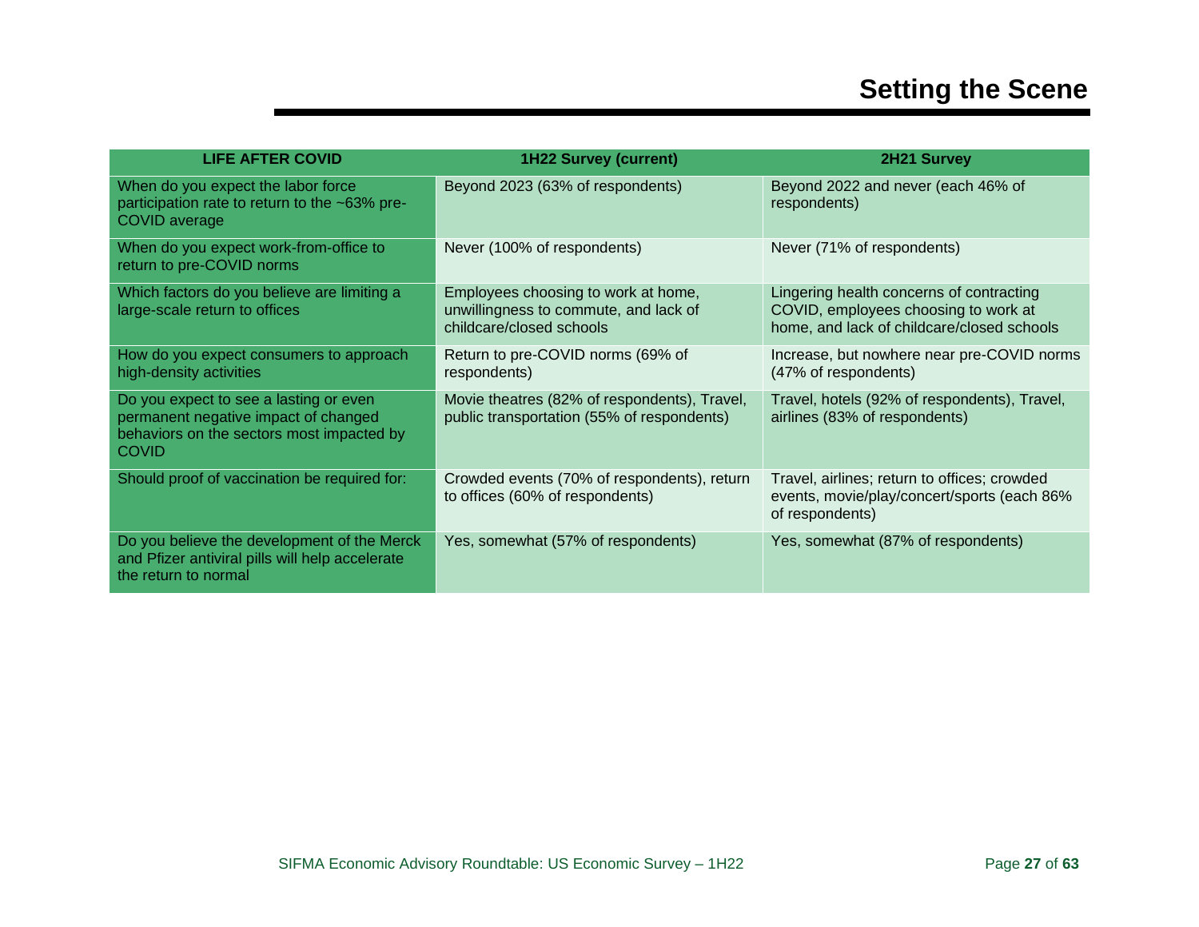# Setting the Scene

| LIFE AFTER COVID | 1H22 Survey (current) | 2H21 Survey |
| --- | --- | --- |
| When do you expect the labor force participation rate to return to the ~63% pre-COVID average | Beyond 2023 (63% of respondents) | Beyond 2022 and never (each 46% of respondents) |
| When do you expect work-from-office to return to pre-COVID norms | Never (100% of respondents) | Never (71% of respondents) |
| Which factors do you believe are limiting a large-scale return to offices | Employees choosing to work at home, unwillingness to commute, and lack of childcare/closed schools | Lingering health concerns of contracting COVID, employees choosing to work at home, and lack of childcare/closed schools |
| How do you expect consumers to approach high-density activities | Return to pre-COVID norms (69% of respondents) | Increase, but nowhere near pre-COVID norms (47% of respondents) |
| Do you expect to see a lasting or even permanent negative impact of changed behaviors on the sectors most impacted by COVID | Movie theatres (82% of respondents), Travel, public transportation (55% of respondents) | Travel, hotels (92% of respondents), Travel, airlines (83% of respondents) |
| Should proof of vaccination be required for: | Crowded events (70% of respondents), return to offices (60% of respondents) | Travel, airlines; return to offices; crowded events, movie/play/concert/sports (each 86% of respondents) |
| Do you believe the development of the Merck and Pfizer antiviral pills will help accelerate the return to normal | Yes, somewhat (57% of respondents) | Yes, somewhat (87% of respondents) |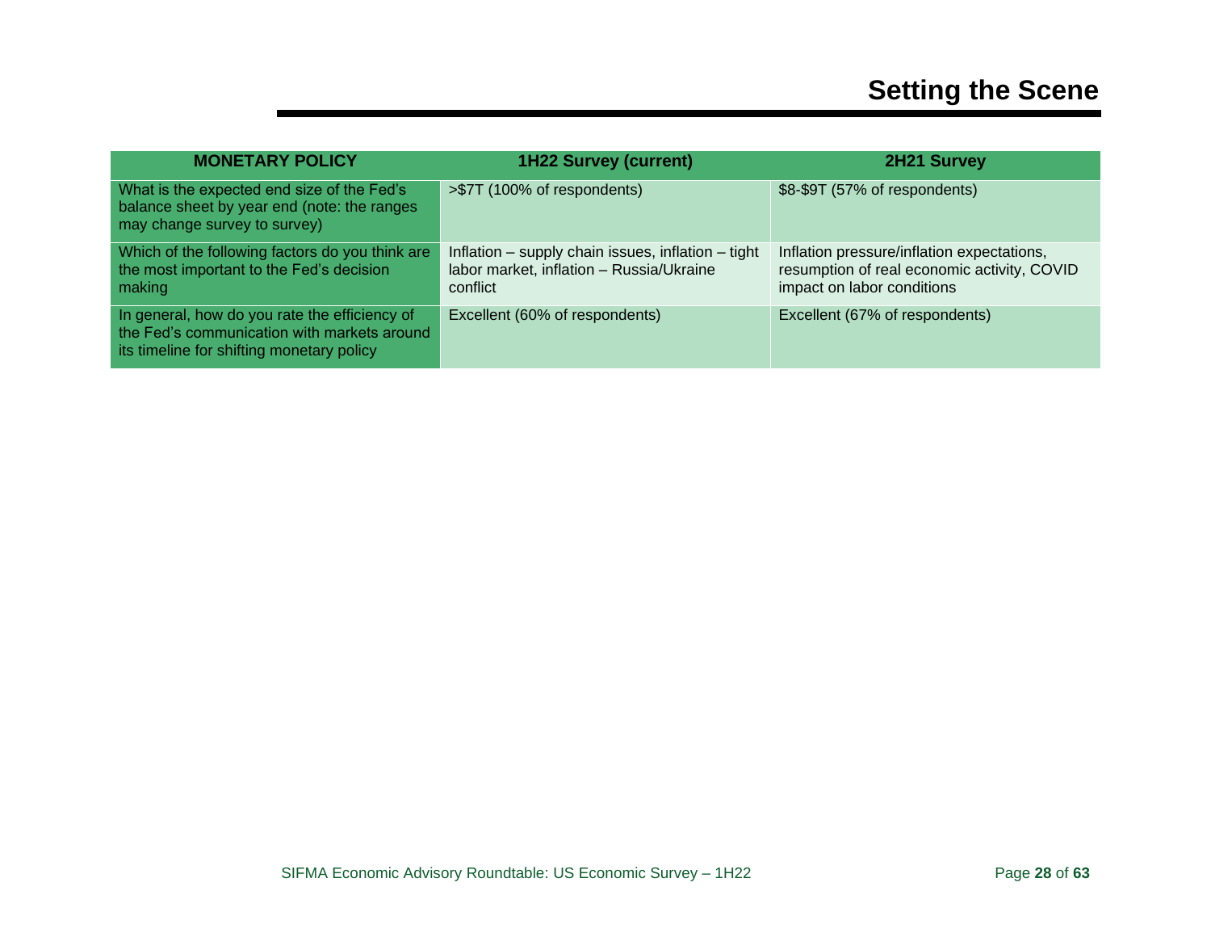# Setting the Scene

| MONETARY POLICY | 1H22 Survey (current) | 2H21 Survey |
| --- | --- | --- |
| What is the expected end size of the Fed's balance sheet by year end (note: the ranges may change survey to survey) | >$7T (100% of respondents) | $8-$9T (57% of respondents) |
| Which of the following factors do you think are the most important to the Fed's decision making | Inflation – supply chain issues, inflation – tight labor market, inflation – Russia/Ukraine conflict | Inflation pressure/inflation expectations, resumption of real economic activity, COVID impact on labor conditions |
| In general, how do you rate the efficiency of the Fed's communication with markets around its timeline for shifting monetary policy | Excellent (60% of respondents) | Excellent (67% of respondents) |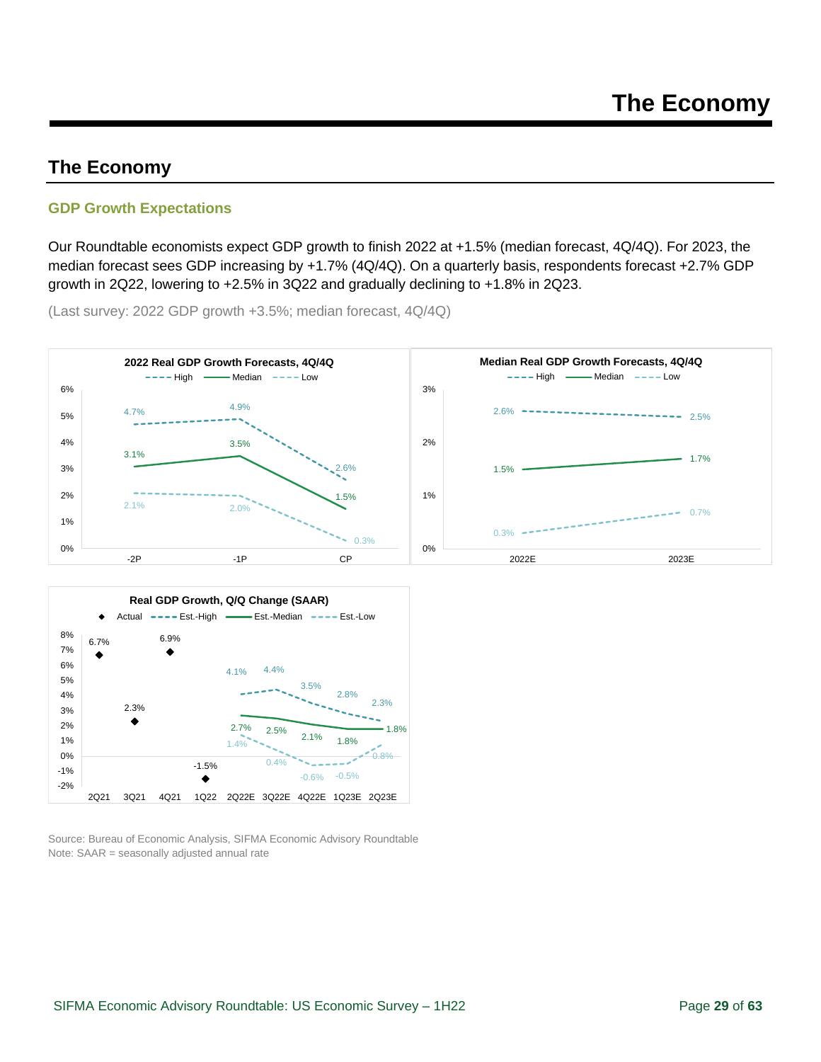## The Economy

### GDP Growth Expectations

Our Roundtable economists expect GDP growth to finish 2022 at +1.5% (median forecast, 4Q/4Q). For 2023, the median forecast sees GDP increasing by +1.7% (4Q/4Q). On a quarterly basis, respondents forecast +2.7% GDP growth in 2Q22, lowering to +2.5% in 3Q22 and gradually declining to +1.8% in 2Q23.

(Last survey: 2022 GDP growth +3.5%; median forecast, 4Q/4Q)

**2022 Real GDP Growth Forecasts, 4Q/4Q**

| | -2P | -1P | CP |
|---|---|---|---|
| High | 4.7% | 4.9% | 2.6% |
| Median | 3.1% | 3.5% | 1.5% |
| Low | 2.1% | 2.0% | 0.3% |

**Median Real GDP Growth Forecasts, 4Q/4Q**

| | 2022E | 2023E |
|---|---|---|
| High | 2.6% | 2.5% |
| Median | 1.5% | 1.7% |
| Low | 0.3% | 0.7% |

**Real GDP Growth, Q/Q Change (SAAR)**

| | 2Q21 | 3Q21 | 4Q21 | 1Q22 | 2Q22E | 3Q22E | 4Q22E | 1Q23E | 2Q23E |
|---|---|---|---|---|---|---|---|---|---|
| Actual | 6.7% | 2.3% | 6.9% | -1.5% | | | | | |
| Est.-High | | | | | 4.1% | 4.4% | 3.5% | 2.8% | 2.3% |
| Est.-Median | | | | | 2.7% | 2.5% | 2.1% | 1.8% | 1.8% |
| Est.-Low | | | | | 1.4% | 0.4% | -0.6% | -0.5% | 0.8% |

Source: Bureau of Economic Analysis, SIFMA Economic Advisory Roundtable
Note: SAAR = seasonally adjusted annual rate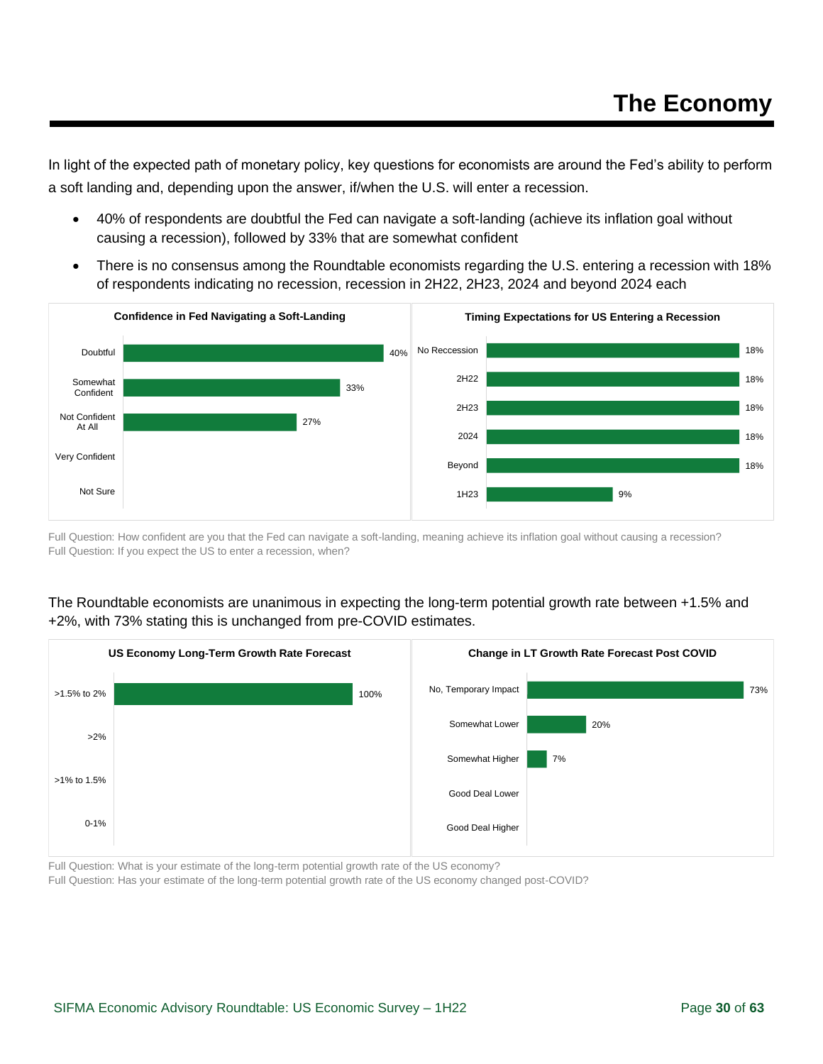# The Economy

In light of the expected path of monetary policy, key questions for economists are around the Fed's ability to perform a soft landing and, depending upon the answer, if/when the U.S. will enter a recession.

- 40% of respondents are doubtful the Fed can navigate a soft-landing (achieve its inflation goal without causing a recession), followed by 33% that are somewhat confident
- There is no consensus among the Roundtable economists regarding the U.S. entering a recession with 18% of respondents indicating no recession, recession in 2H22, 2H23, 2024 and beyond 2024 each

**Confidence in Fed Navigating a Soft-Landing**

| Response | % |
|---|---|
| Doubtful | 40% |
| Somewhat Confident | 33% |
| Not Confident At All | 27% |
| Very Confident | |
| Not Sure | |

**Timing Expectations for US Entering a Recession**

| Response | % |
|---|---|
| No Reccession | 18% |
| 2H22 | 18% |
| 2H23 | 18% |
| 2024 | 18% |
| Beyond | 18% |
| 1H23 | 9% |

Full Question: How confident are you that the Fed can navigate a soft-landing, meaning achieve its inflation goal without causing a recession?
Full Question: If you expect the US to enter a recession, when?

The Roundtable economists are unanimous in expecting the long-term potential growth rate between +1.5% and +2%, with 73% stating this is unchanged from pre-COVID estimates.

**US Economy Long-Term Growth Rate Forecast**

| Response | % |
|---|---|
| >1.5% to 2% | 100% |
| >2% | |
| >1% to 1.5% | |
| 0-1% | |

**Change in LT Growth Rate Forecast Post COVID**

| Response | % |
|---|---|
| No, Temporary Impact | 73% |
| Somewhat Lower | 20% |
| Somewhat Higher | 7% |
| Good Deal Lower | |
| Good Deal Higher | |

Full Question: What is your estimate of the long-term potential growth rate of the US economy?
Full Question: Has your estimate of the long-term potential growth rate of the US economy changed post-COVID?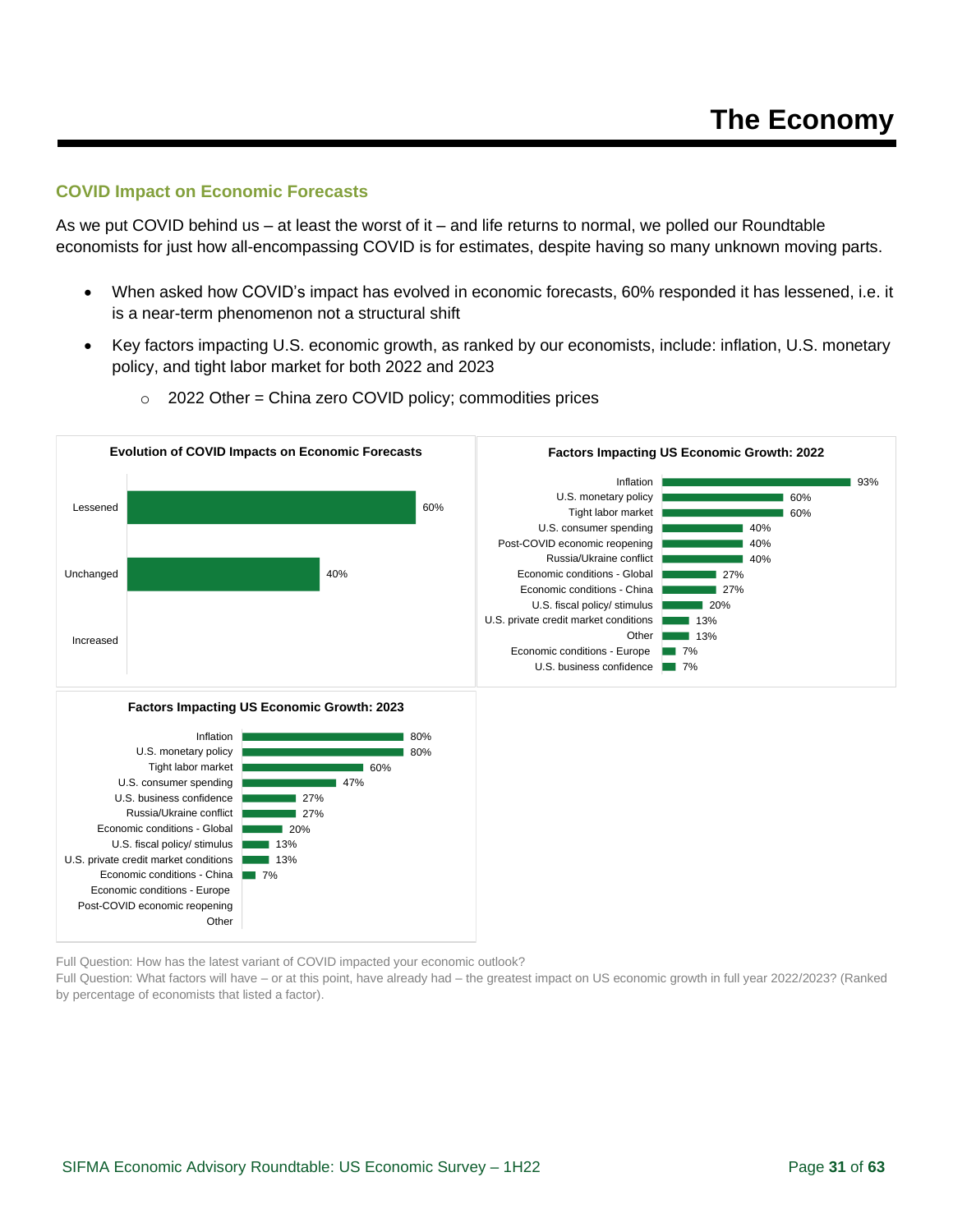# The Economy

## COVID Impact on Economic Forecasts

As we put COVID behind us – at least the worst of it – and life returns to normal, we polled our Roundtable economists for just how all-encompassing COVID is for estimates, despite having so many unknown moving parts.

- When asked how COVID's impact has evolved in economic forecasts, 60% responded it has lessened, i.e. it is a near-term phenomenon not a structural shift
- Key factors impacting U.S. economic growth, as ranked by our economists, include: inflation, U.S. monetary policy, and tight labor market for both 2022 and 2023
    - 2022 Other = China zero COVID policy; commodities prices

**Evolution of COVID Impacts on Economic Forecasts**

| Response | % |
|---|---|
| Lessened | 60% |
| Unchanged | 40% |
| Increased | |

**Factors Impacting US Economic Growth: 2022**

| Factor | % |
|---|---|
| Inflation | 93% |
| U.S. monetary policy | 60% |
| Tight labor market | 60% |
| U.S. consumer spending | 40% |
| Post-COVID economic reopening | 40% |
| Russia/Ukraine conflict | 40% |
| Economic conditions - Global | 27% |
| Economic conditions - China | 27% |
| U.S. fiscal policy/ stimulus | 20% |
| U.S. private credit market conditions | 13% |
| Other | 13% |
| Economic conditions - Europe | 7% |
| U.S. business confidence | 7% |

**Factors Impacting US Economic Growth: 2023**

| Factor | % |
|---|---|
| Inflation | 80% |
| U.S. monetary policy | 80% |
| Tight labor market | 60% |
| U.S. consumer spending | 47% |
| U.S. business confidence | 27% |
| Russia/Ukraine conflict | 27% |
| Economic conditions - Global | 20% |
| U.S. fiscal policy/ stimulus | 13% |
| U.S. private credit market conditions | 13% |
| Economic conditions - China | 7% |
| Economic conditions - Europe | |
| Post-COVID economic reopening | |
| Other | |

Full Question: How has the latest variant of COVID impacted your economic outlook?
Full Question: What factors will have – or at this point, have already had – the greatest impact on US economic growth in full year 2022/2023? (Ranked by percentage of economists that listed a factor).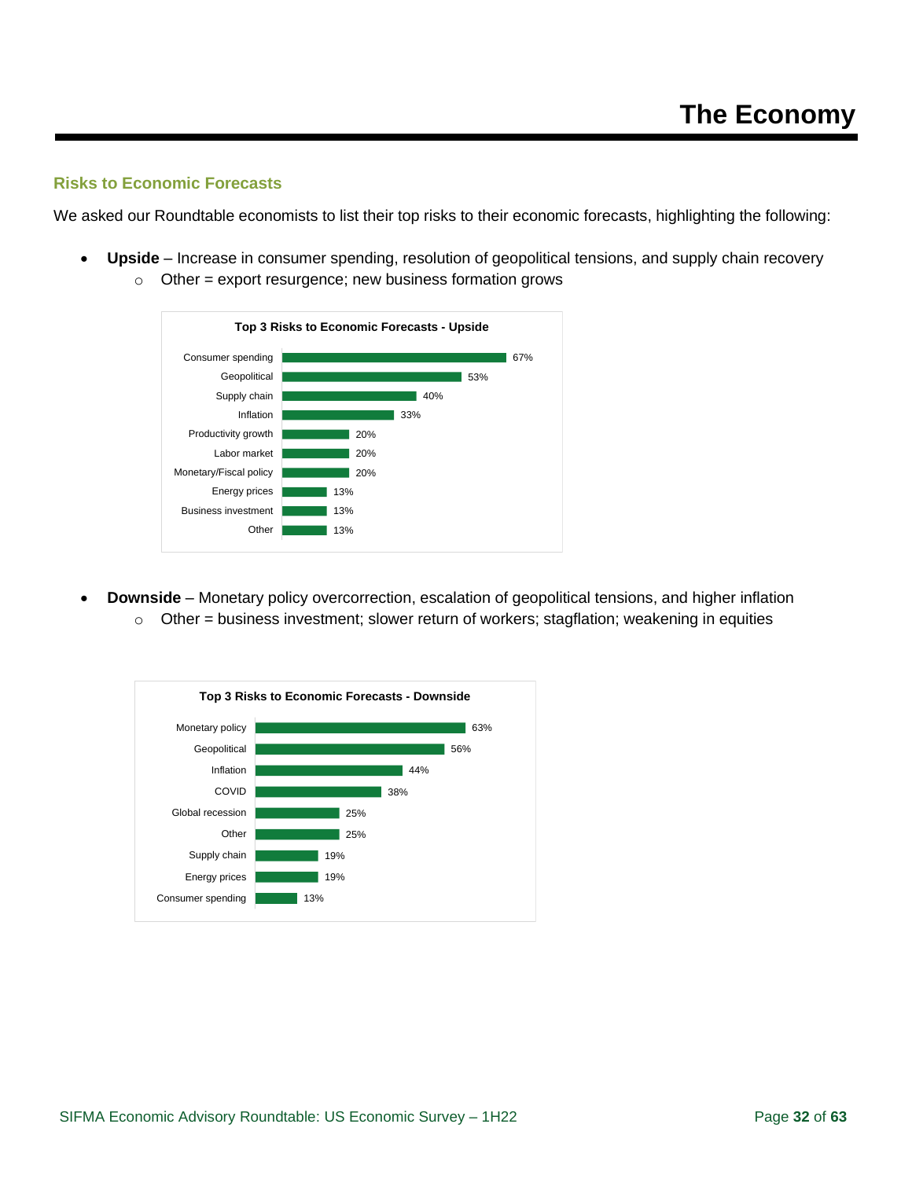## Risks to Economic Forecasts

We asked our Roundtable economists to list their top risks to their economic forecasts, highlighting the following:

- **Upside** – Increase in consumer spending, resolution of geopolitical tensions, and supply chain recovery
  - Other = export resurgence; new business formation grows

**Top 3 Risks to Economic Forecasts - Upside**

| Risk | % |
|---|---|
| Consumer spending | 67% |
| Geopolitical | 53% |
| Supply chain | 40% |
| Inflation | 33% |
| Productivity growth | 20% |
| Labor market | 20% |
| Monetary/Fiscal policy | 20% |
| Energy prices | 13% |
| Business investment | 13% |
| Other | 13% |

- **Downside** – Monetary policy overcorrection, escalation of geopolitical tensions, and higher inflation
  - Other = business investment; slower return of workers; stagflation; weakening in equities

**Top 3 Risks to Economic Forecasts - Downside**

| Risk | % |
|---|---|
| Monetary policy | 63% |
| Geopolitical | 56% |
| Inflation | 44% |
| COVID | 38% |
| Global recession | 25% |
| Other | 25% |
| Supply chain | 19% |
| Energy prices | 19% |
| Consumer spending | 13% |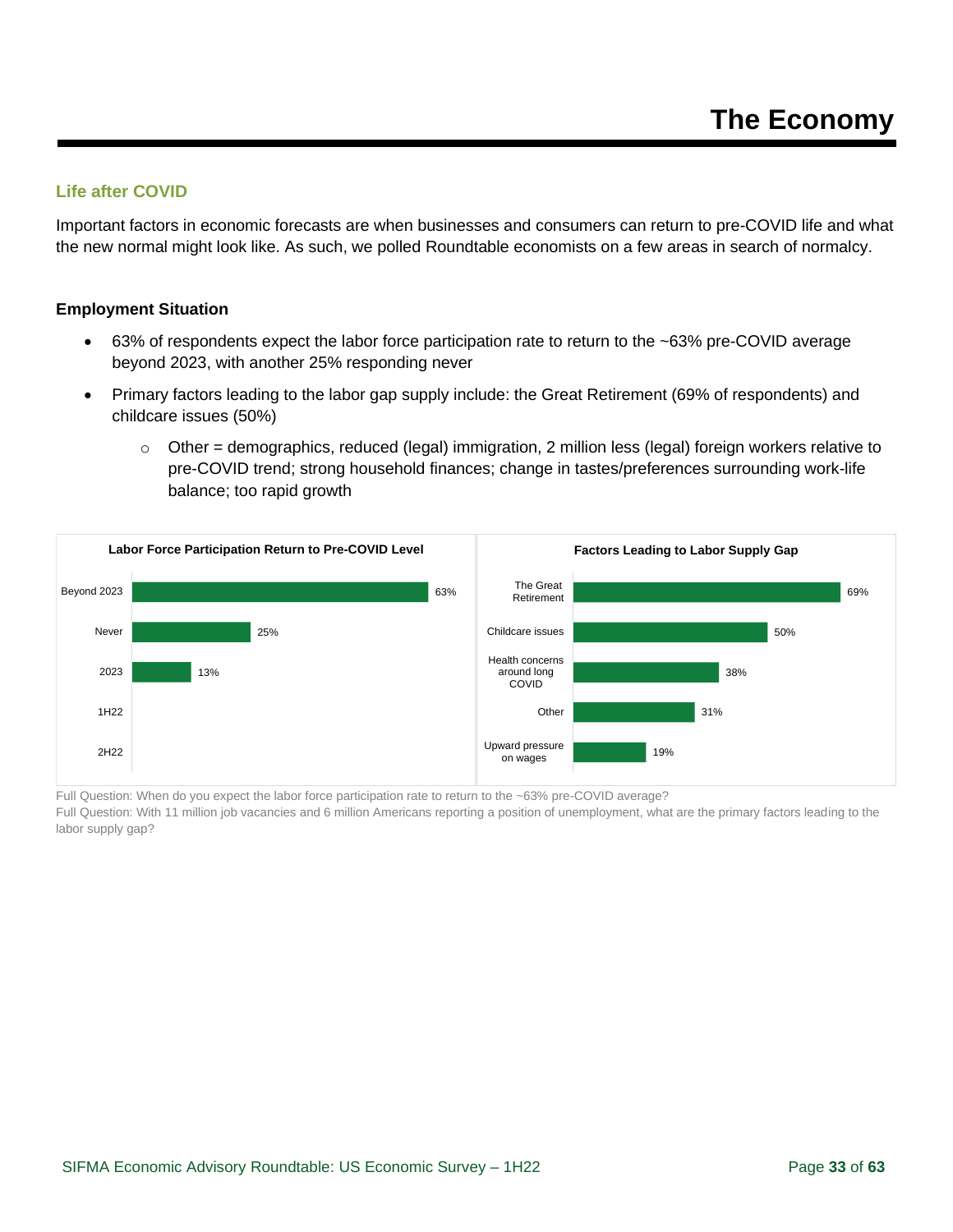# The Economy

## Life after COVID

Important factors in economic forecasts are when businesses and consumers can return to pre-COVID life and what the new normal might look like. As such, we polled Roundtable economists on a few areas in search of normalcy.

### Employment Situation

- 63% of respondents expect the labor force participation rate to return to the ~63% pre-COVID average beyond 2023, with another 25% responding never
- Primary factors leading to the labor gap supply include: the Great Retirement (69% of respondents) and childcare issues (50%)
  - Other = demographics, reduced (legal) immigration, 2 million less (legal) foreign workers relative to pre-COVID trend; strong household finances; change in tastes/preferences surrounding work-life balance; too rapid growth

**Labor Force Participation Return to Pre-COVID Level**

| Response | % |
|---|---|
| Beyond 2023 | 63% |
| Never | 25% |
| 2023 | 13% |
| 1H22 | |
| 2H22 | |

**Factors Leading to Labor Supply Gap**

| Factor | % |
|---|---|
| The Great Retirement | 69% |
| Childcare issues | 50% |
| Health concerns around long COVID | 38% |
| Other | 31% |
| Upward pressure on wages | 19% |

Full Question: When do you expect the labor force participation rate to return to the ~63% pre-COVID average?
Full Question: With 11 million job vacancies and 6 million Americans reporting a position of unemployment, what are the primary factors leading to the labor supply gap?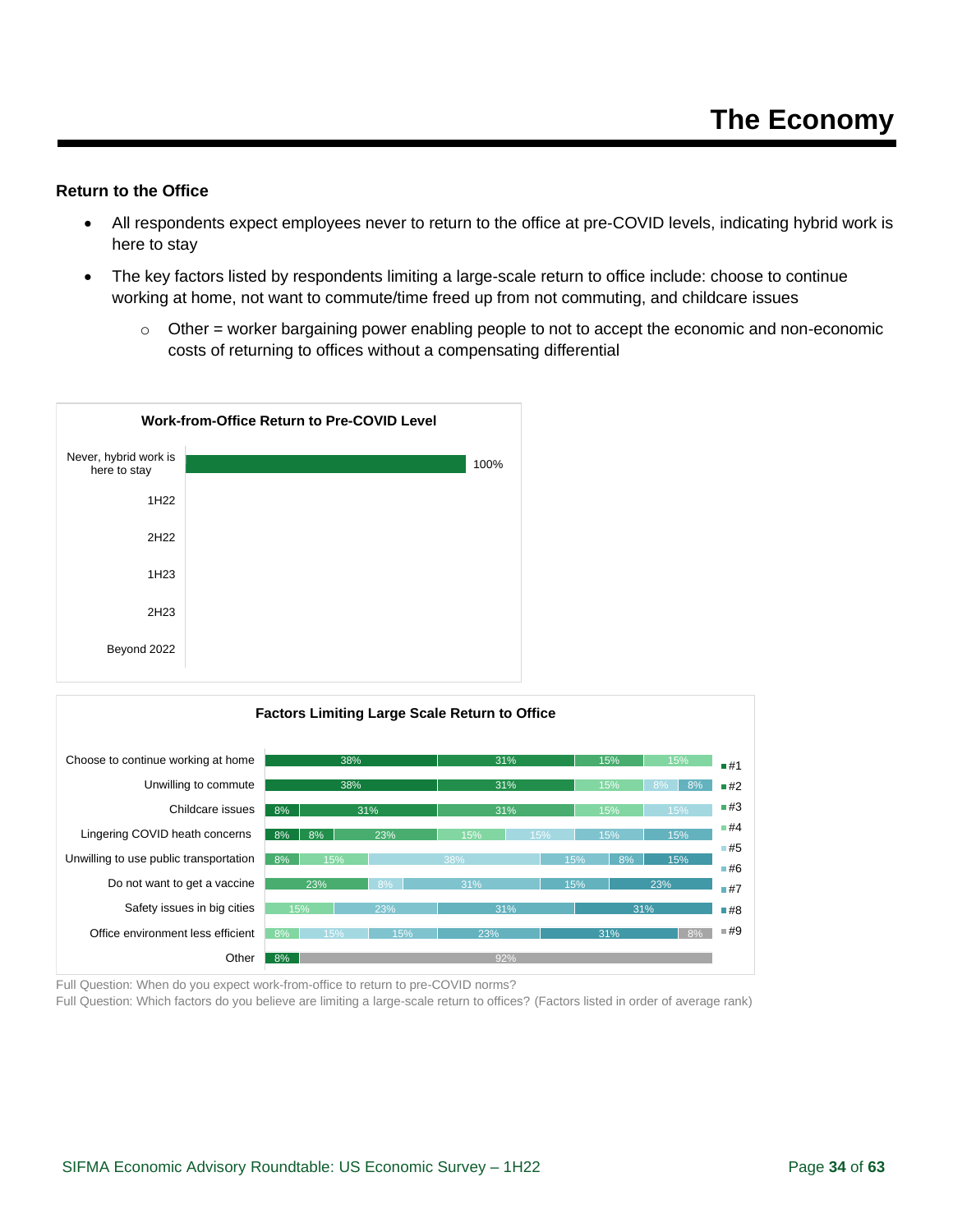# The Economy

**Return to the Office**

- All respondents expect employees never to return to the office at pre-COVID levels, indicating hybrid work is here to stay
- The key factors listed by respondents limiting a large-scale return to office include: choose to continue working at home, not want to commute/time freed up from not commuting, and childcare issues
  - Other = worker bargaining power enabling people to not to accept the economic and non-economic costs of returning to offices without a compensating differential

**Work-from-Office Return to Pre-COVID Level**

| Response | Share |
|---|---|
| Never, hybrid work is here to stay | 100% |
| 1H22 | |
| 2H22 | |
| 1H23 | |
| 2H23 | |
| Beyond 2022 | |

**Factors Limiting Large Scale Return to Office**

| Factor | Segments (in order, ranks #1–#9) |
|---|---|
| Choose to continue working at home | 38%, 31%, 15%, 15% |
| Unwilling to commute | 38%, 31%, 15%, 8%, 8% |
| Childcare issues | 8%, 31%, 31%, 15%, 15% |
| Lingering COVID heath concerns | 8%, 8%, 23%, 15%, 15%, 15%, 15% |
| Unwilling to use public transportation | 8%, 15%, 38%, 15%, 8%, 15% |
| Do not want to get a vaccine | 23%, 8%, 31%, 15%, 23% |
| Safety issues in big cities | 15%, 23%, 31%, 31% |
| Office environment less efficient | 8%, 15%, 15%, 23%, 31%, 8% |
| Other | 8%, 92% |

Full Question: When do you expect work-from-office to return to pre-COVID norms?
Full Question: Which factors do you believe are limiting a large-scale return to offices? (Factors listed in order of average rank)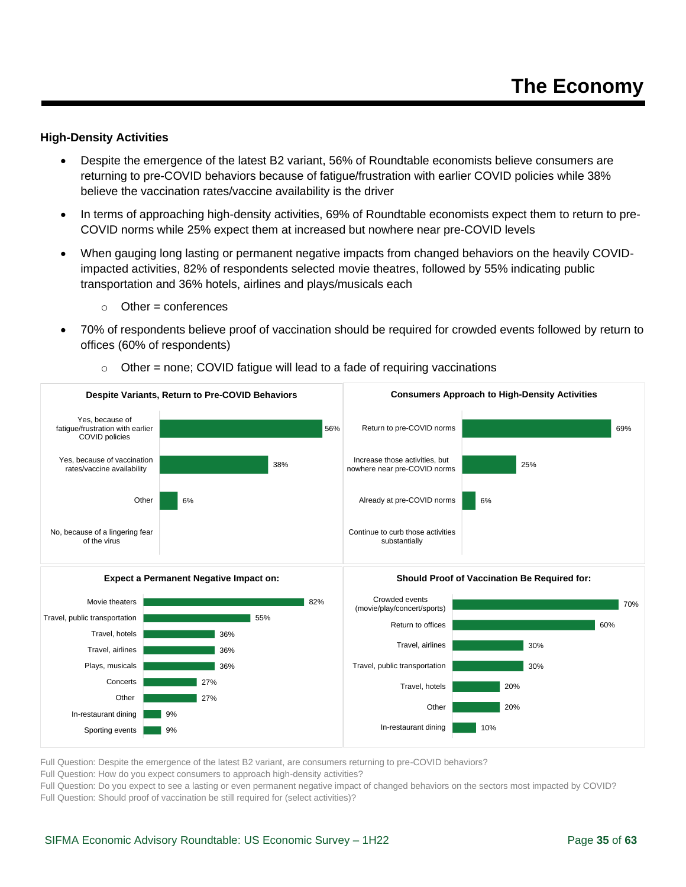# The Economy

**High-Density Activities**

- Despite the emergence of the latest B2 variant, 56% of Roundtable economists believe consumers are returning to pre-COVID behaviors because of fatigue/frustration with earlier COVID policies while 38% believe the vaccination rates/vaccine availability is the driver
- In terms of approaching high-density activities, 69% of Roundtable economists expect them to return to pre-COVID norms while 25% expect them at increased but nowhere near pre-COVID levels
- When gauging long lasting or permanent negative impacts from changed behaviors on the heavily COVID-impacted activities, 82% of respondents selected movie theatres, followed by 55% indicating public transportation and 36% hotels, airlines and plays/musicals each
  - Other = conferences
- 70% of respondents believe proof of vaccination should be required for crowded events followed by return to offices (60% of respondents)
  - Other = none; COVID fatigue will lead to a fade of requiring vaccinations

**Despite Variants, Return to Pre-COVID Behaviors**

| Response | % |
|---|---|
| Yes, because of fatigue/frustration with earlier COVID policies | 56% |
| Yes, because of vaccination rates/vaccine availability | 38% |
| Other | 6% |
| No, because of a lingering fear of the virus | |

**Consumers Approach to High-Density Activities**

| Response | % |
|---|---|
| Return to pre-COVID norms | 69% |
| Increase those activities, but nowhere near pre-COVID norms | 25% |
| Already at pre-COVID norms | 6% |
| Continue to curb those activities substantially | |

**Expect a Permanent Negative Impact on:**

| Activity | % |
|---|---|
| Movie theaters | 82% |
| Travel, public transportation | 55% |
| Travel, hotels | 36% |
| Travel, airlines | 36% |
| Plays, musicals | 36% |
| Concerts | 27% |
| Other | 27% |
| In-restaurant dining | 9% |
| Sporting events | 9% |

**Should Proof of Vaccination Be Required for:**

| Activity | % |
|---|---|
| Crowded events (movie/play/concert/sports) | 70% |
| Return to offices | 60% |
| Travel, airlines | 30% |
| Travel, public transportation | 30% |
| Travel, hotels | 20% |
| Other | 20% |
| In-restaurant dining | 10% |

Full Question: Despite the emergence of the latest B2 variant, are consumers returning to pre-COVID behaviors?
Full Question: How do you expect consumers to approach high-density activities?
Full Question: Do you expect to see a lasting or even permanent negative impact of changed behaviors on the sectors most impacted by COVID?
Full Question: Should proof of vaccination be still required for (select activities)?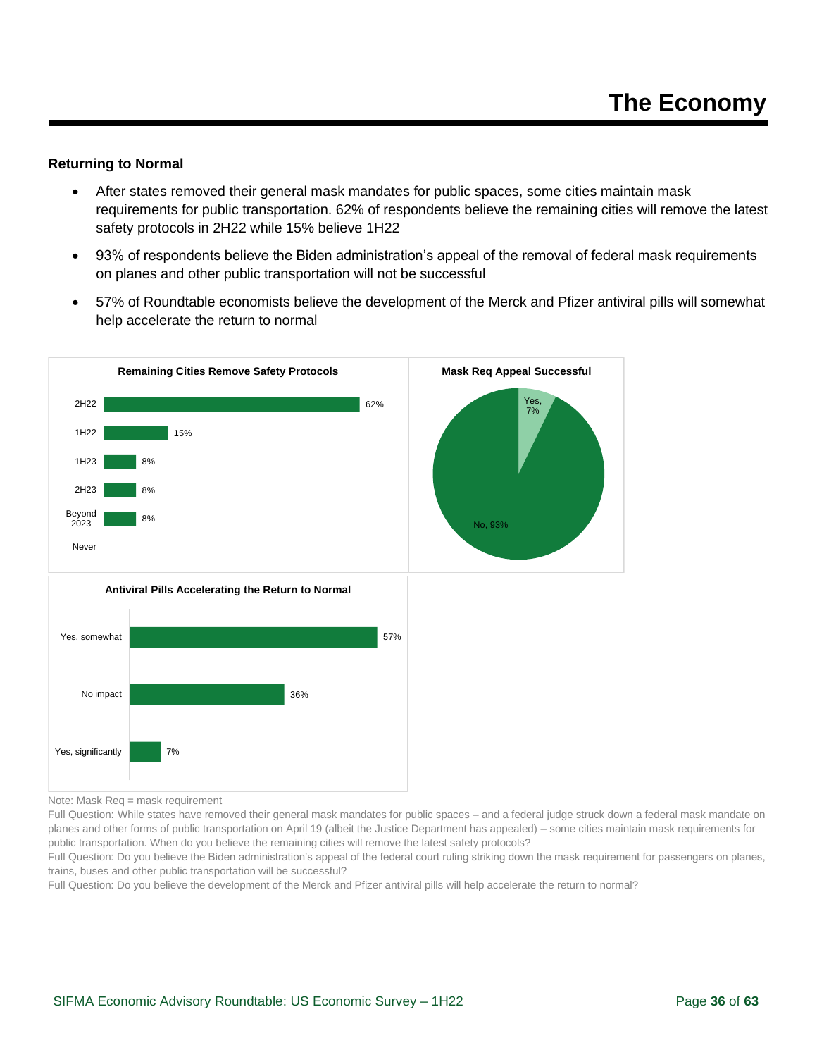# The Economy

### Returning to Normal

- After states removed their general mask mandates for public spaces, some cities maintain mask requirements for public transportation. 62% of respondents believe the remaining cities will remove the latest safety protocols in 2H22 while 15% believe 1H22
- 93% of respondents believe the Biden administration's appeal of the removal of federal mask requirements on planes and other public transportation will not be successful
- 57% of Roundtable economists believe the development of the Merck and Pfizer antiviral pills will somewhat help accelerate the return to normal

**Remaining Cities Remove Safety Protocols**

| | |
|---|---|
| 2H22 | 62% |
| 1H22 | 15% |
| 1H23 | 8% |
| 2H23 | 8% |
| Beyond 2023 | 8% |
| Never | |

**Mask Req Appeal Successful**

| | |
|---|---|
| Yes | 7% |
| No | 93% |

**Antiviral Pills Accelerating the Return to Normal**

| | |
|---|---|
| Yes, somewhat | 57% |
| No impact | 36% |
| Yes, significantly | 7% |

Note: Mask Req = mask requirement

Full Question: While states have removed their general mask mandates for public spaces – and a federal judge struck down a federal mask mandate on planes and other forms of public transportation on April 19 (albeit the Justice Department has appealed) – some cities maintain mask requirements for public transportation. When do you believe the remaining cities will remove the latest safety protocols?

Full Question: Do you believe the Biden administration's appeal of the federal court ruling striking down the mask requirement for passengers on planes, trains, buses and other public transportation will be successful?

Full Question: Do you believe the development of the Merck and Pfizer antiviral pills will help accelerate the return to normal?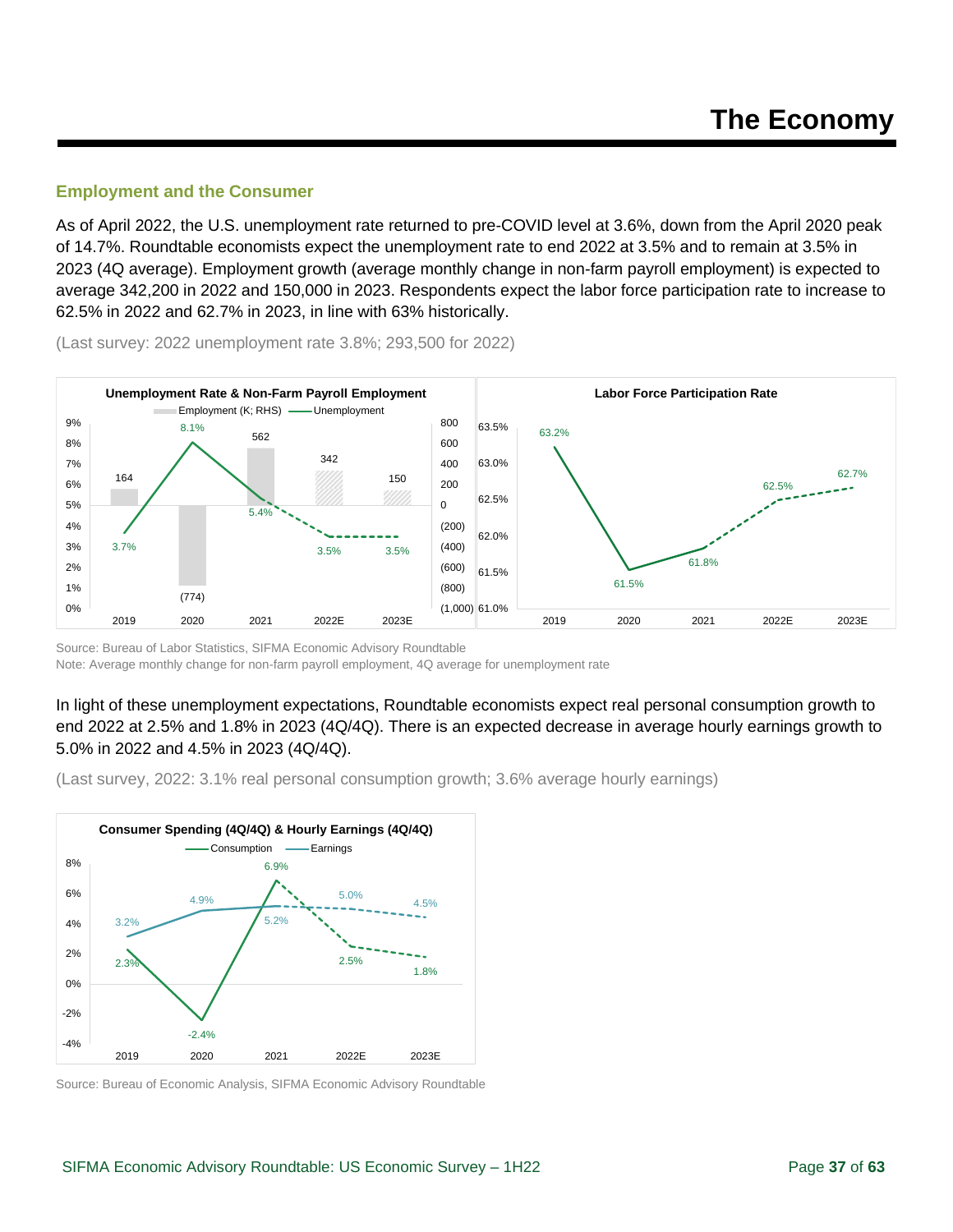# The Economy

## Employment and the Consumer

As of April 2022, the U.S. unemployment rate returned to pre-COVID level at 3.6%, down from the April 2020 peak of 14.7%. Roundtable economists expect the unemployment rate to end 2022 at 3.5% and to remain at 3.5% in 2023 (4Q average). Employment growth (average monthly change in non-farm payroll employment) is expected to average 342,200 in 2022 and 150,000 in 2023. Respondents expect the labor force participation rate to increase to 62.5% in 2022 and 62.7% in 2023, in line with 63% historically.

(Last survey: 2022 unemployment rate 3.8%; 293,500 for 2022)

**Unemployment Rate & Non-Farm Payroll Employment**

| | 2019 | 2020 | 2021 | 2022E | 2023E |
|---|---|---|---|---|---|
| Employment (K; RHS) | 164 | (774) | 562 | 342 | 150 |
| Unemployment | 3.7% | 8.1% | 5.4% | 3.5% | 3.5% |

**Labor Force Participation Rate**

| 2019 | 2020 | 2021 | 2022E | 2023E |
|---|---|---|---|---|
| 63.2% | 61.5% | 61.8% | 62.5% | 62.7% |

Source: Bureau of Labor Statistics, SIFMA Economic Advisory Roundtable
Note: Average monthly change for non-farm payroll employment, 4Q average for unemployment rate

In light of these unemployment expectations, Roundtable economists expect real personal consumption growth to end 2022 at 2.5% and 1.8% in 2023 (4Q/4Q). There is an expected decrease in average hourly earnings growth to 5.0% in 2022 and 4.5% in 2023 (4Q/4Q).

(Last survey, 2022: 3.1% real personal consumption growth; 3.6% average hourly earnings)

**Consumer Spending (4Q/4Q) & Hourly Earnings (4Q/4Q)**

| | 2019 | 2020 | 2021 | 2022E | 2023E |
|---|---|---|---|---|---|
| Consumption | 2.3% | -2.4% | 6.9% | 2.5% | 1.8% |
| Earnings | 3.2% | 4.9% | 5.2% | 5.0% | 4.5% |

Source: Bureau of Economic Analysis, SIFMA Economic Advisory Roundtable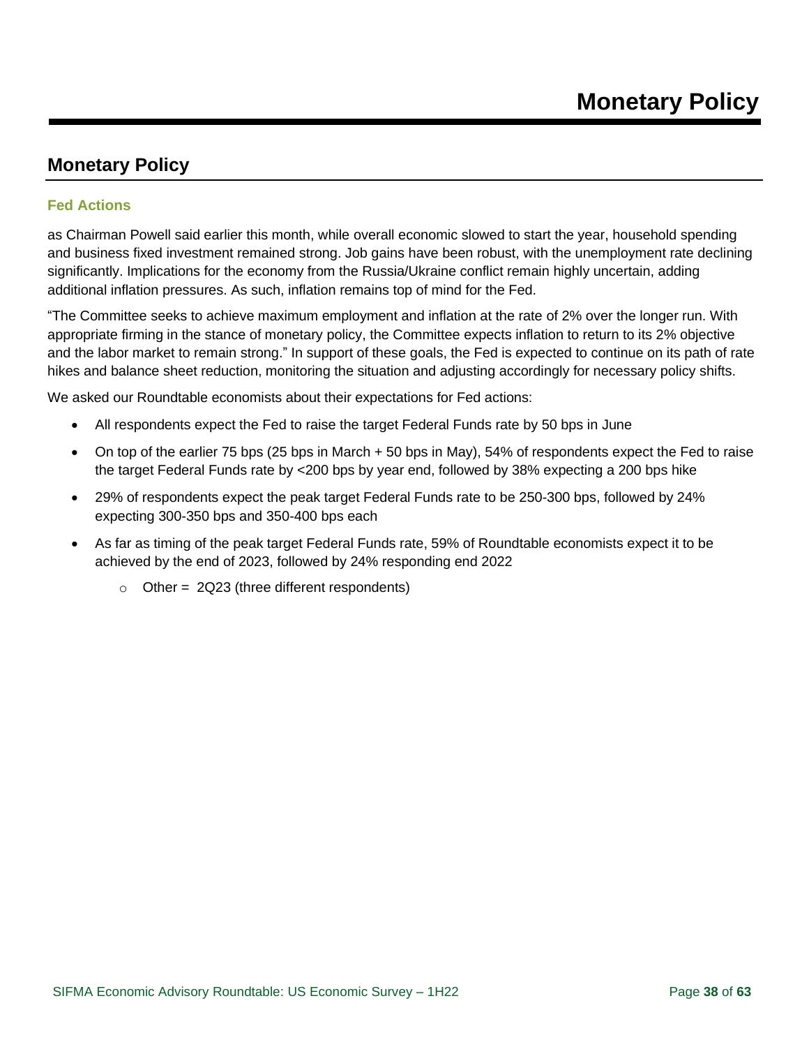# Monetary Policy

## Monetary Policy

### Fed Actions

as Chairman Powell said earlier this month, while overall economic slowed to start the year, household spending and business fixed investment remained strong. Job gains have been robust, with the unemployment rate declining significantly. Implications for the economy from the Russia/Ukraine conflict remain highly uncertain, adding additional inflation pressures. As such, inflation remains top of mind for the Fed.

"The Committee seeks to achieve maximum employment and inflation at the rate of 2% over the longer run. With appropriate firming in the stance of monetary policy, the Committee expects inflation to return to its 2% objective and the labor market to remain strong." In support of these goals, the Fed is expected to continue on its path of rate hikes and balance sheet reduction, monitoring the situation and adjusting accordingly for necessary policy shifts.

We asked our Roundtable economists about their expectations for Fed actions:

- All respondents expect the Fed to raise the target Federal Funds rate by 50 bps in June
- On top of the earlier 75 bps (25 bps in March + 50 bps in May), 54% of respondents expect the Fed to raise the target Federal Funds rate by <200 bps by year end, followed by 38% expecting a 200 bps hike
- 29% of respondents expect the peak target Federal Funds rate to be 250-300 bps, followed by 24% expecting 300-350 bps and 350-400 bps each
- As far as timing of the peak target Federal Funds rate, 59% of Roundtable economists expect it to be achieved by the end of 2023, followed by 24% responding end 2022
  - Other = 2Q23 (three different respondents)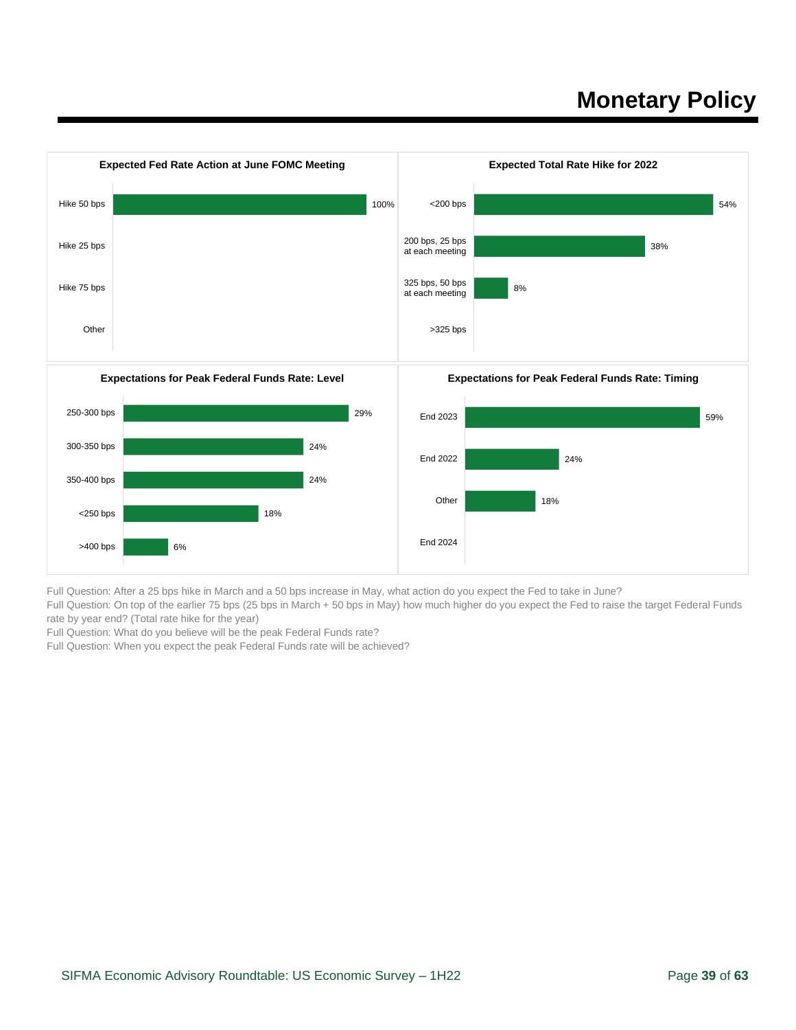# Monetary Policy

**Expected Fed Rate Action at June FOMC Meeting**

| Response | % |
|---|---|
| Hike 50 bps | 100% |
| Hike 25 bps | |
| Hike 75 bps | |
| Other | |

**Expected Total Rate Hike for 2022**

| Response | % |
|---|---|
| <200 bps | 54% |
| 200 bps, 25 bps at each meeting | 38% |
| 325 bps, 50 bps at each meeting | 8% |
| >325 bps | |

**Expectations for Peak Federal Funds Rate: Level**

| Response | % |
|---|---|
| 250-300 bps | 29% |
| 300-350 bps | 24% |
| 350-400 bps | 24% |
| <250 bps | 18% |
| >400 bps | 6% |

**Expectations for Peak Federal Funds Rate: Timing**

| Response | % |
|---|---|
| End 2023 | 59% |
| End 2022 | 24% |
| Other | 18% |
| End 2024 | |

Full Question: After a 25 bps hike in March and a 50 bps increase in May, what action do you expect the Fed to take in June?
Full Question: On top of the earlier 75 bps (25 bps in March + 50 bps in May) how much higher do you expect the Fed to raise the target Federal Funds rate by year end? (Total rate hike for the year)
Full Question: What do you believe will be the peak Federal Funds rate?
Full Question: When you expect the peak Federal Funds rate will be achieved?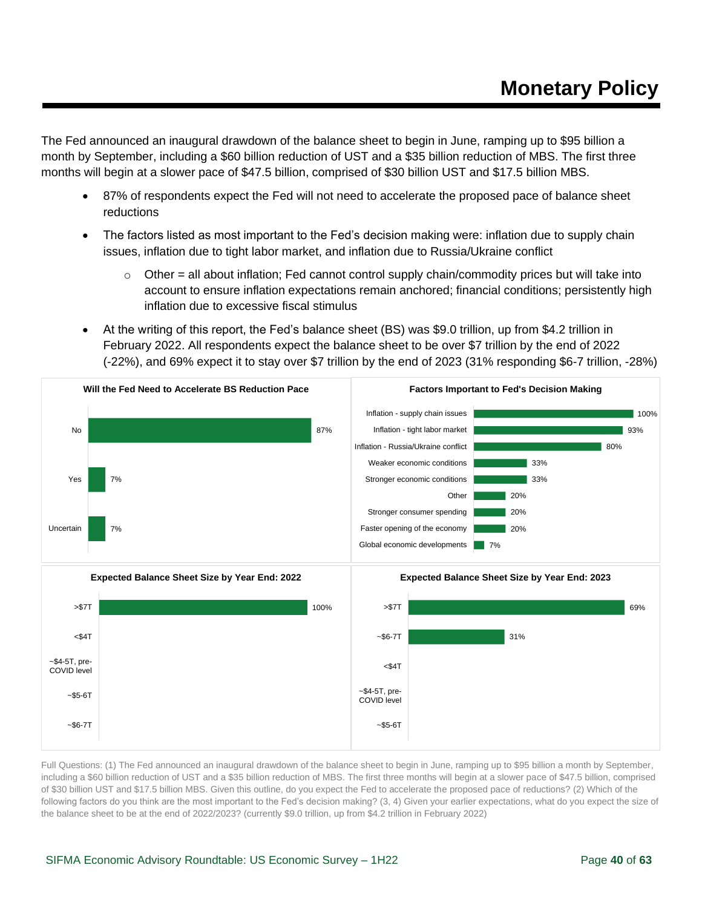# Monetary Policy

The Fed announced an inaugural drawdown of the balance sheet to begin in June, ramping up to $95 billion a month by September, including a $60 billion reduction of UST and a $35 billion reduction of MBS. The first three months will begin at a slower pace of $47.5 billion, comprised of $30 billion UST and $17.5 billion MBS.

- 87% of respondents expect the Fed will not need to accelerate the proposed pace of balance sheet reductions
- The factors listed as most important to the Fed's decision making were: inflation due to supply chain issues, inflation due to tight labor market, and inflation due to Russia/Ukraine conflict
  - Other = all about inflation; Fed cannot control supply chain/commodity prices but will take into account to ensure inflation expectations remain anchored; financial conditions; persistently high inflation due to excessive fiscal stimulus
- At the writing of this report, the Fed's balance sheet (BS) was $9.0 trillion, up from $4.2 trillion in February 2022. All respondents expect the balance sheet to be over $7 trillion by the end of 2022 (-22%), and 69% expect it to stay over $7 trillion by the end of 2023 (31% responding $6-7 trillion, -28%)

**Will the Fed Need to Accelerate BS Reduction Pace**

| Response | % |
|---|---|
| No | 87% |
| Yes | 7% |
| Uncertain | 7% |

**Factors Important to Fed's Decision Making**

| Factor | % |
|---|---|
| Inflation - supply chain issues | 100% |
| Inflation - tight labor market | 93% |
| Inflation - Russia/Ukraine conflict | 80% |
| Weaker economic conditions | 33% |
| Stronger economic conditions | 33% |
| Other | 20% |
| Stronger consumer spending | 20% |
| Faster opening of the economy | 20% |
| Global economic developments | 7% |

**Expected Balance Sheet Size by Year End: 2022**

| Size | % |
|---|---|
| >$7T | 100% |
| <$4T | |
| ~$4-5T, pre-COVID level | |
| ~$5-6T | |
| ~$6-7T | |

**Expected Balance Sheet Size by Year End: 2023**

| Size | % |
|---|---|
| >$7T | 69% |
| ~$6-7T | 31% |
| <$4T | |
| ~$4-5T, pre-COVID level | |
| ~$5-6T | |

Full Questions: (1) The Fed announced an inaugural drawdown of the balance sheet to begin in June, ramping up to $95 billion a month by September, including a $60 billion reduction of UST and a $35 billion reduction of MBS. The first three months will begin at a slower pace of $47.5 billion, comprised of $30 billion UST and $17.5 billion MBS. Given this outline, do you expect the Fed to accelerate the proposed pace of reductions? (2) Which of the following factors do you think are the most important to the Fed's decision making? (3, 4) Given your earlier expectations, what do you expect the size of the balance sheet to be at the end of 2022/2023? (currently $9.0 trillion, up from $4.2 trillion in February 2022)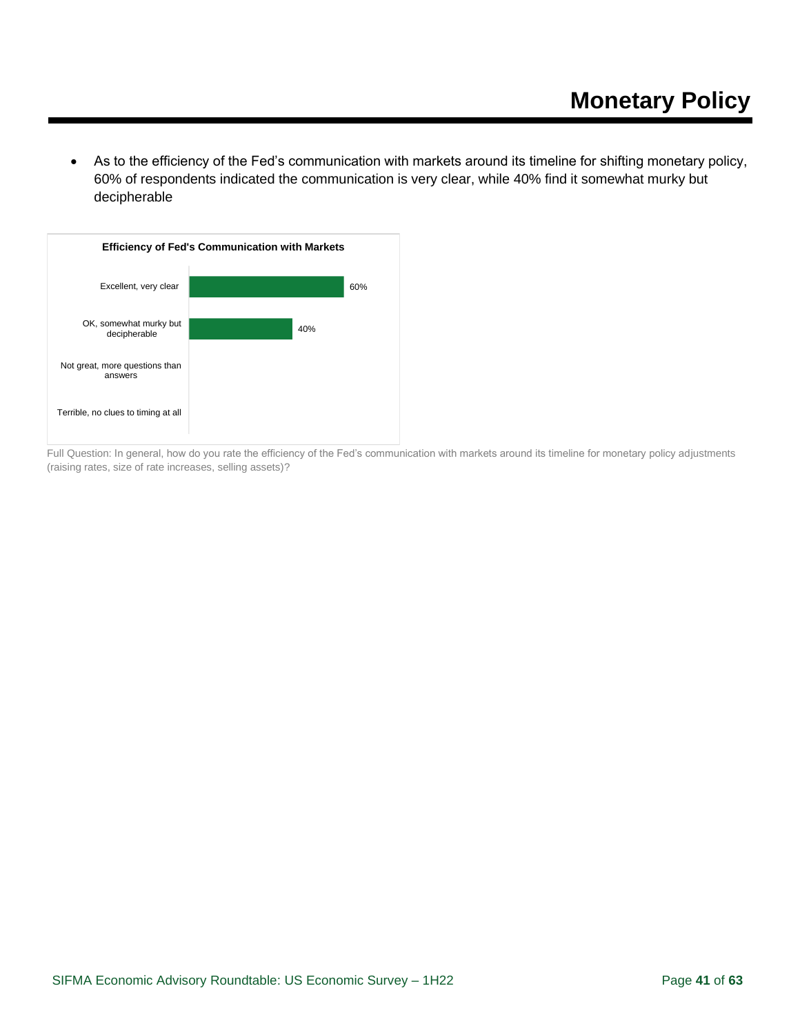# Monetary Policy

- As to the efficiency of the Fed's communication with markets around its timeline for shifting monetary policy, 60% of respondents indicated the communication is very clear, while 40% find it somewhat murky but decipherable

**Efficiency of Fed's Communication with Markets**

| Response | Percentage |
| --- | --- |
| Excellent, very clear | 60% |
| OK, somewhat murky but decipherable | 40% |
| Not great, more questions than answers | |
| Terrible, no clues to timing at all | |

Full Question: In general, how do you rate the efficiency of the Fed's communication with markets around its timeline for monetary policy adjustments (raising rates, size of rate increases, selling assets)?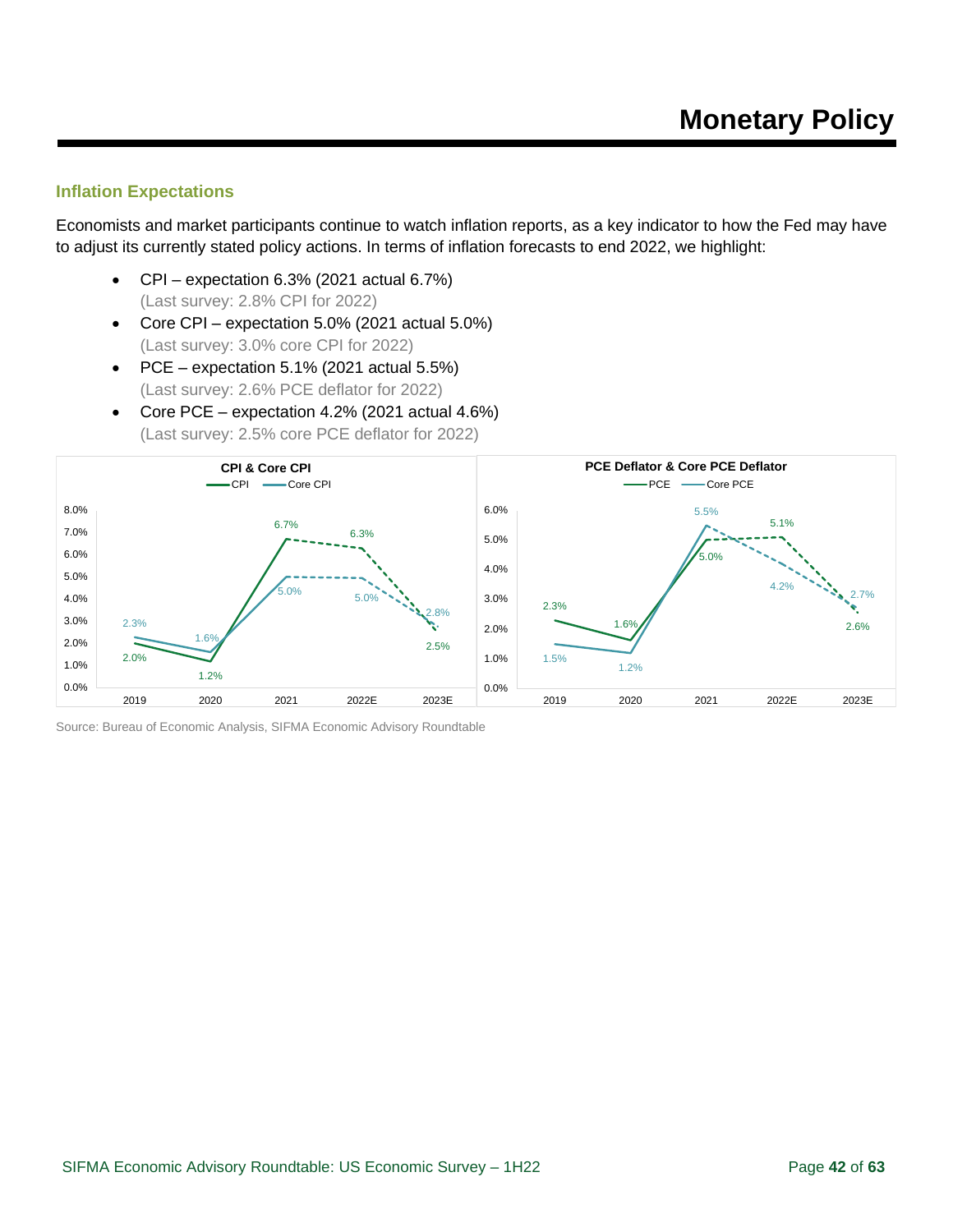# Monetary Policy

## Inflation Expectations

Economists and market participants continue to watch inflation reports, as a key indicator to how the Fed may have to adjust its currently stated policy actions. In terms of inflation forecasts to end 2022, we highlight:

- CPI – expectation 6.3% (2021 actual 6.7%)
  (Last survey: 2.8% CPI for 2022)
- Core CPI – expectation 5.0% (2021 actual 5.0%)
  (Last survey: 3.0% core CPI for 2022)
- PCE – expectation 5.1% (2021 actual 5.5%)
  (Last survey: 2.6% PCE deflator for 2022)
- Core PCE – expectation 4.2% (2021 actual 4.6%)
  (Last survey: 2.5% core PCE deflator for 2022)

**CPI & Core CPI**

| | 2019 | 2020 | 2021 | 2022E | 2023E |
|---|---|---|---|---|---|
| CPI | 2.0% | 1.2% | 6.7% | 6.3% | 2.5% |
| Core CPI | 2.3% | 1.6% | 5.0% | 5.0% | 2.8% |

**PCE Deflator & Core PCE Deflator**

| | 2019 | 2020 | 2021 | 2022E | 2023E |
|---|---|---|---|---|---|
| PCE | 2.3% | 1.6% | 5.0% | 5.1% | 2.6% |
| Core PCE | 1.5% | 1.2% | 5.5% | 4.2% | 2.7% |

Source: Bureau of Economic Analysis, SIFMA Economic Advisory Roundtable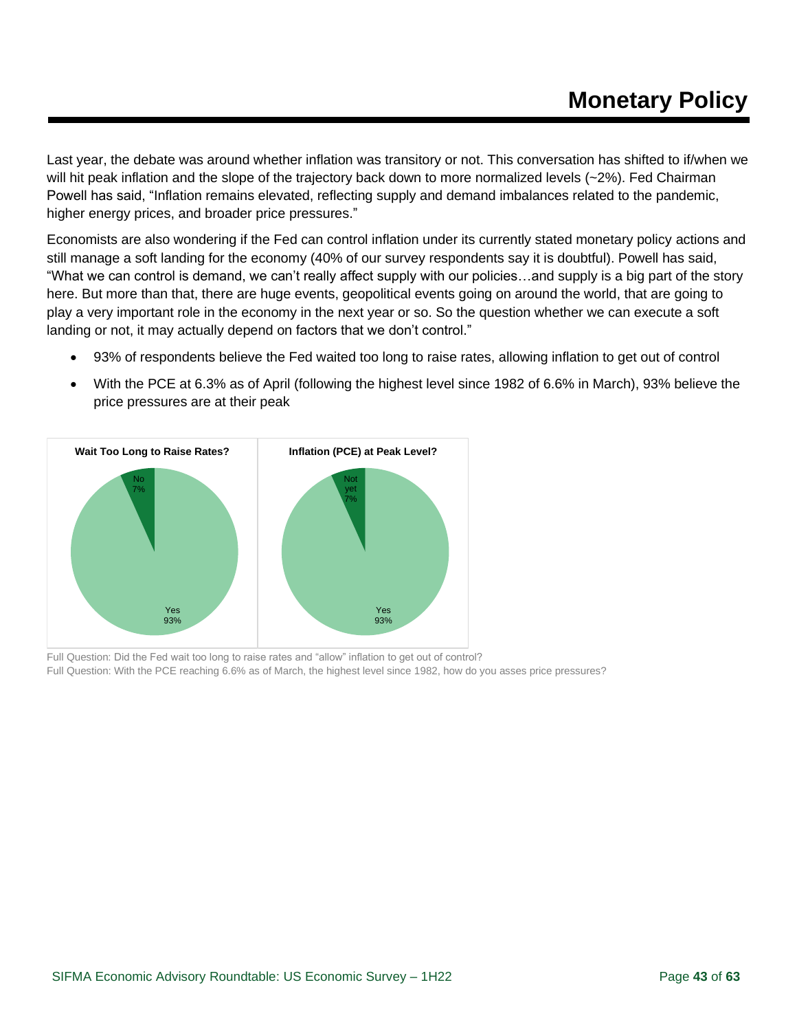# Monetary Policy

Last year, the debate was around whether inflation was transitory or not. This conversation has shifted to if/when we will hit peak inflation and the slope of the trajectory back down to more normalized levels (~2%). Fed Chairman Powell has said, "Inflation remains elevated, reflecting supply and demand imbalances related to the pandemic, higher energy prices, and broader price pressures."

Economists are also wondering if the Fed can control inflation under its currently stated monetary policy actions and still manage a soft landing for the economy (40% of our survey respondents say it is doubtful). Powell has said, "What we can control is demand, we can't really affect supply with our policies…and supply is a big part of the story here. But more than that, there are huge events, geopolitical events going on around the world, that are going to play a very important role in the economy in the next year or so. So the question whether we can execute a soft landing or not, it may actually depend on factors that we don't control."

- 93% of respondents believe the Fed waited too long to raise rates, allowing inflation to get out of control
- With the PCE at 6.3% as of April (following the highest level since 1982 of 6.6% in March), 93% believe the price pressures are at their peak

**Wait Too Long to Raise Rates?**

No 7%

Yes 93%

**Inflation (PCE) at Peak Level?**

Not yet 7%

Yes 93%

Full Question: Did the Fed wait too long to raise rates and "allow" inflation to get out of control?

Full Question: With the PCE reaching 6.6% as of March, the highest level since 1982, how do you asses price pressures?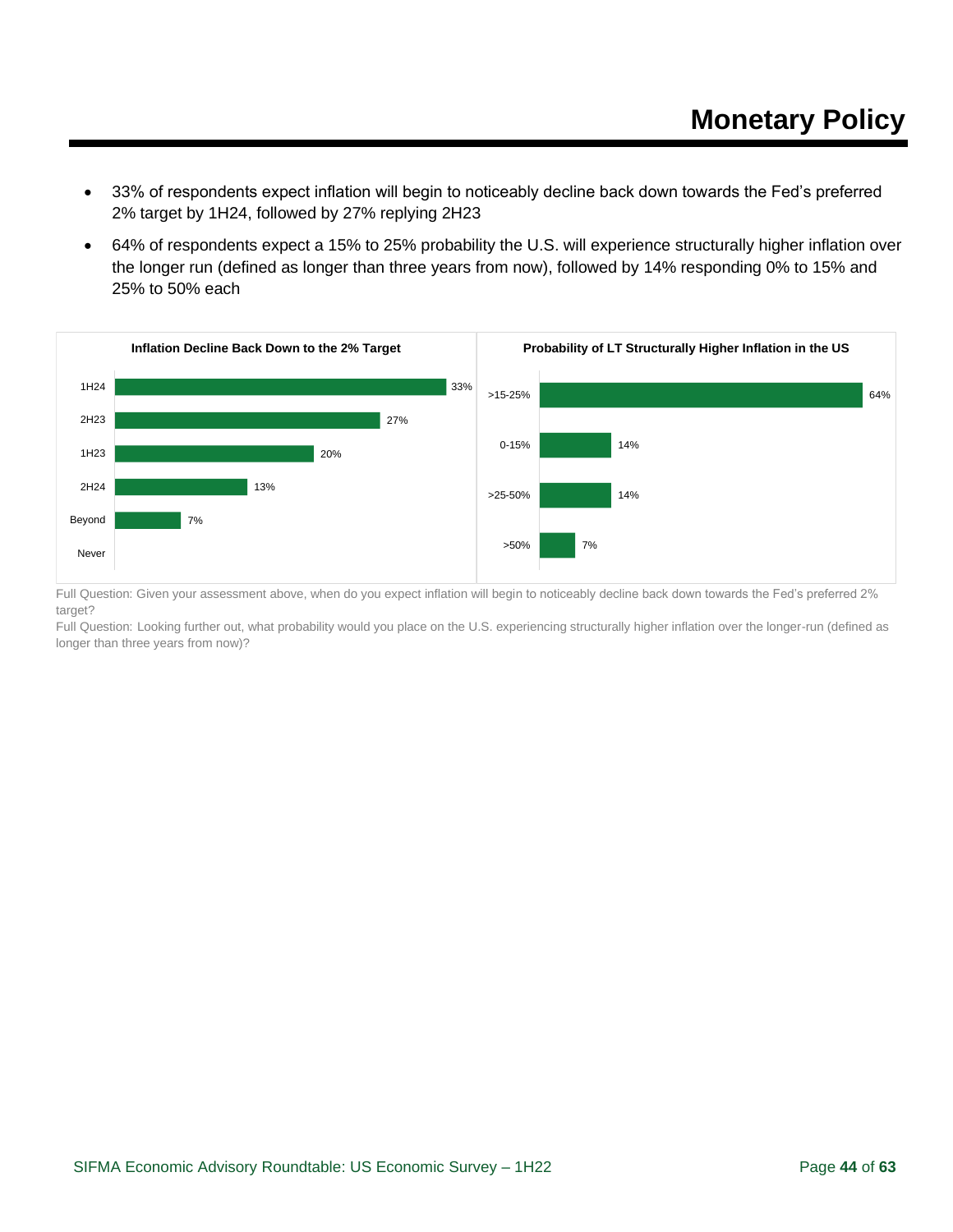# Monetary Policy

- 33% of respondents expect inflation will begin to noticeably decline back down towards the Fed's preferred 2% target by 1H24, followed by 27% replying 2H23
- 64% of respondents expect a 15% to 25% probability the U.S. will experience structurally higher inflation over the longer run (defined as longer than three years from now), followed by 14% responding 0% to 15% and 25% to 50% each

**Inflation Decline Back Down to the 2% Target**

| Period | Share |
| --- | --- |
| 1H24 | 33% |
| 2H23 | 27% |
| 1H23 | 20% |
| 2H24 | 13% |
| Beyond | 7% |
| Never | |

**Probability of LT Structurally Higher Inflation in the US**

| Probability | Share |
| --- | --- |
| >15-25% | 64% |
| 0-15% | 14% |
| >25-50% | 14% |
| >50% | 7% |

Full Question: Given your assessment above, when do you expect inflation will begin to noticeably decline back down towards the Fed's preferred 2% target?

Full Question: Looking further out, what probability would you place on the U.S. experiencing structurally higher inflation over the longer-run (defined as longer than three years from now)?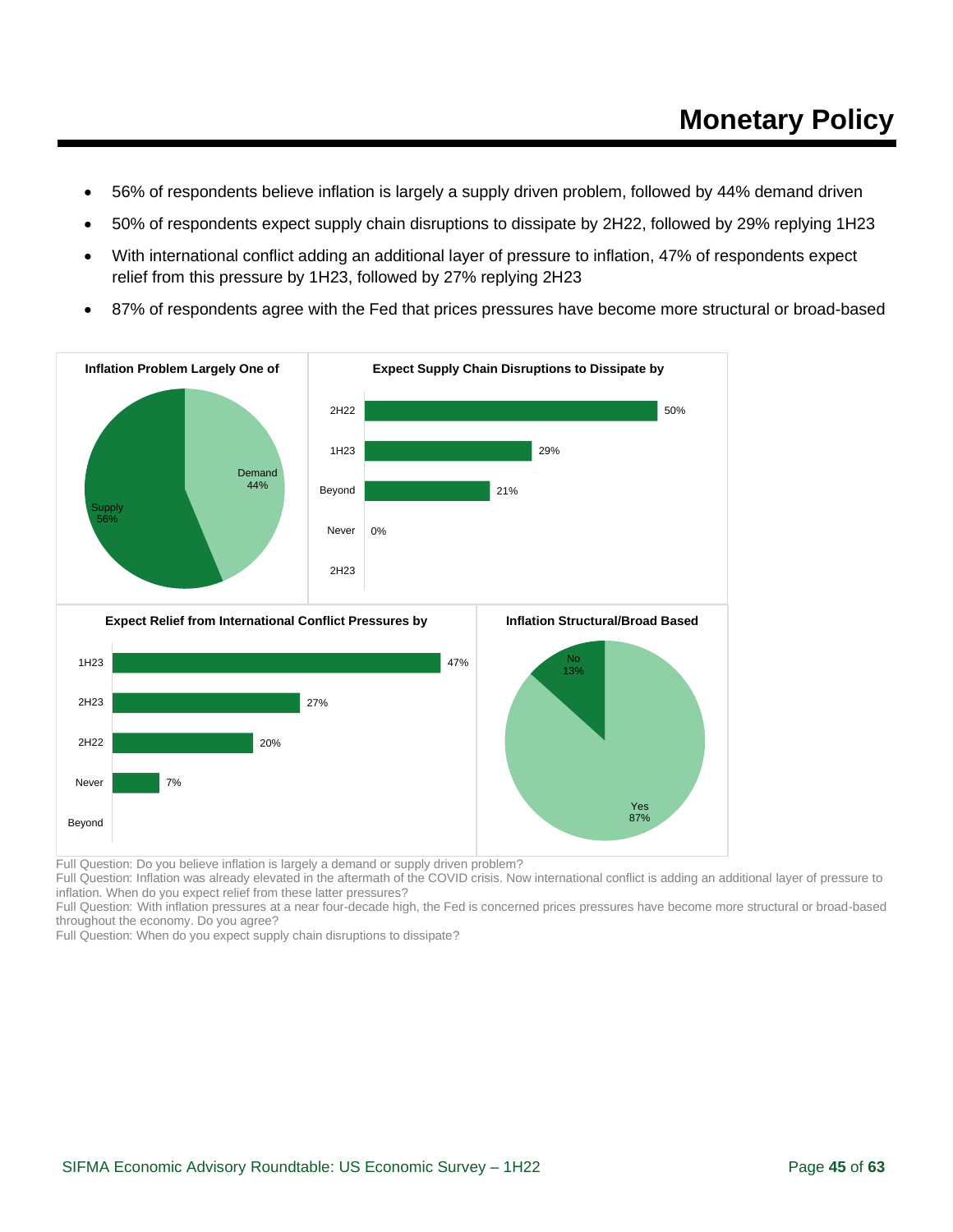# Monetary Policy

- 56% of respondents believe inflation is largely a supply driven problem, followed by 44% demand driven
- 50% of respondents expect supply chain disruptions to dissipate by 2H22, followed by 29% replying 1H23
- With international conflict adding an additional layer of pressure to inflation, 47% of respondents expect relief from this pressure by 1H23, followed by 27% replying 2H23
- 87% of respondents agree with the Fed that prices pressures have become more structural or broad-based

**Inflation Problem Largely One of**

| Response | Share |
|---|---|
| Supply | 56% |
| Demand | 44% |

**Expect Supply Chain Disruptions to Dissipate by**

| Response | Share |
|---|---|
| 2H22 | 50% |
| 1H23 | 29% |
| Beyond | 21% |
| Never | 0% |
| 2H23 | |

**Expect Relief from International Conflict Pressures by**

| Response | Share |
|---|---|
| 1H23 | 47% |
| 2H23 | 27% |
| 2H22 | 20% |
| Never | 7% |
| Beyond | |

**Inflation Structural/Broad Based**

| Response | Share |
|---|---|
| Yes | 87% |
| No | 13% |

Full Question: Do you believe inflation is largely a demand or supply driven problem?
Full Question: Inflation was already elevated in the aftermath of the COVID crisis. Now international conflict is adding an additional layer of pressure to inflation. When do you expect relief from these latter pressures?
Full Question: With inflation pressures at a near four-decade high, the Fed is concerned prices pressures have become more structural or broad-based throughout the economy. Do you agree?
Full Question: When do you expect supply chain disruptions to dissipate?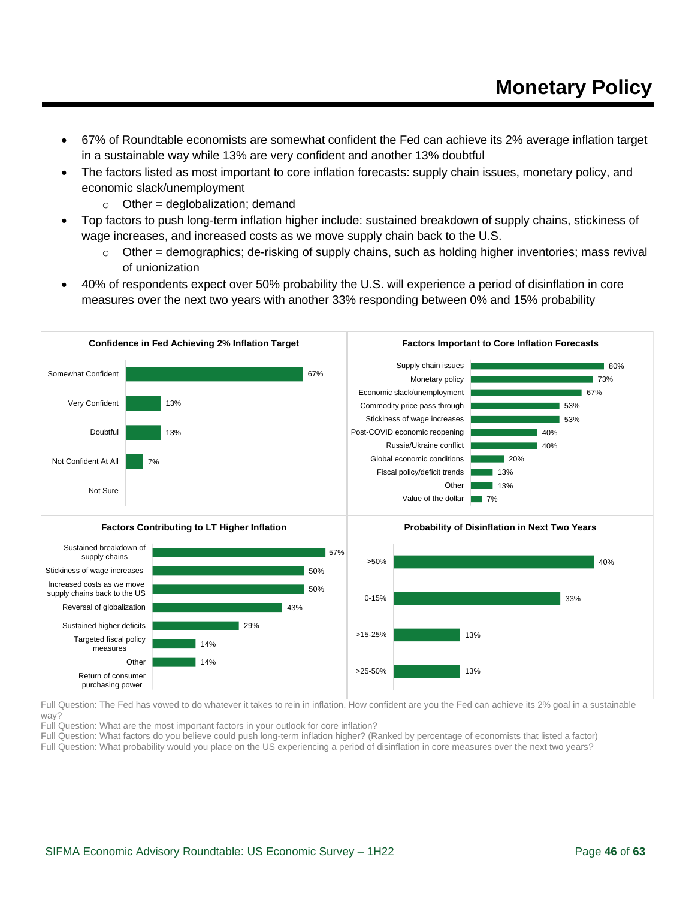# Monetary Policy

- 67% of Roundtable economists are somewhat confident the Fed can achieve its 2% average inflation target in a sustainable way while 13% are very confident and another 13% doubtful
- The factors listed as most important to core inflation forecasts: supply chain issues, monetary policy, and economic slack/unemployment
  - Other = deglobalization; demand
- Top factors to push long-term inflation higher include: sustained breakdown of supply chains, stickiness of wage increases, and increased costs as we move supply chain back to the U.S.
  - Other = demographics; de-risking of supply chains, such as holding higher inventories; mass revival of unionization
- 40% of respondents expect over 50% probability the U.S. will experience a period of disinflation in core measures over the next two years with another 33% responding between 0% and 15% probability

**Confidence in Fed Achieving 2% Inflation Target**

| Response | % |
|---|---|
| Somewhat Confident | 67% |
| Very Confident | 13% |
| Doubtful | 13% |
| Not Confident At All | 7% |
| Not Sure | |

**Factors Important to Core Inflation Forecasts**

| Factor | % |
|---|---|
| Supply chain issues | 80% |
| Monetary policy | 73% |
| Economic slack/unemployment | 67% |
| Commodity price pass through | 53% |
| Stickiness of wage increases | 53% |
| Post-COVID economic reopening | 40% |
| Russia/Ukraine conflict | 40% |
| Global economic conditions | 20% |
| Fiscal policy/deficit trends | 13% |
| Other | 13% |
| Value of the dollar | 7% |

**Factors Contributing to LT Higher Inflation**

| Factor | % |
|---|---|
| Sustained breakdown of supply chains | 57% |
| Stickiness of wage increases | 50% |
| Increased costs as we move supply chains back to the US | 50% |
| Reversal of globalization | 43% |
| Sustained higher deficits | 29% |
| Targeted fiscal policy measures | 14% |
| Other | 14% |
| Return of consumer purchasing power | |

**Probability of Disinflation in Next Two Years**

| Probability | % |
|---|---|
| >50% | 40% |
| 0-15% | 33% |
| >15-25% | 13% |
| >25-50% | 13% |

Full Question: The Fed has vowed to do whatever it takes to rein in inflation. How confident are you the Fed can achieve its 2% goal in a sustainable way?
Full Question: What are the most important factors in your outlook for core inflation?
Full Question: What factors do you believe could push long-term inflation higher? (Ranked by percentage of economists that listed a factor)
Full Question: What probability would you place on the US experiencing a period of disinflation in core measures over the next two years?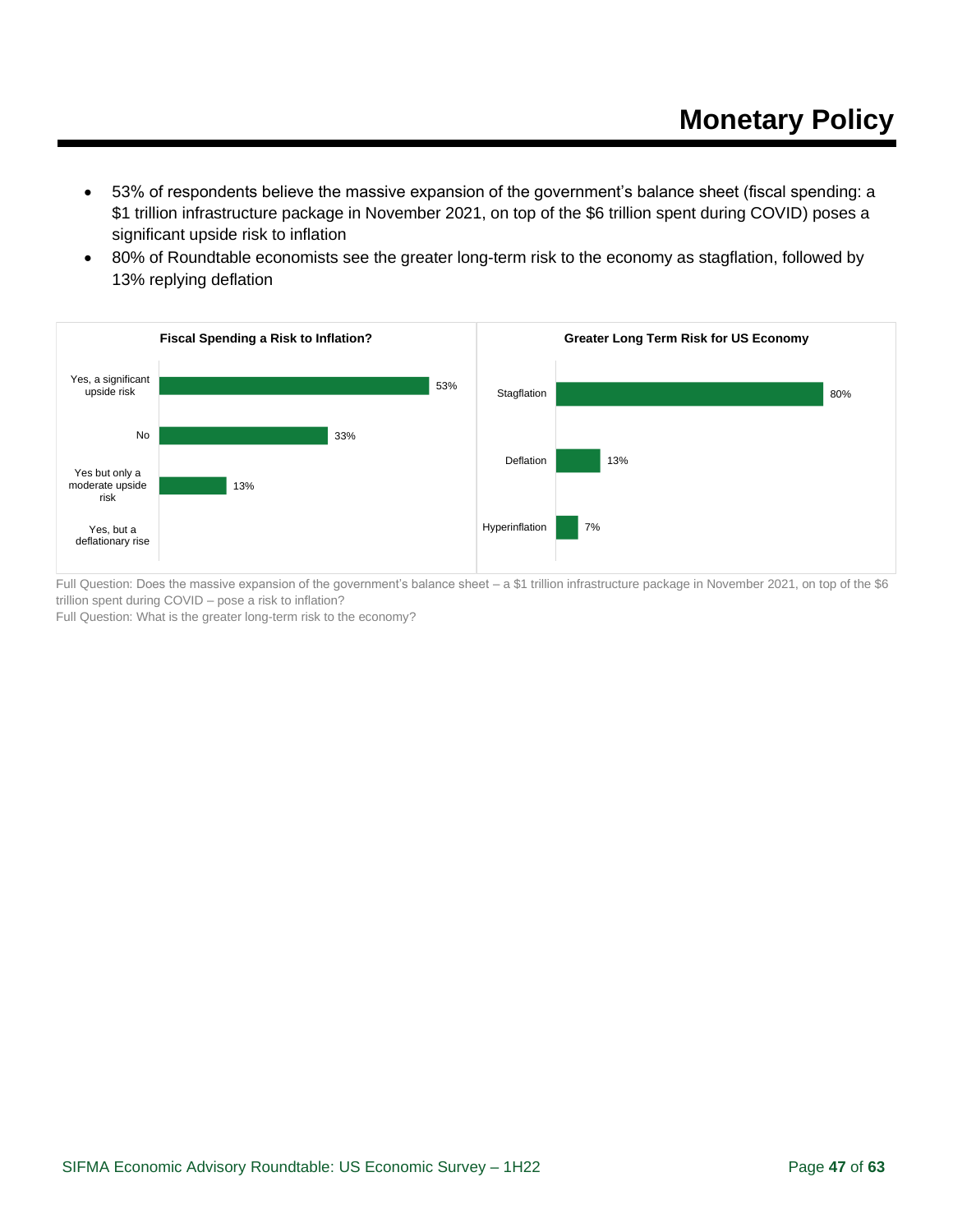# Monetary Policy

- 53% of respondents believe the massive expansion of the government's balance sheet (fiscal spending: a $1 trillion infrastructure package in November 2021, on top of the $6 trillion spent during COVID) poses a significant upside risk to inflation
- 80% of Roundtable economists see the greater long-term risk to the economy as stagflation, followed by 13% replying deflation

**Fiscal Spending a Risk to Inflation?**

| Response | % |
|---|---|
| Yes, a significant upside risk | 53% |
| No | 33% |
| Yes but only a moderate upside risk | 13% |
| Yes, but a deflationary rise | |

**Greater Long Term Risk for US Economy**

| Response | % |
|---|---|
| Stagflation | 80% |
| Deflation | 13% |
| Hyperinflation | 7% |

Full Question: Does the massive expansion of the government's balance sheet – a $1 trillion infrastructure package in November 2021, on top of the $6 trillion spent during COVID – pose a risk to inflation?
Full Question: What is the greater long-term risk to the economy?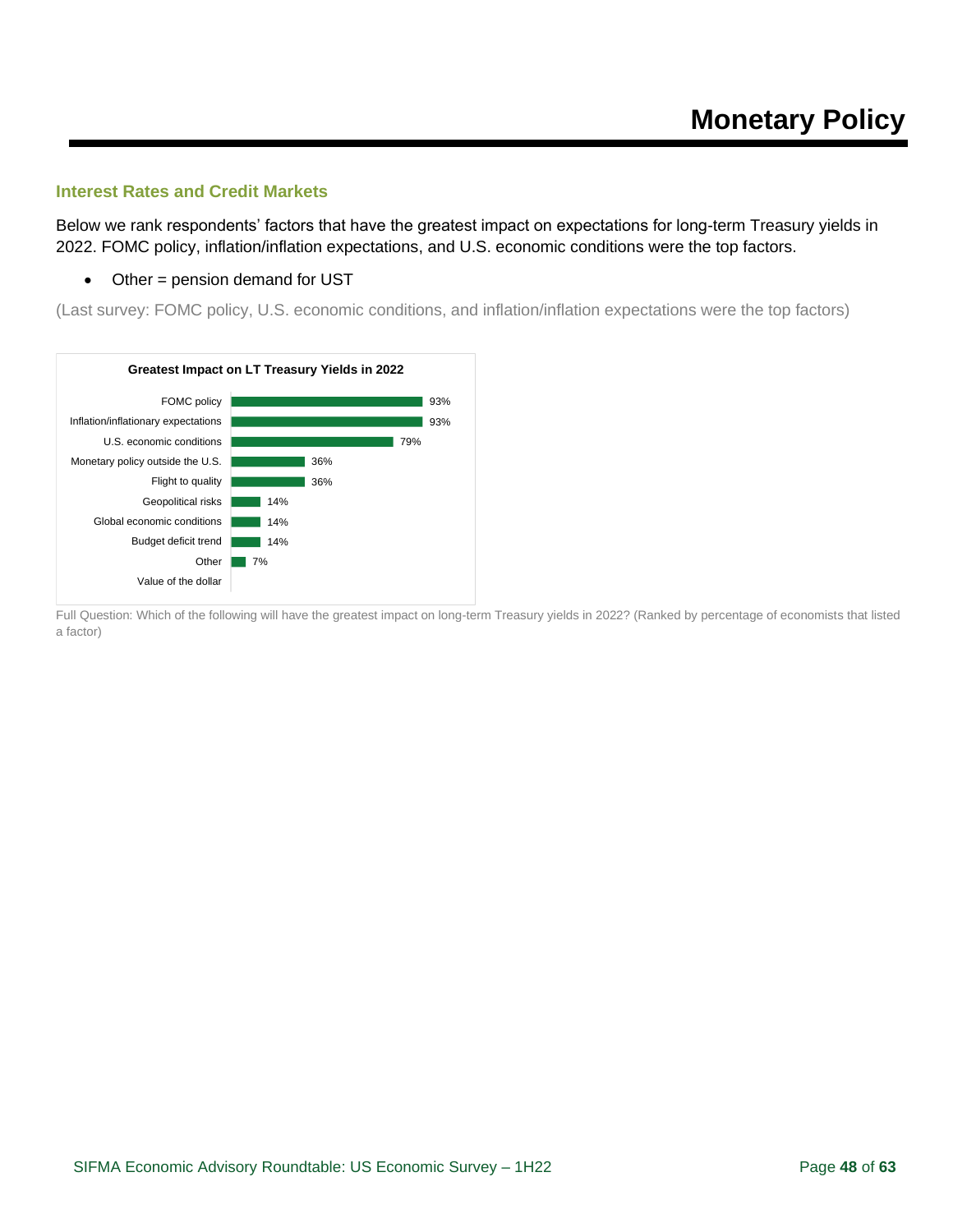# Monetary Policy

### Interest Rates and Credit Markets

Below we rank respondents' factors that have the greatest impact on expectations for long-term Treasury yields in 2022. FOMC policy, inflation/inflation expectations, and U.S. economic conditions were the top factors.

- Other = pension demand for UST

(Last survey: FOMC policy, U.S. economic conditions, and inflation/inflation expectations were the top factors)

**Greatest Impact on LT Treasury Yields in 2022**

| Factor | Percentage |
| --- | --- |
| FOMC policy | 93% |
| Inflation/inflationary expectations | 93% |
| U.S. economic conditions | 79% |
| Monetary policy outside the U.S. | 36% |
| Flight to quality | 36% |
| Geopolitical risks | 14% |
| Global economic conditions | 14% |
| Budget deficit trend | 14% |
| Other | 7% |
| Value of the dollar | |

Full Question: Which of the following will have the greatest impact on long-term Treasury yields in 2022? (Ranked by percentage of economists that listed a factor)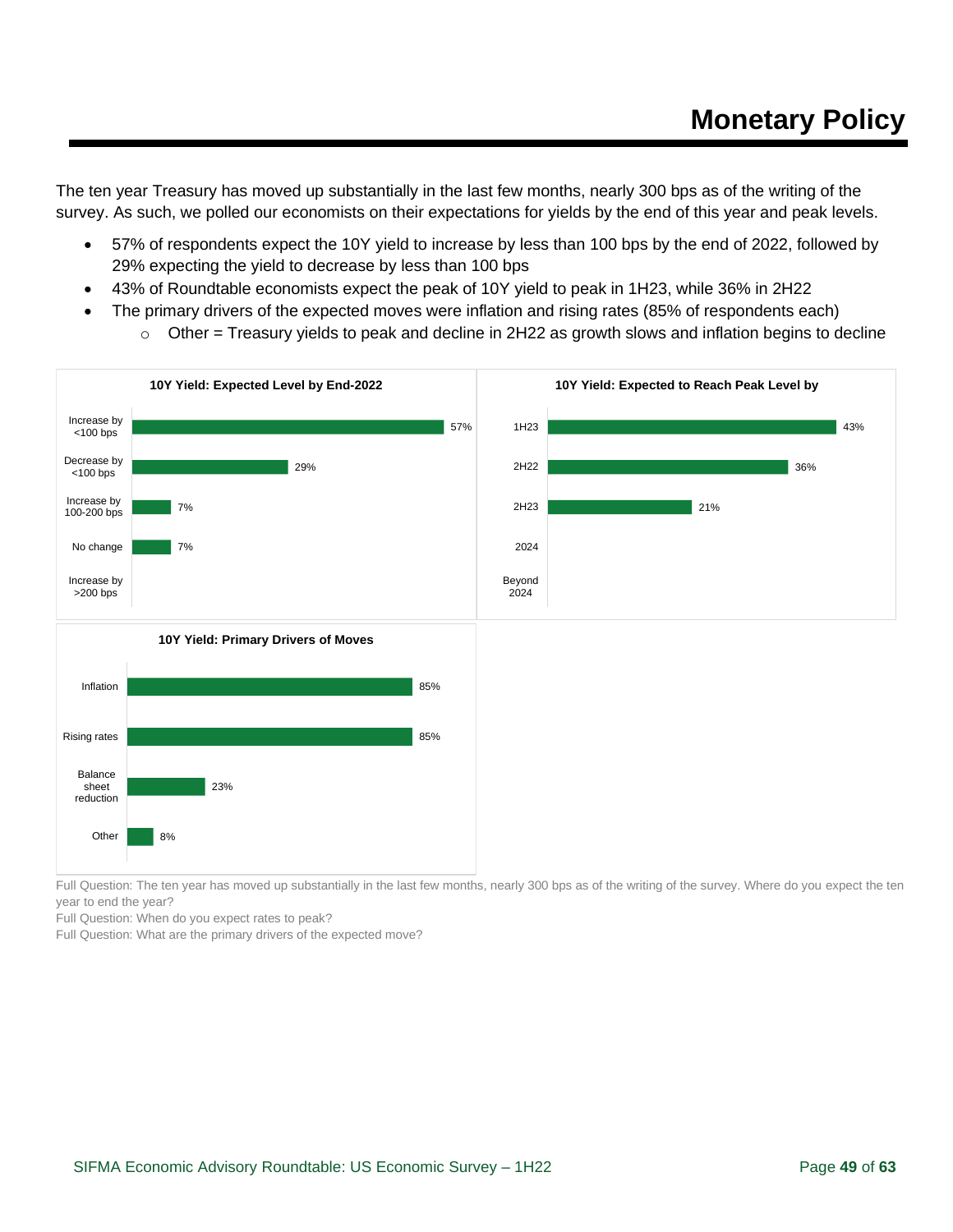# Monetary Policy

The ten year Treasury has moved up substantially in the last few months, nearly 300 bps as of the writing of the survey. As such, we polled our economists on their expectations for yields by the end of this year and peak levels.

- 57% of respondents expect the 10Y yield to increase by less than 100 bps by the end of 2022, followed by 29% expecting the yield to decrease by less than 100 bps
- 43% of Roundtable economists expect the peak of 10Y yield to peak in 1H23, while 36% in 2H22
- The primary drivers of the expected moves were inflation and rising rates (85% of respondents each)
    - Other = Treasury yields to peak and decline in 2H22 as growth slows and inflation begins to decline

**10Y Yield: Expected Level by End-2022**

| Response | % |
|---|---|
| Increase by <100 bps | 57% |
| Decrease by <100 bps | 29% |
| Increase by 100-200 bps | 7% |
| No change | 7% |
| Increase by >200 bps | |

**10Y Yield: Expected to Reach Peak Level by**

| Response | % |
|---|---|
| 1H23 | 43% |
| 2H22 | 36% |
| 2H23 | 21% |
| 2024 | |
| Beyond 2024 | |

**10Y Yield: Primary Drivers of Moves**

| Response | % |
|---|---|
| Inflation | 85% |
| Rising rates | 85% |
| Balance sheet reduction | 23% |
| Other | 8% |

Full Question: The ten year has moved up substantially in the last few months, nearly 300 bps as of the writing of the survey. Where do you expect the ten year to end the year?

Full Question: When do you expect rates to peak?

Full Question: What are the primary drivers of the expected move?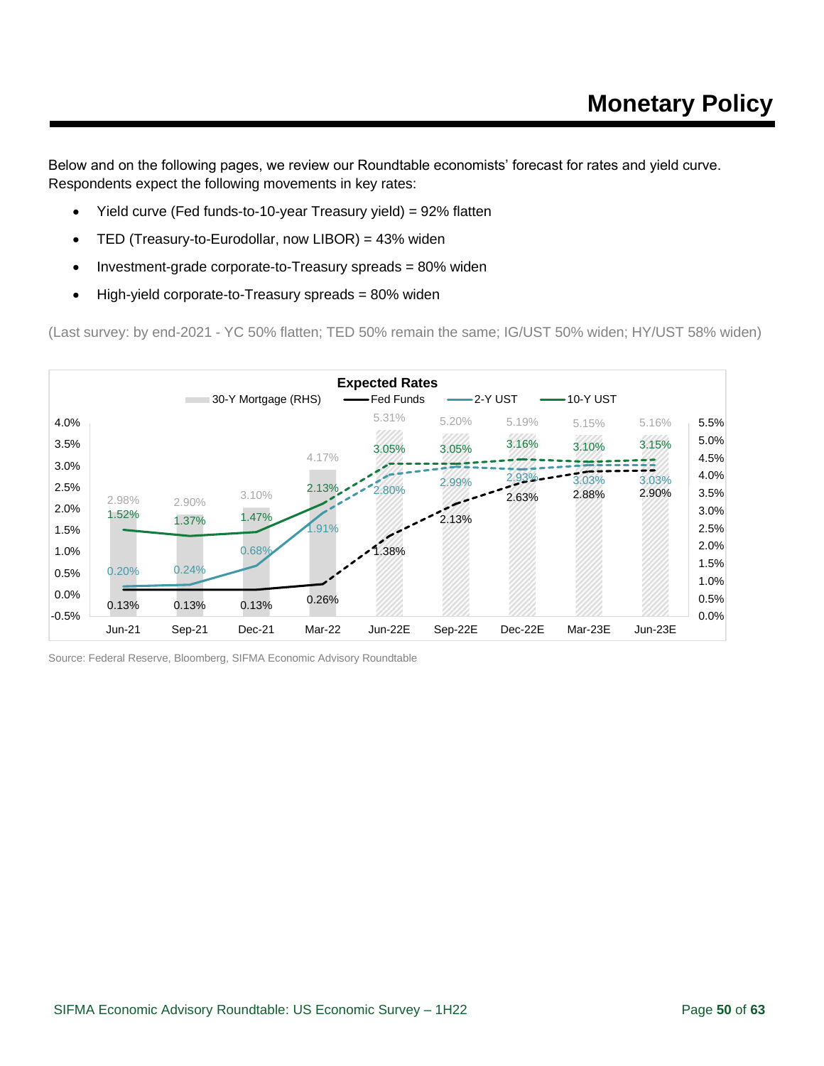# Monetary Policy

Below and on the following pages, we review our Roundtable economists' forecast for rates and yield curve. Respondents expect the following movements in key rates:

- Yield curve (Fed funds-to-10-year Treasury yield) = 92% flatten
- TED (Treasury-to-Eurodollar, now LIBOR) = 43% widen
- Investment-grade corporate-to-Treasury spreads = 80% widen
- High-yield corporate-to-Treasury spreads = 80% widen

(Last survey: by end-2021 - YC 50% flatten; TED 50% remain the same; IG/UST 50% widen; HY/UST 58% widen)

**Expected Rates**

| | 30-Y Mortgage (RHS) | Fed Funds | 2-Y UST | 10-Y UST |
|---|---|---|---|---|
| Jun-21 | 2.98% | 0.13% | 0.20% | 1.52% |
| Sep-21 | 2.90% | 0.13% | 0.24% | 1.37% |
| Dec-21 | 3.10% | 0.13% | 0.68% | 1.47% |
| Mar-22 | 4.17% | 0.26% | 1.91% | 2.13% |
| Jun-22E | 5.31% | 1.38% | 2.80% | 3.05% |
| Sep-22E | 5.20% | 2.13% | 2.99% | 3.05% |
| Dec-22E | 5.19% | 2.63% | 2.93% | 3.16% |
| Mar-23E | 5.15% | 2.88% | 3.03% | 3.10% |
| Jun-23E | 5.16% | 2.90% | 3.03% | 3.15% |

Source: Federal Reserve, Bloomberg, SIFMA Economic Advisory Roundtable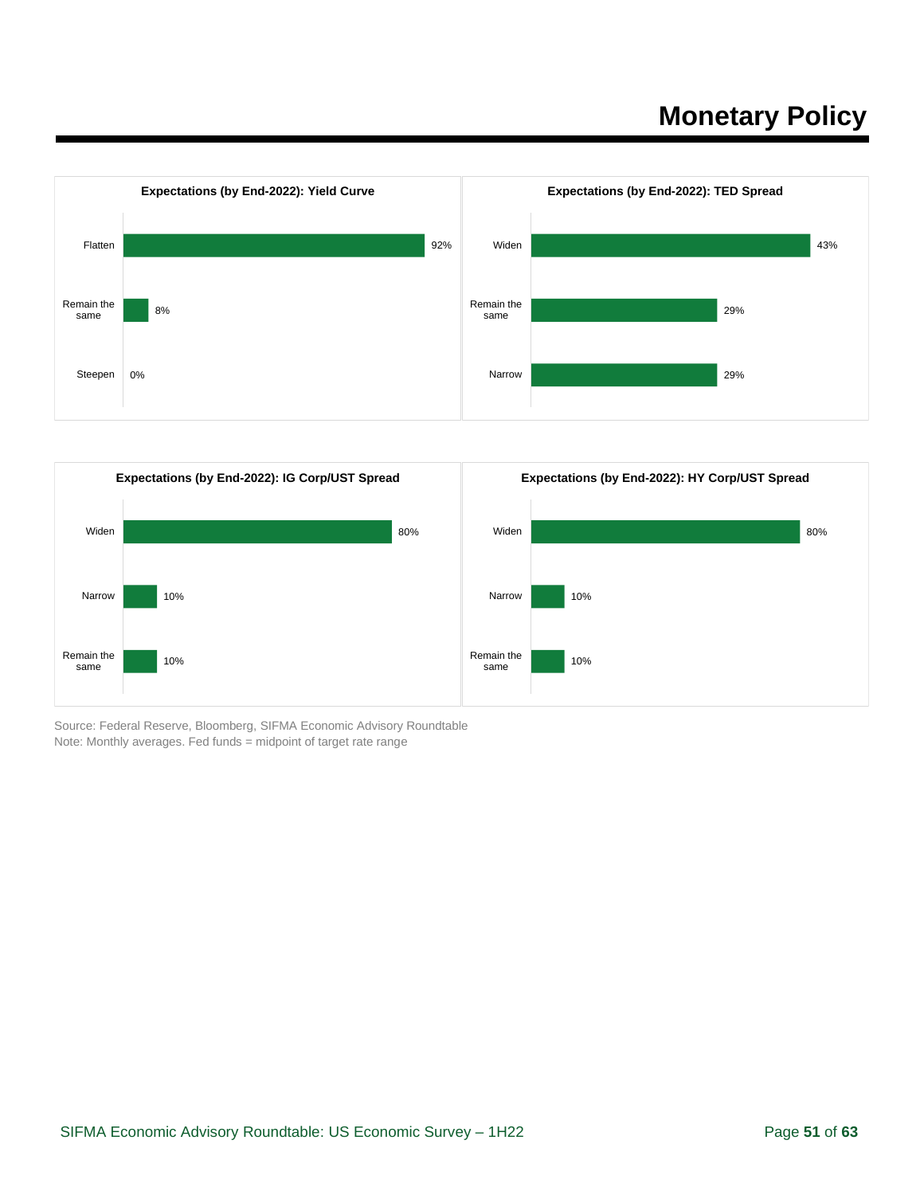# Monetary Policy

**Expectations (by End-2022): Yield Curve**

| Response | Share |
|---|---|
| Flatten | 92% |
| Remain the same | 8% |
| Steepen | 0% |

**Expectations (by End-2022): TED Spread**

| Response | Share |
|---|---|
| Widen | 43% |
| Remain the same | 29% |
| Narrow | 29% |

**Expectations (by End-2022): IG Corp/UST Spread**

| Response | Share |
|---|---|
| Widen | 80% |
| Narrow | 10% |
| Remain the same | 10% |

**Expectations (by End-2022): HY Corp/UST Spread**

| Response | Share |
|---|---|
| Widen | 80% |
| Narrow | 10% |
| Remain the same | 10% |

Source: Federal Reserve, Bloomberg, SIFMA Economic Advisory Roundtable
Note: Monthly averages. Fed funds = midpoint of target rate range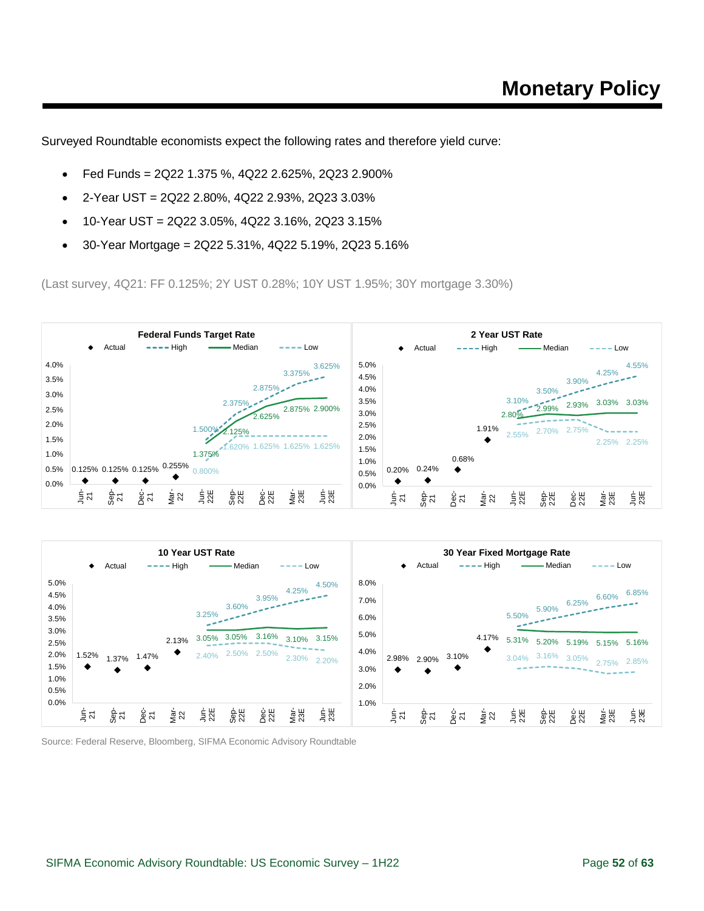# Monetary Policy

Surveyed Roundtable economists expect the following rates and therefore yield curve:

- Fed Funds = 2Q22 1.375 %, 4Q22 2.625%, 2Q23 2.900%
- 2-Year UST = 2Q22 2.80%, 4Q22 2.93%, 2Q23 3.03%
- 10-Year UST = 2Q22 3.05%, 4Q22 3.16%, 2Q23 3.15%
- 30-Year Mortgage = 2Q22 5.31%, 4Q22 5.19%, 2Q23 5.16%

(Last survey, 4Q21: FF 0.125%; 2Y UST 0.28%; 10Y UST 1.95%; 30Y mortgage 3.30%)

**Federal Funds Target Rate**

| | Jun-21 | Sep-21 | Dec-21 | Mar-22 | Jun-22E | Sep-22E | Dec-22E | Mar-23E | Jun-23E |
|---|---|---|---|---|---|---|---|---|---|
| Actual | 0.125% | 0.125% | 0.125% | 0.255% | | | | | |
| High | | | | | 1.500% | 2.375% | 2.875% | 3.375% | 3.625% |
| Median | | | | | 1.375% | 2.125% | 2.625% | 2.875% | 2.900% |
| Low | | | | | 0.800% | 1.620% | 1.625% | 1.625% | 1.625% |

**2 Year UST Rate**

| | Jun-21 | Sep-21 | Dec-21 | Mar-22 | Jun-22E | Sep-22E | Dec-22E | Mar-23E | Jun-23E |
|---|---|---|---|---|---|---|---|---|---|
| Actual | 0.20% | 0.24% | 0.68% | 1.91% | | | | | |
| High | | | | | 3.10% | 3.50% | 3.90% | 4.25% | 4.55% |
| Median | | | | | 2.80% | 2.99% | 2.93% | 3.03% | 3.03% |
| Low | | | | | 2.55% | 2.70% | 2.75% | 2.25% | 2.25% |

**10 Year UST Rate**

| | Jun-21 | Sep-21 | Dec-21 | Mar-22 | Jun-22E | Sep-22E | Dec-22E | Mar-23E | Jun-23E |
|---|---|---|---|---|---|---|---|---|---|
| Actual | 1.52% | 1.37% | 1.47% | 2.13% | | | | | |
| High | | | | | 3.25% | 3.60% | 3.95% | 4.25% | 4.50% |
| Median | | | | | 3.05% | 3.05% | 3.16% | 3.10% | 3.15% |
| Low | | | | | 2.40% | 2.50% | 2.50% | 2.30% | 2.20% |

**30 Year Fixed Mortgage Rate**

| | Jun-21 | Sep-21 | Dec-21 | Mar-22 | Jun-22E | Sep-22E | Dec-22E | Mar-23E | Jun-23E |
|---|---|---|---|---|---|---|---|---|---|
| Actual | 2.98% | 2.90% | 3.10% | 4.17% | | | | | |
| High | | | | | 5.50% | 5.90% | 6.25% | 6.60% | 6.85% |
| Median | | | | | 5.31% | 5.20% | 5.19% | 5.15% | 5.16% |
| Low | | | | | 3.04% | 3.16% | 3.05% | 2.75% | 2.85% |

Source: Federal Reserve, Bloomberg, SIFMA Economic Advisory Roundtable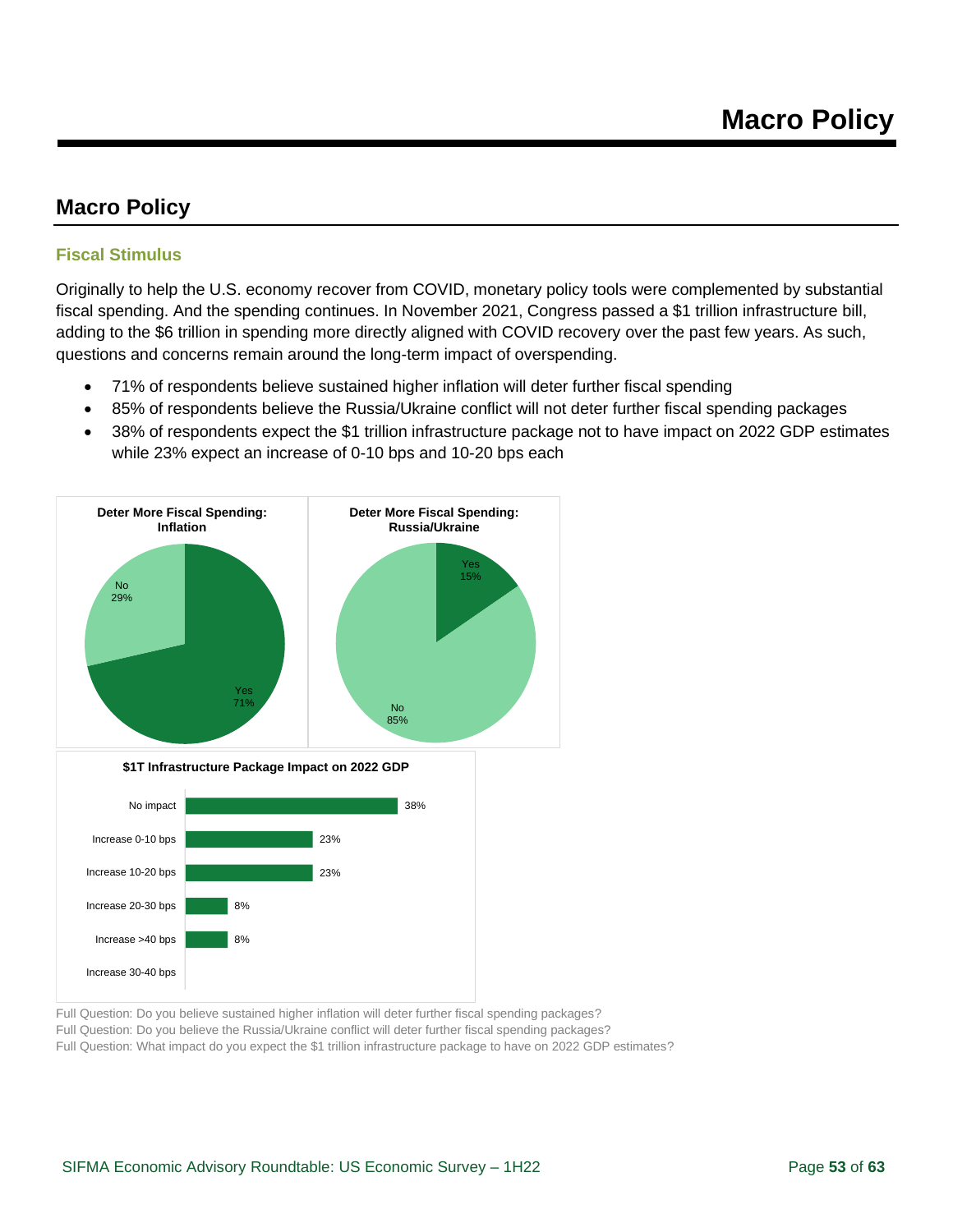# Macro Policy

## Macro Policy

### Fiscal Stimulus

Originally to help the U.S. economy recover from COVID, monetary policy tools were complemented by substantial fiscal spending. And the spending continues. In November 2021, Congress passed a $1 trillion infrastructure bill, adding to the $6 trillion in spending more directly aligned with COVID recovery over the past few years. As such, questions and concerns remain around the long-term impact of overspending.

- 71% of respondents believe sustained higher inflation will deter further fiscal spending
- 85% of respondents believe the Russia/Ukraine conflict will not deter further fiscal spending packages
- 38% of respondents expect the $1 trillion infrastructure package not to have impact on 2022 GDP estimates while 23% expect an increase of 0-10 bps and 10-20 bps each

**Deter More Fiscal Spending: Inflation**

| Response | Share |
|---|---|
| Yes | 71% |
| No | 29% |

**Deter More Fiscal Spending: Russia/Ukraine**

| Response | Share |
|---|---|
| Yes | 15% |
| No | 85% |

**$1T Infrastructure Package Impact on 2022 GDP**

| Response | Share |
|---|---|
| No impact | 38% |
| Increase 0-10 bps | 23% |
| Increase 10-20 bps | 23% |
| Increase 20-30 bps | 8% |
| Increase >40 bps | 8% |
| Increase 30-40 bps | |

Full Question: Do you believe sustained higher inflation will deter further fiscal spending packages?

Full Question: Do you believe the Russia/Ukraine conflict will deter further fiscal spending packages?

Full Question: What impact do you expect the $1 trillion infrastructure package to have on 2022 GDP estimates?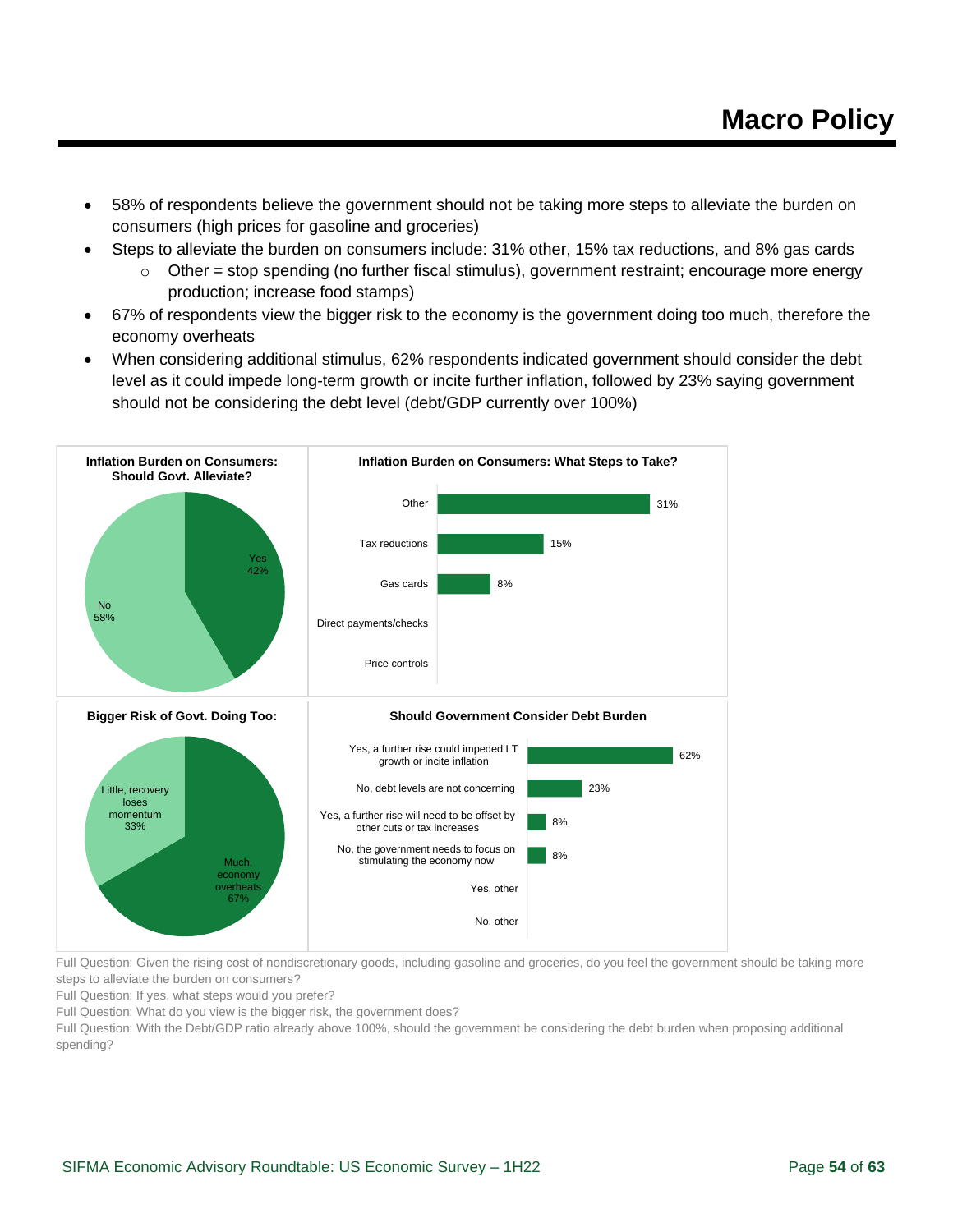# Macro Policy

- 58% of respondents believe the government should not be taking more steps to alleviate the burden on consumers (high prices for gasoline and groceries)
- Steps to alleviate the burden on consumers include: 31% other, 15% tax reductions, and 8% gas cards
    - Other = stop spending (no further fiscal stimulus), government restraint; encourage more energy production; increase food stamps)
- 67% of respondents view the bigger risk to the economy is the government doing too much, therefore the economy overheats
- When considering additional stimulus, 62% respondents indicated government should consider the debt level as it could impede long-term growth or incite further inflation, followed by 23% saying government should not be considering the debt level (debt/GDP currently over 100%)

**Inflation Burden on Consumers: Should Govt. Alleviate?**

| Response | % |
|---|---|
| Yes | 42% |
| No | 58% |

**Inflation Burden on Consumers: What Steps to Take?**

| Step | % |
|---|---|
| Other | 31% |
| Tax reductions | 15% |
| Gas cards | 8% |
| Direct payments/checks | |
| Price controls | |

**Bigger Risk of Govt. Doing Too:**

| Response | % |
|---|---|
| Little, recovery loses momentum | 33% |
| Much, economy overheats | 67% |

**Should Government Consider Debt Burden**

| Response | % |
|---|---|
| Yes, a further rise could impeded LT growth or incite inflation | 62% |
| No, debt levels are not concerning | 23% |
| Yes, a further rise will need to be offset by other cuts or tax increases | 8% |
| No, the government needs to focus on stimulating the economy now | 8% |
| Yes, other | |
| No, other | |

Full Question: Given the rising cost of nondiscretionary goods, including gasoline and groceries, do you feel the government should be taking more steps to alleviate the burden on consumers?

Full Question: If yes, what steps would you prefer?

Full Question: What do you view is the bigger risk, the government does?

Full Question: With the Debt/GDP ratio already above 100%, should the government be considering the debt burden when proposing additional spending?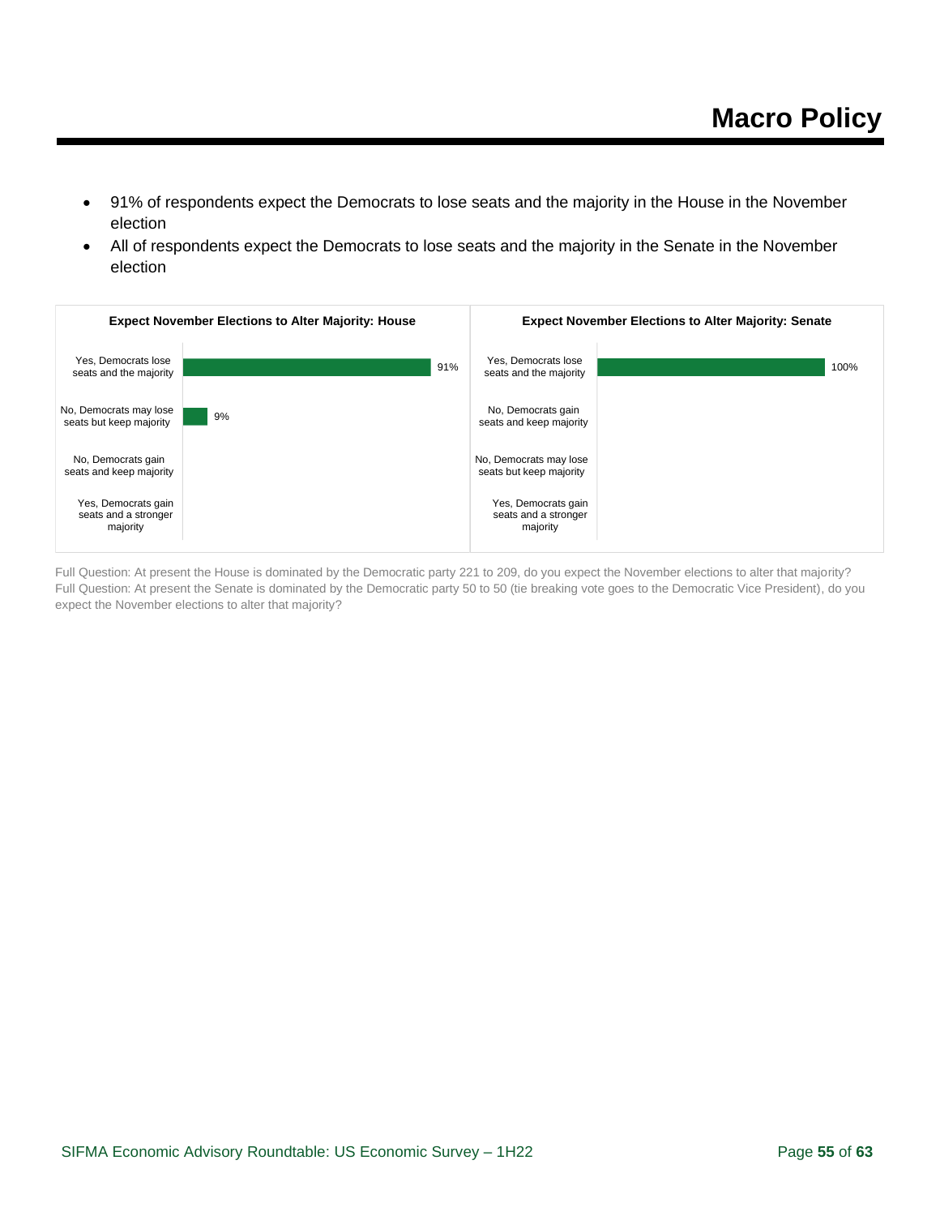# Macro Policy

- 91% of respondents expect the Democrats to lose seats and the majority in the House in the November election
- All of respondents expect the Democrats to lose seats and the majority in the Senate in the November election

**Expect November Elections to Alter Majority: House**

| Response | % |
| --- | --- |
| Yes, Democrats lose seats and the majority | 91% |
| No, Democrats may lose seats but keep majority | 9% |
| No, Democrats gain seats and keep majority | |
| Yes, Democrats gain seats and a stronger majority | |

**Expect November Elections to Alter Majority: Senate**

| Response | % |
| --- | --- |
| Yes, Democrats lose seats and the majority | 100% |
| No, Democrats gain seats and keep majority | |
| No, Democrats may lose seats but keep majority | |
| Yes, Democrats gain seats and a stronger majority | |

Full Question: At present the House is dominated by the Democratic party 221 to 209, do you expect the November elections to alter that majority?
Full Question: At present the Senate is dominated by the Democratic party 50 to 50 (tie breaking vote goes to the Democratic Vice President), do you expect the November elections to alter that majority?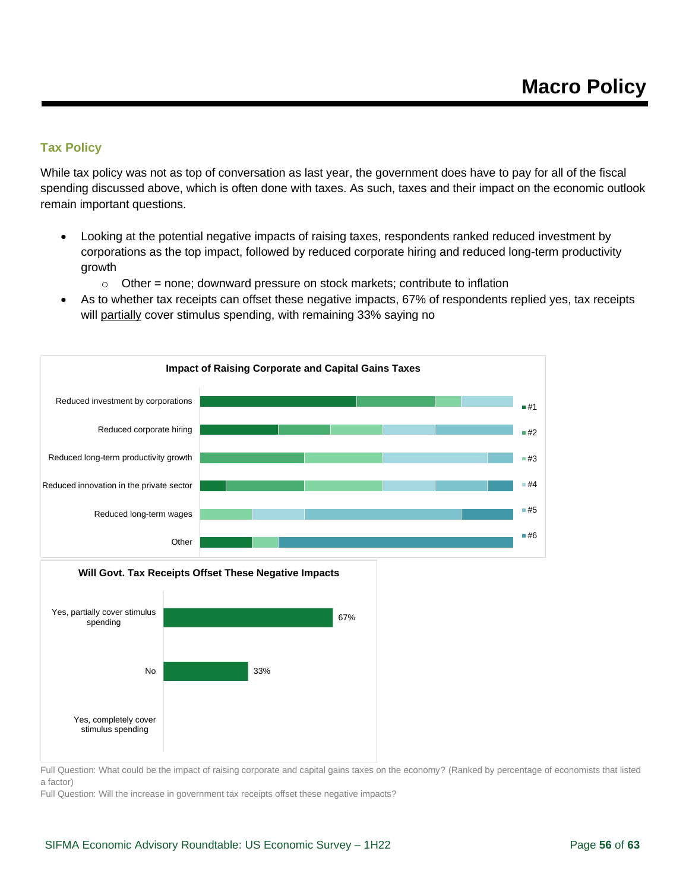# Macro Policy

## Tax Policy

While tax policy was not as top of conversation as last year, the government does have to pay for all of the fiscal spending discussed above, which is often done with taxes. As such, taxes and their impact on the economic outlook remain important questions.

- Looking at the potential negative impacts of raising taxes, respondents ranked reduced investment by corporations as the top impact, followed by reduced corporate hiring and reduced long-term productivity growth
  - Other = none; downward pressure on stock markets; contribute to inflation
- As to whether tax receipts can offset these negative impacts, 67% of respondents replied yes, tax receipts will partially cover stimulus spending, with remaining 33% saying no

**Impact of Raising Corporate and Capital Gains Taxes**

Categories (legend: #1, #2, #3, #4, #5, #6):
- Reduced investment by corporations
- Reduced corporate hiring
- Reduced long-term productivity growth
- Reduced innovation in the private sector
- Reduced long-term wages
- Other

**Will Govt. Tax Receipts Offset These Negative Impacts**

| Response | Share |
|---|---|
| Yes, partially cover stimulus spending | 67% |
| No | 33% |
| Yes, completely cover stimulus spending | |

Full Question: What could be the impact of raising corporate and capital gains taxes on the economy? (Ranked by percentage of economists that listed a factor)

Full Question: Will the increase in government tax receipts offset these negative impacts?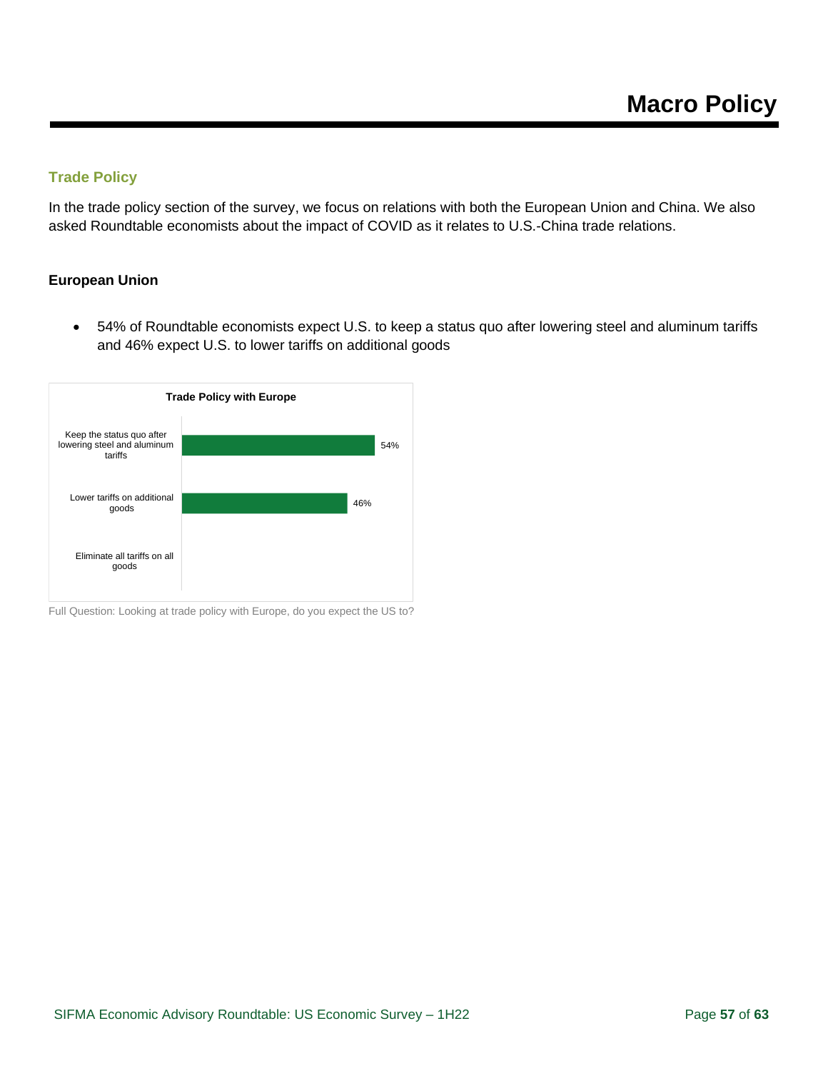# Macro Policy

## Trade Policy

In the trade policy section of the survey, we focus on relations with both the European Union and China. We also asked Roundtable economists about the impact of COVID as it relates to U.S.-China trade relations.

### European Union

- 54% of Roundtable economists expect U.S. to keep a status quo after lowering steel and aluminum tariffs and 46% expect U.S. to lower tariffs on additional goods

**Trade Policy with Europe**

| Response | Percentage |
| --- | --- |
| Keep the status quo after lowering steel and aluminum tariffs | 54% |
| Lower tariffs on additional goods | 46% |
| Eliminate all tariffs on all goods | |

Full Question: Looking at trade policy with Europe, do you expect the US to?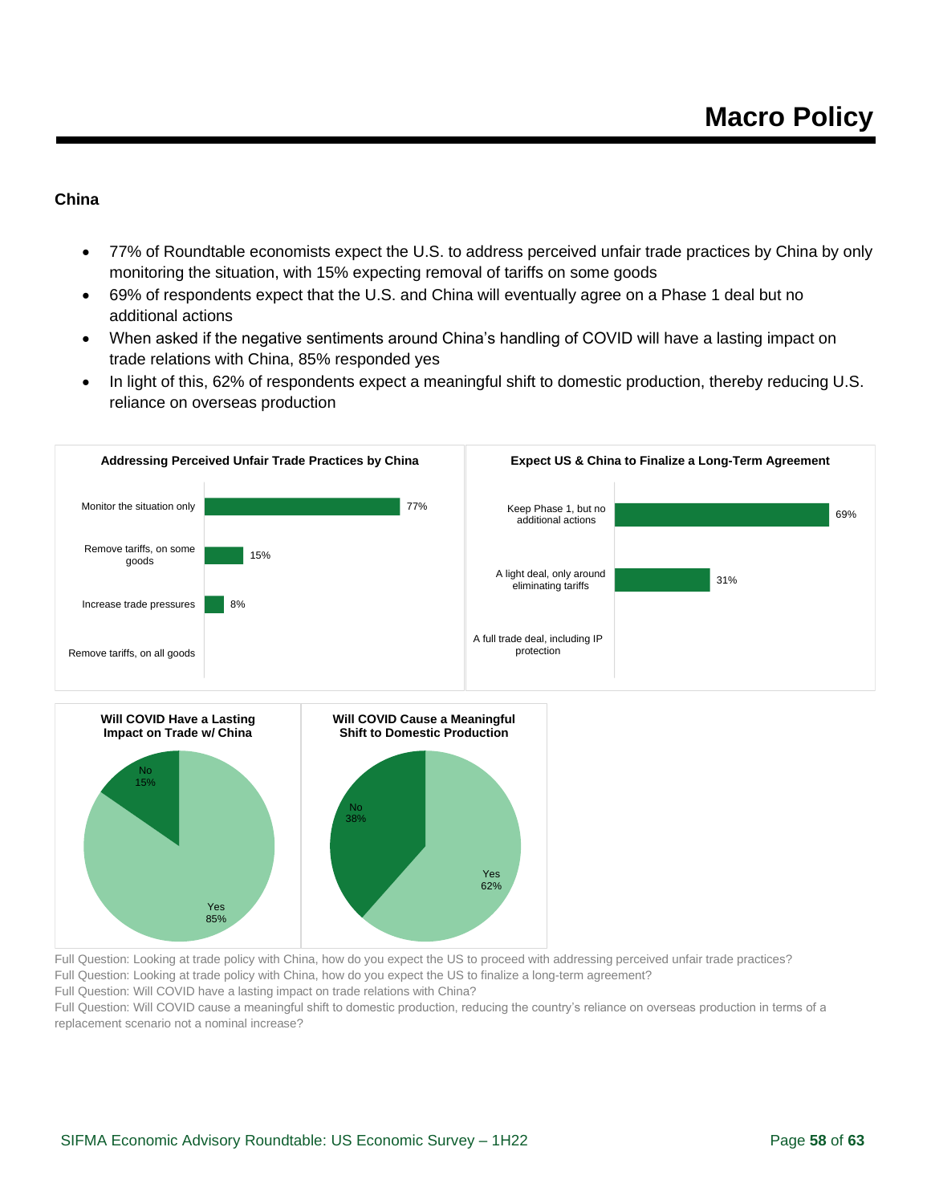# Macro Policy

**China**

- 77% of Roundtable economists expect the U.S. to address perceived unfair trade practices by China by only monitoring the situation, with 15% expecting removal of tariffs on some goods
- 69% of respondents expect that the U.S. and China will eventually agree on a Phase 1 deal but no additional actions
- When asked if the negative sentiments around China's handling of COVID will have a lasting impact on trade relations with China, 85% responded yes
- In light of this, 62% of respondents expect a meaningful shift to domestic production, thereby reducing U.S. reliance on overseas production

**Addressing Perceived Unfair Trade Practices by China**

| Response | % |
|---|---|
| Monitor the situation only | 77% |
| Remove tariffs, on some goods | 15% |
| Increase trade pressures | 8% |
| Remove tariffs, on all goods | |

**Expect US & China to Finalize a Long-Term Agreement**

| Response | % |
|---|---|
| Keep Phase 1, but no additional actions | 69% |
| A light deal, only around eliminating tariffs | 31% |
| A full trade deal, including IP protection | |

**Will COVID Have a Lasting Impact on Trade w/ China**

| Response | % |
|---|---|
| Yes | 85% |
| No | 15% |

**Will COVID Cause a Meaningful Shift to Domestic Production**

| Response | % |
|---|---|
| Yes | 62% |
| No | 38% |

Full Question: Looking at trade policy with China, how do you expect the US to proceed with addressing perceived unfair trade practices?
Full Question: Looking at trade policy with China, how do you expect the US to finalize a long-term agreement?
Full Question: Will COVID have a lasting impact on trade relations with China?
Full Question: Will COVID cause a meaningful shift to domestic production, reducing the country's reliance on overseas production in terms of a replacement scenario not a nominal increase?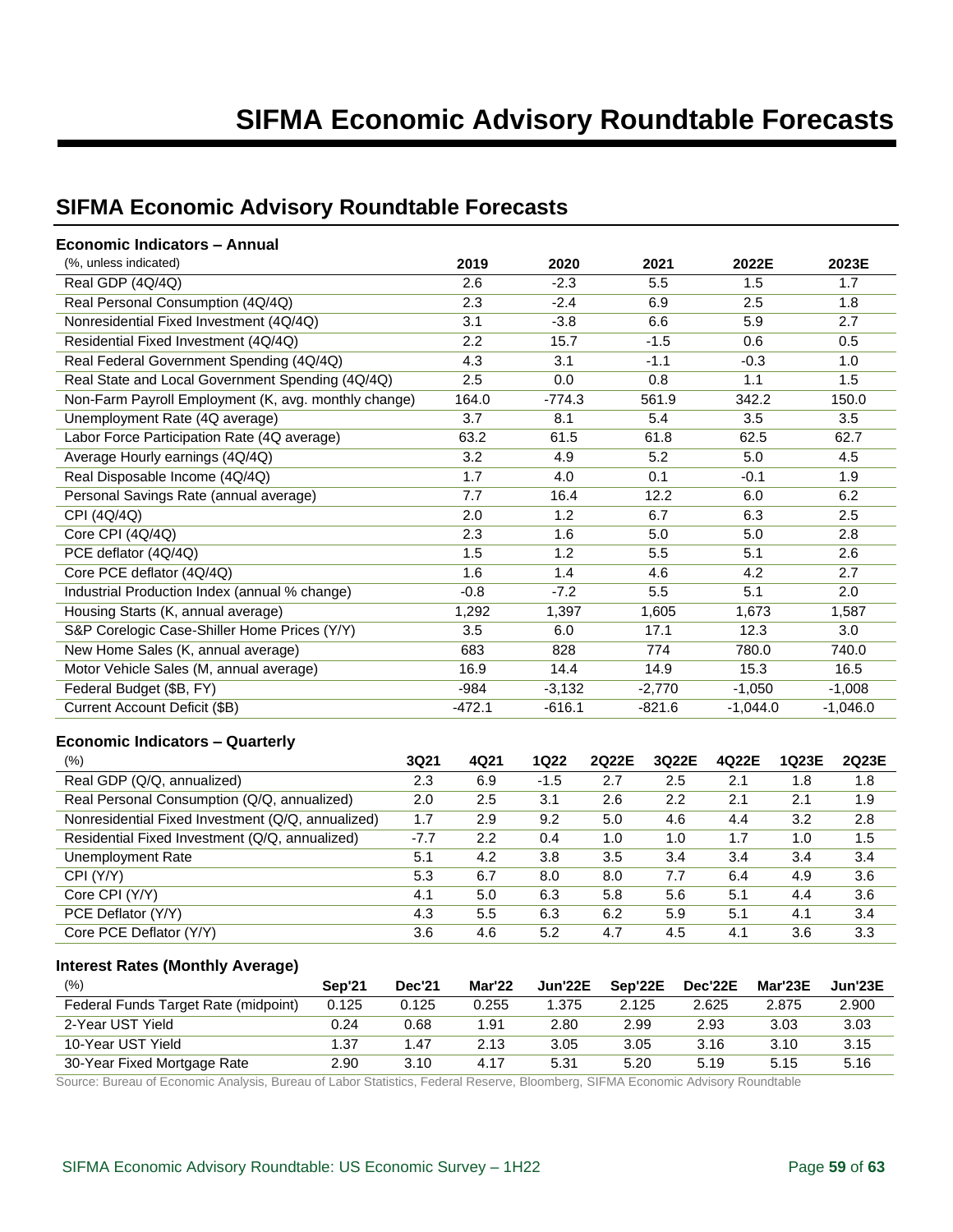# SIFMA Economic Advisory Roundtable Forecasts

## SIFMA Economic Advisory Roundtable Forecasts

### Economic Indicators – Annual

| (%, unless indicated) | 2019 | 2020 | 2021 | 2022E | 2023E |
|---|---|---|---|---|---|
| Real GDP (4Q/4Q) | 2.6 | -2.3 | 5.5 | 1.5 | 1.7 |
| Real Personal Consumption (4Q/4Q) | 2.3 | -2.4 | 6.9 | 2.5 | 1.8 |
| Nonresidential Fixed Investment (4Q/4Q) | 3.1 | -3.8 | 6.6 | 5.9 | 2.7 |
| Residential Fixed Investment (4Q/4Q) | 2.2 | 15.7 | -1.5 | 0.6 | 0.5 |
| Real Federal Government Spending (4Q/4Q) | 4.3 | 3.1 | -1.1 | -0.3 | 1.0 |
| Real State and Local Government Spending (4Q/4Q) | 2.5 | 0.0 | 0.8 | 1.1 | 1.5 |
| Non-Farm Payroll Employment (K, avg. monthly change) | 164.0 | -774.3 | 561.9 | 342.2 | 150.0 |
| Unemployment Rate (4Q average) | 3.7 | 8.1 | 5.4 | 3.5 | 3.5 |
| Labor Force Participation Rate (4Q average) | 63.2 | 61.5 | 61.8 | 62.5 | 62.7 |
| Average Hourly earnings (4Q/4Q) | 3.2 | 4.9 | 5.2 | 5.0 | 4.5 |
| Real Disposable Income (4Q/4Q) | 1.7 | 4.0 | 0.1 | -0.1 | 1.9 |
| Personal Savings Rate (annual average) | 7.7 | 16.4 | 12.2 | 6.0 | 6.2 |
| CPI (4Q/4Q) | 2.0 | 1.2 | 6.7 | 6.3 | 2.5 |
| Core CPI (4Q/4Q) | 2.3 | 1.6 | 5.0 | 5.0 | 2.8 |
| PCE deflator (4Q/4Q) | 1.5 | 1.2 | 5.5 | 5.1 | 2.6 |
| Core PCE deflator (4Q/4Q) | 1.6 | 1.4 | 4.6 | 4.2 | 2.7 |
| Industrial Production Index (annual % change) | -0.8 | -7.2 | 5.5 | 5.1 | 2.0 |
| Housing Starts (K, annual average) | 1,292 | 1,397 | 1,605 | 1,673 | 1,587 |
| S&P Corelogic Case-Shiller Home Prices (Y/Y) | 3.5 | 6.0 | 17.1 | 12.3 | 3.0 |
| New Home Sales (K, annual average) | 683 | 828 | 774 | 780.0 | 740.0 |
| Motor Vehicle Sales (M, annual average) | 16.9 | 14.4 | 14.9 | 15.3 | 16.5 |
| Federal Budget ($B, FY) | -984 | -3,132 | -2,770 | -1,050 | -1,008 |
| Current Account Deficit ($B) | -472.1 | -616.1 | -821.6 | -1,044.0 | -1,046.0 |

### Economic Indicators – Quarterly

| (%) | 3Q21 | 4Q21 | 1Q22 | 2Q22E | 3Q22E | 4Q22E | 1Q23E | 2Q23E |
|---|---|---|---|---|---|---|---|---|
| Real GDP (Q/Q, annualized) | 2.3 | 6.9 | -1.5 | 2.7 | 2.5 | 2.1 | 1.8 | 1.8 |
| Real Personal Consumption (Q/Q, annualized) | 2.0 | 2.5 | 3.1 | 2.6 | 2.2 | 2.1 | 2.1 | 1.9 |
| Nonresidential Fixed Investment (Q/Q, annualized) | 1.7 | 2.9 | 9.2 | 5.0 | 4.6 | 4.4 | 3.2 | 2.8 |
| Residential Fixed Investment (Q/Q, annualized) | -7.7 | 2.2 | 0.4 | 1.0 | 1.0 | 1.7 | 1.0 | 1.5 |
| Unemployment Rate | 5.1 | 4.2 | 3.8 | 3.5 | 3.4 | 3.4 | 3.4 | 3.4 |
| CPI (Y/Y) | 5.3 | 6.7 | 8.0 | 8.0 | 7.7 | 6.4 | 4.9 | 3.6 |
| Core CPI (Y/Y) | 4.1 | 5.0 | 6.3 | 5.8 | 5.6 | 5.1 | 4.4 | 3.6 |
| PCE Deflator (Y/Y) | 4.3 | 5.5 | 6.3 | 6.2 | 5.9 | 5.1 | 4.1 | 3.4 |
| Core PCE Deflator (Y/Y) | 3.6 | 4.6 | 5.2 | 4.7 | 4.5 | 4.1 | 3.6 | 3.3 |

### Interest Rates (Monthly Average)

| (%) | Sep'21 | Dec'21 | Mar'22 | Jun'22E | Sep'22E | Dec'22E | Mar'23E | Jun'23E |
|---|---|---|---|---|---|---|---|---|
| Federal Funds Target Rate (midpoint) | 0.125 | 0.125 | 0.255 | 1.375 | 2.125 | 2.625 | 2.875 | 2.900 |
| 2-Year UST Yield | 0.24 | 0.68 | 1.91 | 2.80 | 2.99 | 2.93 | 3.03 | 3.03 |
| 10-Year UST Yield | 1.37 | 1.47 | 2.13 | 3.05 | 3.05 | 3.16 | 3.10 | 3.15 |
| 30-Year Fixed Mortgage Rate | 2.90 | 3.10 | 4.17 | 5.31 | 5.20 | 5.19 | 5.15 | 5.16 |

Source: Bureau of Economic Analysis, Bureau of Labor Statistics, Federal Reserve, Bloomberg, SIFMA Economic Advisory Roundtable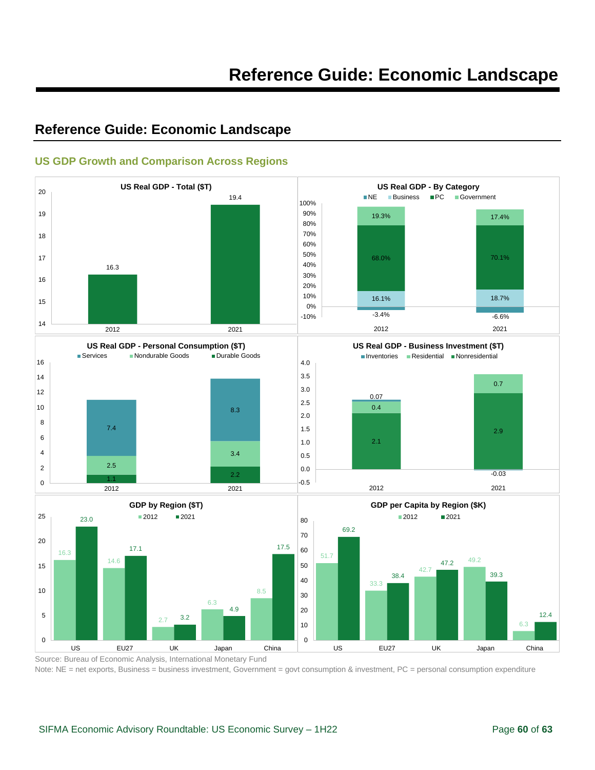# Reference Guide: Economic Landscape

## Reference Guide: Economic Landscape

### US GDP Growth and Comparison Across Regions

**US Real GDP - Total ($T)**

| | 2012 | 2021 |
|---|---|---|
| Total | 16.3 | 19.4 |

**US Real GDP - By Category**

| | 2012 | 2021 |
|---|---|---|
| NE | -3.4% | -6.6% |
| Business | 16.1% | 18.7% |
| PC | 68.0% | 70.1% |
| Government | 19.3% | 17.4% |

**US Real GDP - Personal Consumption ($T)**

| | 2012 | 2021 |
|---|---|---|
| Services | 7.4 | 8.3 |
| Nondurable Goods | 2.5 | 3.4 |
| Durable Goods | 1.1 | 2.2 |

**US Real GDP - Business Investment ($T)**

| | 2012 | 2021 |
|---|---|---|
| Inventories | 0.07 | -0.03 |
| Residential | 0.4 | 0.7 |
| Nonresidential | 2.1 | 2.9 |

**GDP by Region ($T)**

| | 2012 | 2021 |
|---|---|---|
| US | 16.3 | 23.0 |
| EU27 | 14.6 | 17.1 |
| UK | 2.7 | 3.2 |
| Japan | 6.3 | 4.9 |
| China | 8.5 | 17.5 |

**GDP per Capita by Region ($K)**

| | 2012 | 2021 |
|---|---|---|
| US | 51.7 | 69.2 |
| EU27 | 33.3 | 38.4 |
| UK | 42.7 | 47.2 |
| Japan | 49.2 | 39.3 |
| China | 6.3 | 12.4 |

Source: Bureau of Economic Analysis, International Monetary Fund
Note: NE = net exports, Business = business investment, Government = govt consumption & investment, PC = personal consumption expenditure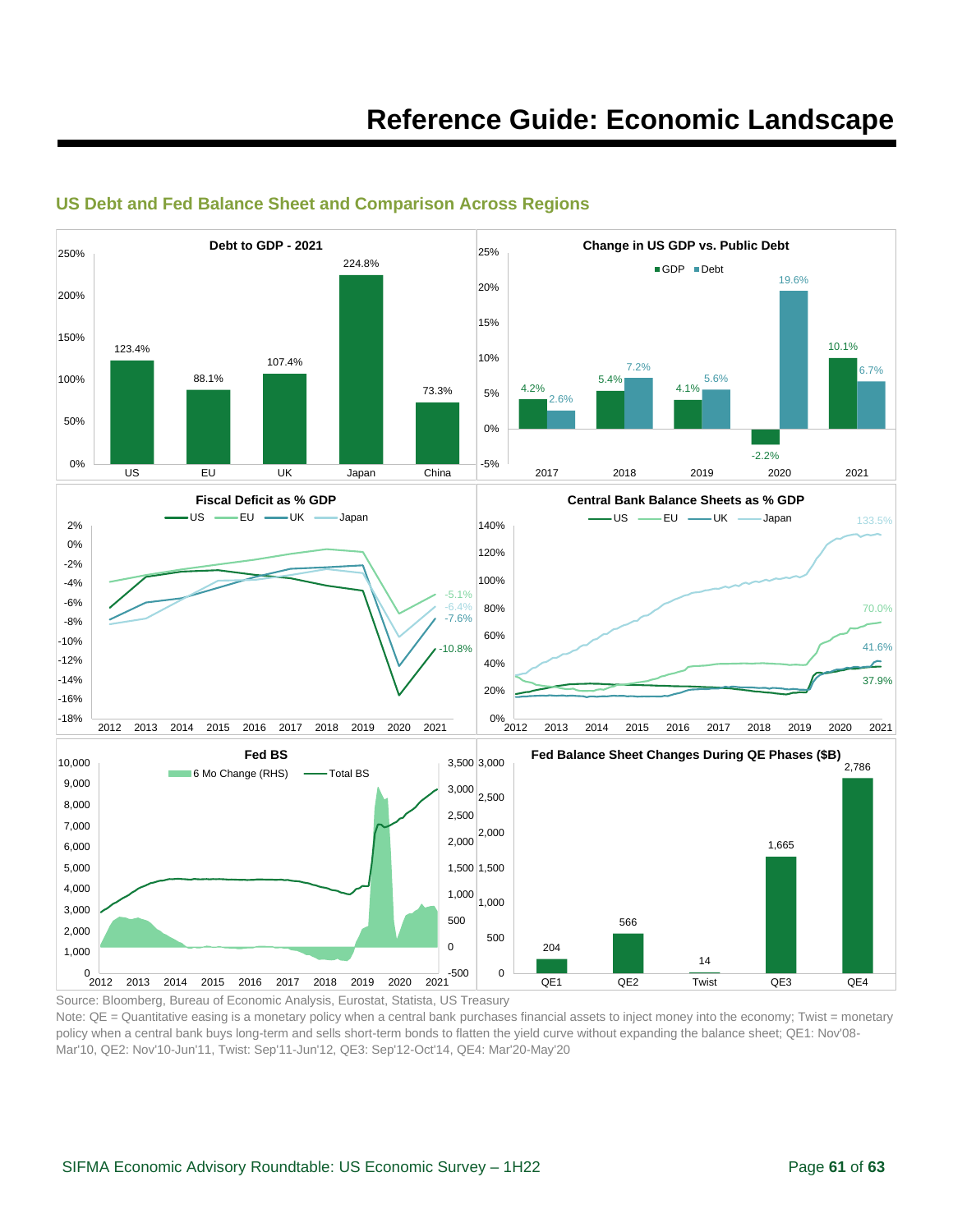# Reference Guide: Economic Landscape

## US Debt and Fed Balance Sheet and Comparison Across Regions

**Debt to GDP - 2021**

| Region | Debt to GDP |
|---|---|
| US | 123.4% |
| EU | 88.1% |
| UK | 107.4% |
| Japan | 224.8% |
| China | 73.3% |

**Change in US GDP vs. Public Debt**

| Year | GDP | Debt |
|---|---|---|
| 2017 | 4.2% | 2.6% |
| 2018 | 5.4% | 7.2% |
| 2019 | 4.1% | 5.6% |
| 2020 | -2.2% | 19.6% |
| 2021 | 10.1% | 6.7% |

**Fiscal Deficit as % GDP**

US, EU, UK, Japan (2012–2021). 2021 values: EU -5.1%, Japan -6.4%, UK -7.6%, US -10.8%

**Central Bank Balance Sheets as % GDP**

US, EU, UK, Japan (2012–2021). 2021 values: Japan 133.5%, EU 70.0%, UK 41.6%, US 37.9%

**Fed BS**

6 Mo Change (RHS), Total BS (2012–2021)

**Fed Balance Sheet Changes During QE Phases ($B)**

| Phase | $B |
|---|---|
| QE1 | 204 |
| QE2 | 566 |
| Twist | 14 |
| QE3 | 1,665 |
| QE4 | 2,786 |

Source: Bloomberg, Bureau of Economic Analysis, Eurostat, Statista, US Treasury

Note: QE = Quantitative easing is a monetary policy when a central bank purchases financial assets to inject money into the economy; Twist = monetary policy when a central bank buys long-term and sells short-term bonds to flatten the yield curve without expanding the balance sheet; QE1: Nov'08-Mar'10, QE2: Nov'10-Jun'11, Twist: Sep'11-Jun'12, QE3: Sep'12-Oct'14, QE4: Mar'20-May'20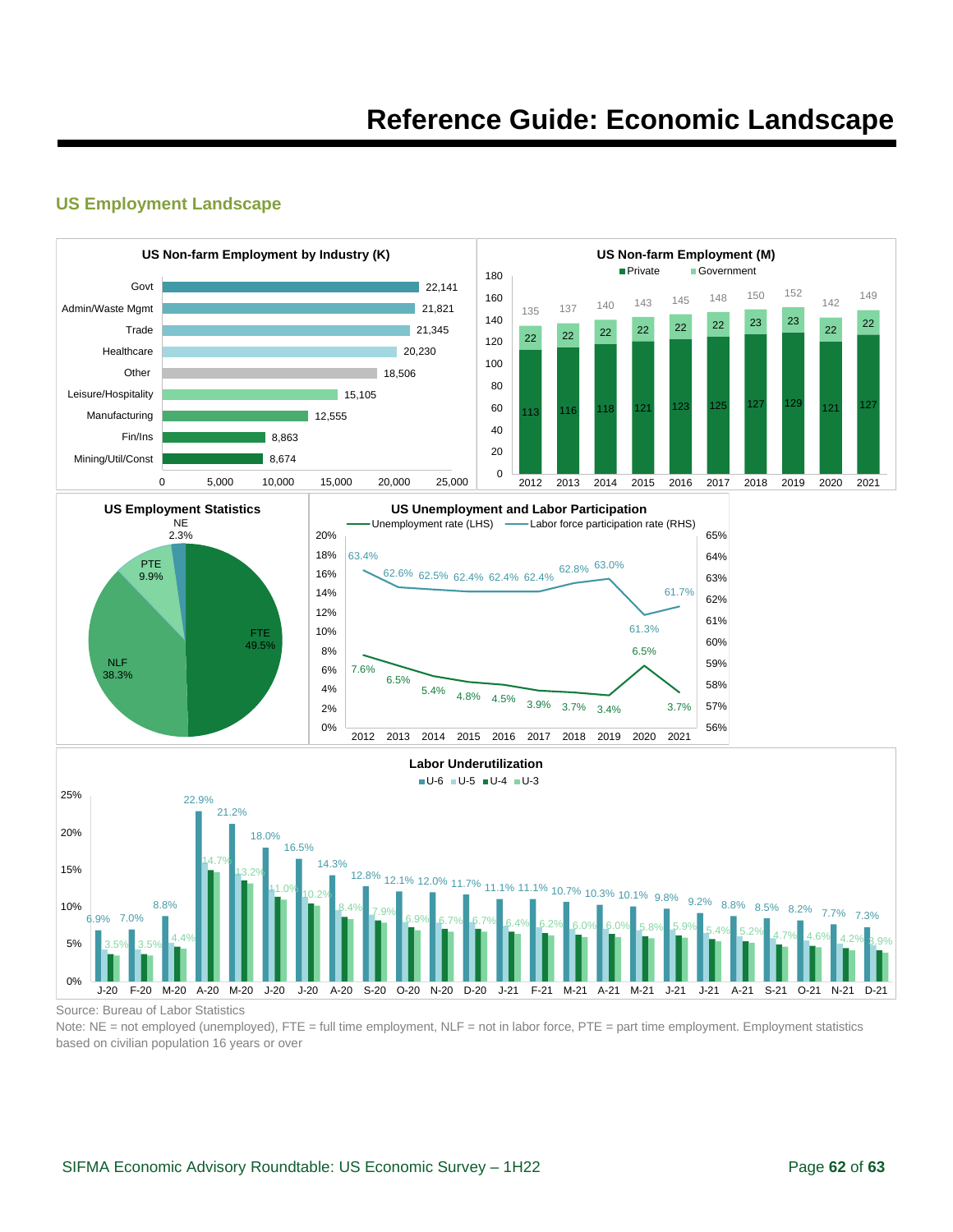# Reference Guide: Economic Landscape

## US Employment Landscape

**US Non-farm Employment by Industry (K)**

| Industry | Employment (K) |
|---|---|
| Govt | 22,141 |
| Admin/Waste Mgmt | 21,821 |
| Trade | 21,345 |
| Healthcare | 20,230 |
| Other | 18,506 |
| Leisure/Hospitality | 15,105 |
| Manufacturing | 12,555 |
| Fin/Ins | 8,863 |
| Mining/Util/Const | 8,674 |

**US Non-farm Employment (M)**

| Year | Private | Government | Total |
|---|---|---|---|
| 2012 | 113 | 22 | 135 |
| 2013 | 116 | 22 | 137 |
| 2014 | 118 | 22 | 140 |
| 2015 | 121 | 22 | 143 |
| 2016 | 123 | 22 | 145 |
| 2017 | 125 | 22 | 148 |
| 2018 | 127 | 23 | 150 |
| 2019 | 129 | 23 | 152 |
| 2020 | 121 | 22 | 142 |
| 2021 | 127 | 22 | 149 |

**US Employment Statistics**

| Category | Share |
|---|---|
| FTE | 49.5% |
| NLF | 38.3% |
| PTE | 9.9% |
| NE | 2.3% |

**US Unemployment and Labor Participation**

| Year | Unemployment rate (LHS) | Labor force participation rate (RHS) |
|---|---|---|
| 2012 | 7.6% | 63.4% |
| 2013 | 6.5% | 62.6% |
| 2014 | 5.4% | 62.5% |
| 2015 | 4.8% | 62.4% |
| 2016 | 4.5% | 62.4% |
| 2017 | 3.9% | 62.4% |
| 2018 | 3.7% | 62.8% |
| 2019 | 3.4% | 63.0% |
| 2020 | 6.5% | 61.3% |
| 2021 | 3.7% | 61.7% |

**Labor Underutilization**

| Month | U-6 | U-3 |
|---|---|---|
| J-20 | 6.9% | 3.5% |
| F-20 | 7.0% | 3.5% |
| M-20 | 8.8% | 4.4% |
| A-20 | 22.9% | 14.7% |
| M-20 | 21.2% | 13.2% |
| J-20 | 18.0% | 11.0% |
| J-20 | 16.5% | 10.2% |
| A-20 | 14.3% | 8.4% |
| S-20 | 12.8% | 7.9% |
| O-20 | 12.1% | 6.9% |
| N-20 | 12.0% | 6.7% |
| D-20 | 11.7% | 6.7% |
| J-21 | 11.1% | 6.4% |
| F-21 | 11.1% | 6.2% |
| M-21 | 10.7% | 6.0% |
| A-21 | 10.3% | 6.0% |
| M-21 | 10.1% | 5.8% |
| J-21 | 9.8% | 5.9% |
| J-21 | 9.2% | 5.4% |
| A-21 | 8.8% | 5.2% |
| S-21 | 8.5% | 4.7% |
| O-21 | 8.2% | 4.6% |
| N-21 | 7.7% | 4.2% |
| D-21 | 7.3% | 3.9% |

Source: Bureau of Labor Statistics

Note: NE = not employed (unemployed), FTE = full time employment, NLF = not in labor force, PTE = part time employment. Employment statistics based on civilian population 16 years or over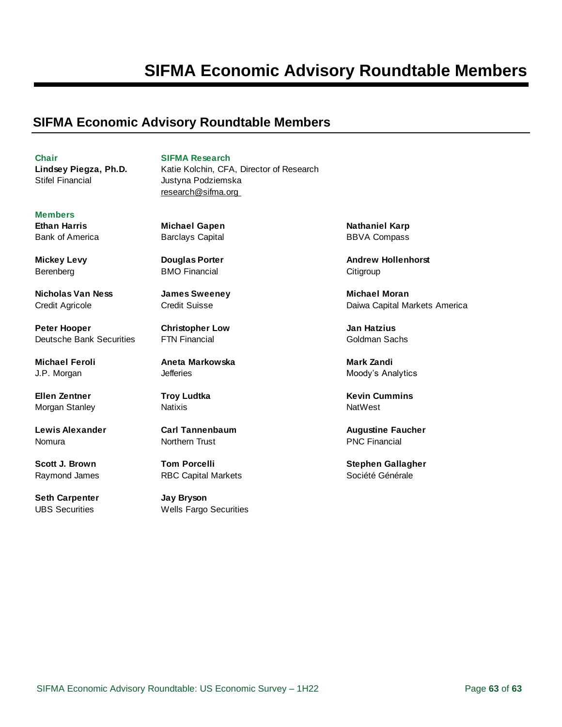# SIFMA Economic Advisory Roundtable Members

## SIFMA Economic Advisory Roundtable Members

**Chair**
**Lindsey Piegza, Ph.D.**
Stifel Financial

**SIFMA Research**
Katie Kolchin, CFA, Director of Research
Justyna Podziemska
research@sifma.org

**Members**

**Ethan Harris**
Bank of America

**Michael Gapen**
Barclays Capital

**Nathaniel Karp**
BBVA Compass

**Mickey Levy**
Berenberg

**Douglas Porter**
BMO Financial

**Andrew Hollenhorst**
Citigroup

**Nicholas Van Ness**
Credit Agricole

**James Sweeney**
Credit Suisse

**Michael Moran**
Daiwa Capital Markets America

**Peter Hooper**
Deutsche Bank Securities

**Christopher Low**
FTN Financial

**Jan Hatzius**
Goldman Sachs

**Michael Feroli**
J.P. Morgan

**Aneta Markowska**
Jefferies

**Mark Zandi**
Moody's Analytics

**Ellen Zentner**
Morgan Stanley

**Troy Ludtka**
Natixis

**Kevin Cummins**
NatWest

**Lewis Alexander**
Nomura

**Carl Tannenbaum**
Northern Trust

**Augustine Faucher**
PNC Financial

**Scott J. Brown**
Raymond James

**Tom Porcelli**
RBC Capital Markets

**Stephen Gallagher**
Société Générale

**Seth Carpenter**
UBS Securities

**Jay Bryson**
Wells Fargo Securities